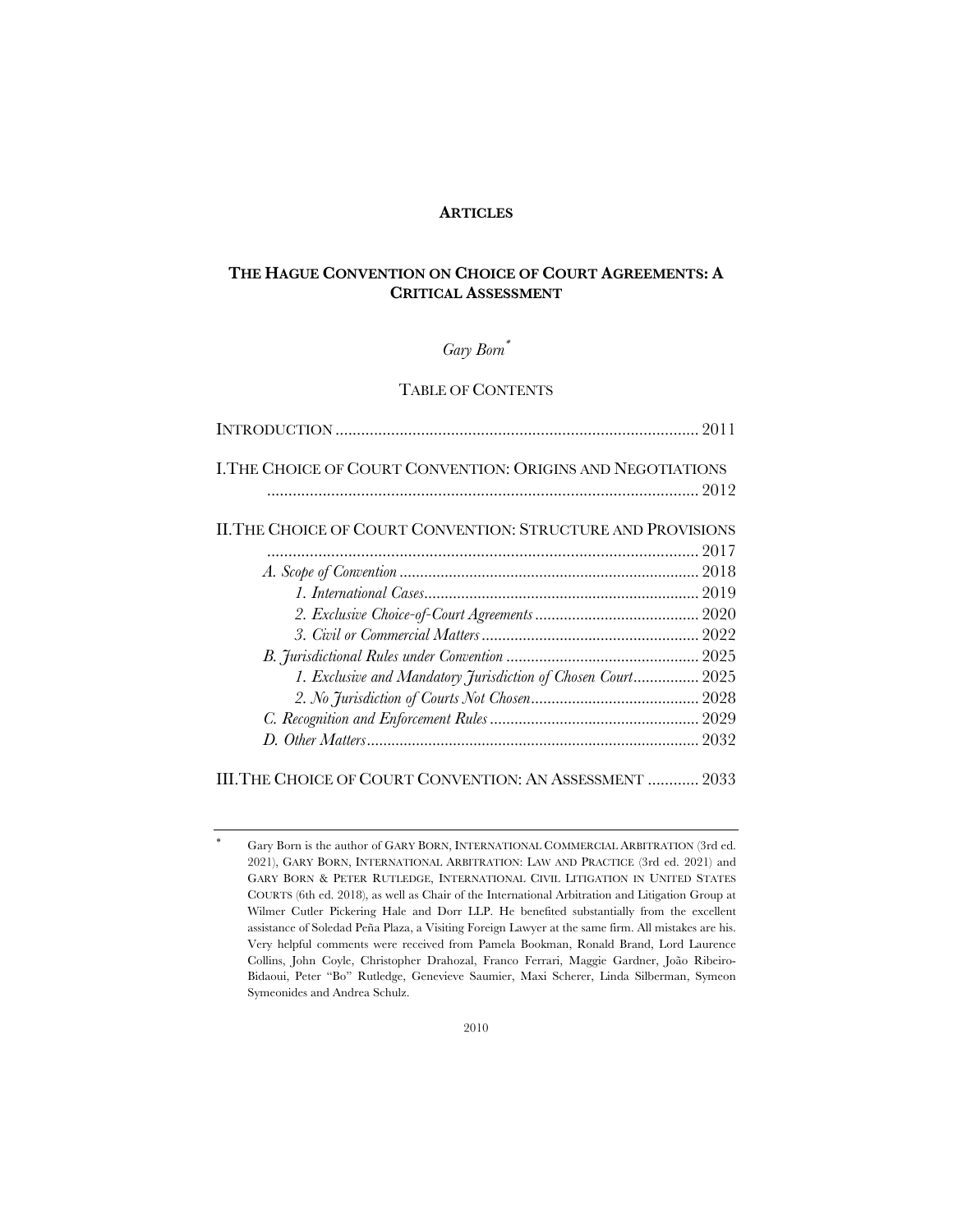**ARTICLES**

# THE HAGUE CONVENTION ON CHOICE OF COURT AGREEMENTS: A CRITICAL ASSESSMENT

*Gary Born*[*]

TABLE OF CONTENTS

INTRODUCTION ..................................................................................... 2011

I. THE CHOICE OF COURT CONVENTION: ORIGINS AND NEGOTIATIONS ..................................................................................................... 2012

II. THE CHOICE OF COURT CONVENTION: STRUCTURE AND PROVISIONS ..................................................................................................... 2017

- *A. Scope of Convention* ........................................................................ 2018
  - *1. International Cases*.................................................................. 2019
  - *2. Exclusive Choice-of-Court Agreements* ........................................ 2020
  - *3. Civil or Commercial Matters* ..................................................... 2022
- *B. Jurisdictional Rules under Convention* .............................................. 2025
  - *1. Exclusive and Mandatory Jurisdiction of Chosen Court*................ 2025
  - *2. No Jurisdiction of Courts Not Chosen*......................................... 2028
- *C. Recognition and Enforcement Rules* .................................................. 2029
- *D. Other Matters*................................................................................ 2032

III. THE CHOICE OF COURT CONVENTION: AN ASSESSMENT ............ 2033

---

[*] Gary Born is the author of GARY BORN, INTERNATIONAL COMMERCIAL ARBITRATION (3rd ed. 2021), GARY BORN, INTERNATIONAL ARBITRATION: LAW AND PRACTICE (3rd ed. 2021) and GARY BORN & PETER RUTLEDGE, INTERNATIONAL CIVIL LITIGATION IN UNITED STATES COURTS (6th ed. 2018), as well as Chair of the International Arbitration and Litigation Group at Wilmer Cutler Pickering Hale and Dorr LLP. He benefited substantially from the excellent assistance of Soledad Peña Plaza, a Visiting Foreign Lawyer at the same firm. All mistakes are his. Very helpful comments were received from Pamela Bookman, Ronald Brand, Lord Laurence Collins, John Coyle, Christopher Drahozal, Franco Ferrari, Maggie Gardner, João Ribeiro-Bidaoui, Peter "Bo" Rutledge, Genevieve Saumier, Maxi Scherer, Linda Silberman, Symeon Symeonides and Andrea Schulz.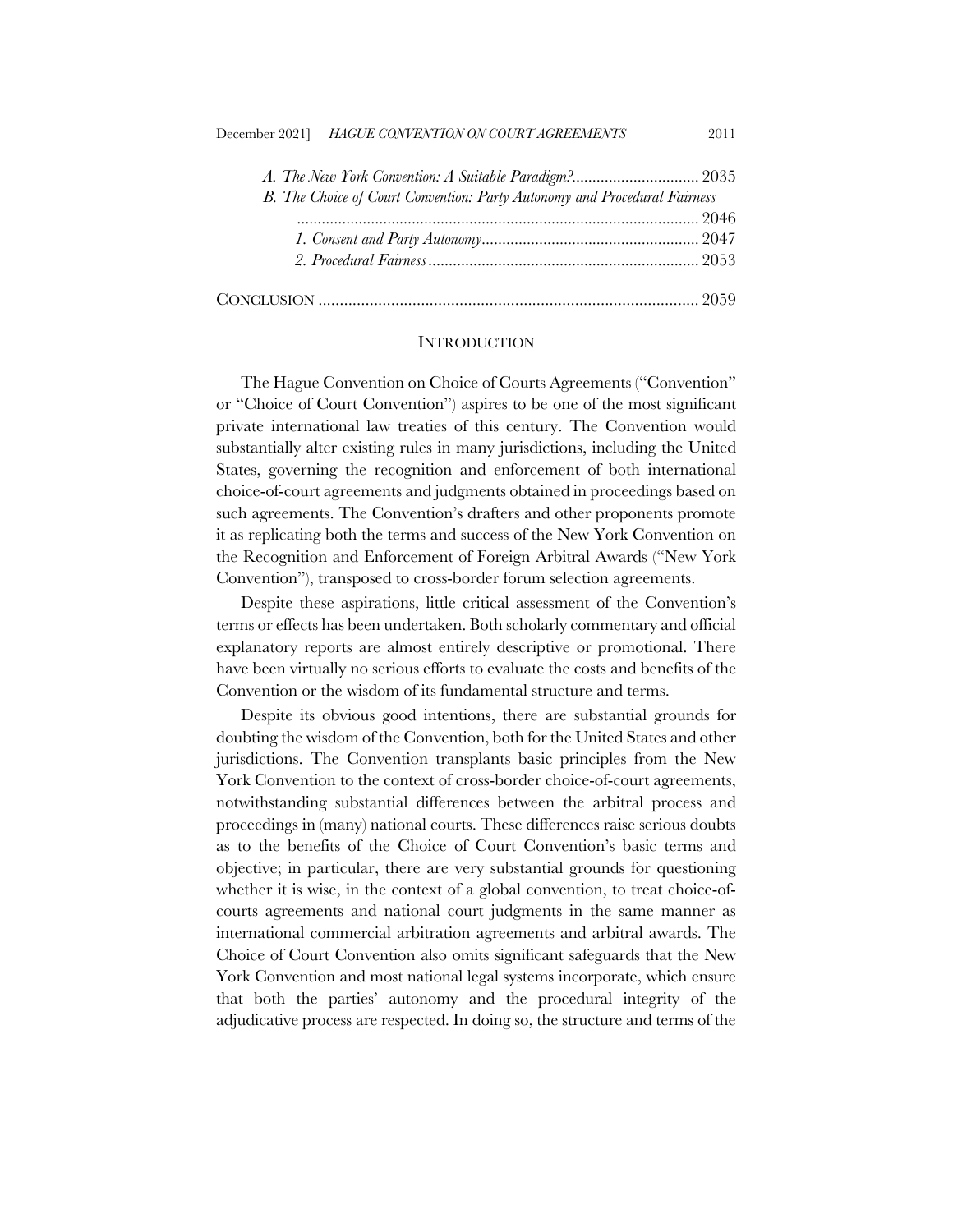*A. The New York Convention: A Suitable Paradigm?* .............................. 2035

*B. The Choice of Court Convention: Party Autonomy and Procedural Fairness* ................................................................................................ 2046

*1. Consent and Party Autonomy* ..................................................... 2047

*2. Procedural Fairness* ................................................................. 2053

CONCLUSION ......................................................................................... 2059

## INTRODUCTION

The Hague Convention on Choice of Courts Agreements ("Convention" or "Choice of Court Convention") aspires to be one of the most significant private international law treaties of this century. The Convention would substantially alter existing rules in many jurisdictions, including the United States, governing the recognition and enforcement of both international choice-of-court agreements and judgments obtained in proceedings based on such agreements. The Convention's drafters and other proponents promote it as replicating both the terms and success of the New York Convention on the Recognition and Enforcement of Foreign Arbitral Awards ("New York Convention"), transposed to cross-border forum selection agreements.

Despite these aspirations, little critical assessment of the Convention's terms or effects has been undertaken. Both scholarly commentary and official explanatory reports are almost entirely descriptive or promotional. There have been virtually no serious efforts to evaluate the costs and benefits of the Convention or the wisdom of its fundamental structure and terms.

Despite its obvious good intentions, there are substantial grounds for doubting the wisdom of the Convention, both for the United States and other jurisdictions. The Convention transplants basic principles from the New York Convention to the context of cross-border choice-of-court agreements, notwithstanding substantial differences between the arbitral process and proceedings in (many) national courts. These differences raise serious doubts as to the benefits of the Choice of Court Convention's basic terms and objective; in particular, there are very substantial grounds for questioning whether it is wise, in the context of a global convention, to treat choice-of-courts agreements and national court judgments in the same manner as international commercial arbitration agreements and arbitral awards. The Choice of Court Convention also omits significant safeguards that the New York Convention and most national legal systems incorporate, which ensure that both the parties' autonomy and the procedural integrity of the adjudicative process are respected. In doing so, the structure and terms of the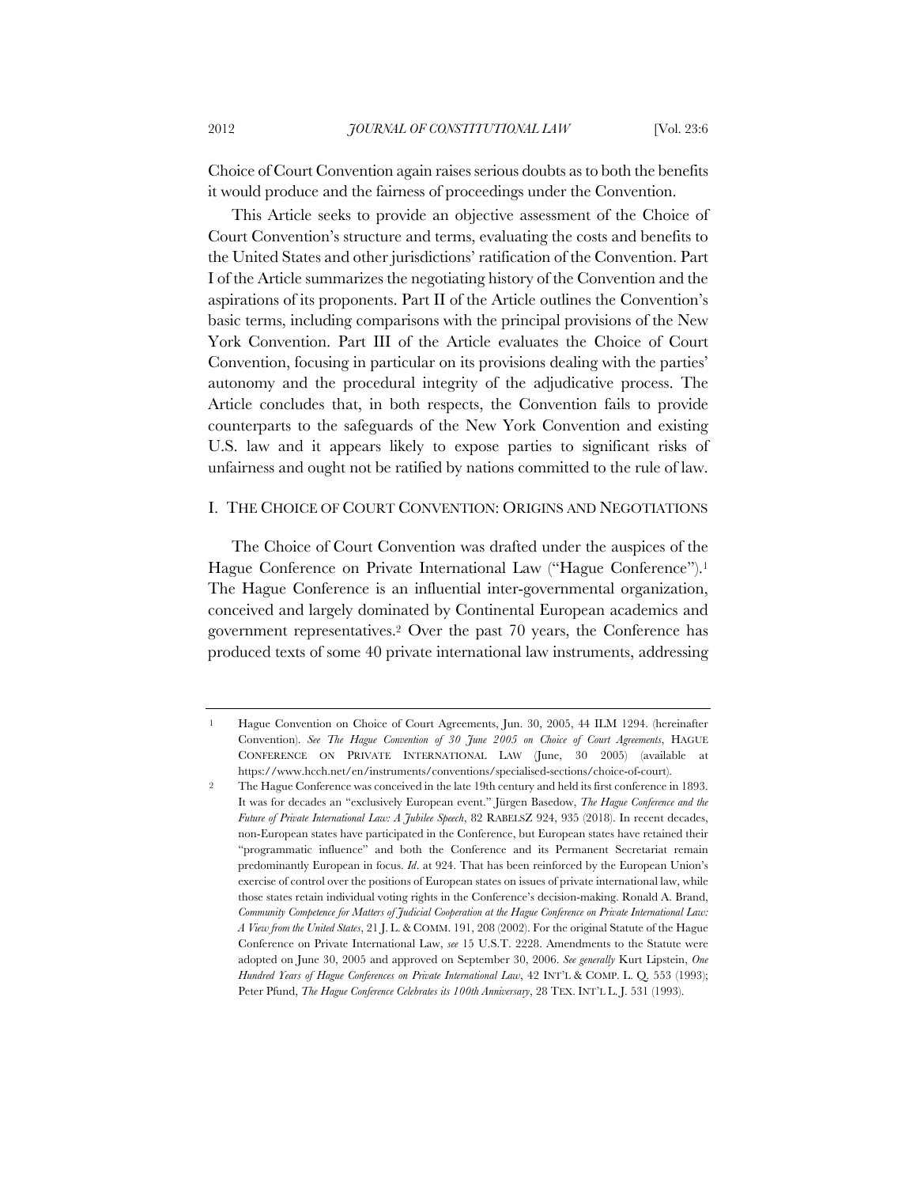Choice of Court Convention again raises serious doubts as to both the benefits it would produce and the fairness of proceedings under the Convention.

This Article seeks to provide an objective assessment of the Choice of Court Convention's structure and terms, evaluating the costs and benefits to the United States and other jurisdictions' ratification of the Convention. Part I of the Article summarizes the negotiating history of the Convention and the aspirations of its proponents. Part II of the Article outlines the Convention's basic terms, including comparisons with the principal provisions of the New York Convention. Part III of the Article evaluates the Choice of Court Convention, focusing in particular on its provisions dealing with the parties' autonomy and the procedural integrity of the adjudicative process. The Article concludes that, in both respects, the Convention fails to provide counterparts to the safeguards of the New York Convention and existing U.S. law and it appears likely to expose parties to significant risks of unfairness and ought not be ratified by nations committed to the rule of law.

## I. THE CHOICE OF COURT CONVENTION: ORIGINS AND NEGOTIATIONS

The Choice of Court Convention was drafted under the auspices of the Hague Conference on Private International Law ("Hague Conference").[1] The Hague Conference is an influential inter-governmental organization, conceived and largely dominated by Continental European academics and government representatives.[2] Over the past 70 years, the Conference has produced texts of some 40 private international law instruments, addressing

---

[1] Hague Convention on Choice of Court Agreements, Jun. 30, 2005, 44 ILM 1294. (hereinafter Convention). *See The Hague Convention of 30 June 2005 on Choice of Court Agreements*, HAGUE CONFERENCE ON PRIVATE INTERNATIONAL LAW (June, 30 2005) (available at https://www.hcch.net/en/instruments/conventions/specialised-sections/choice-of-court).

[2] The Hague Conference was conceived in the late 19th century and held its first conference in 1893. It was for decades an "exclusively European event." Jürgen Basedow, *The Hague Conference and the Future of Private International Law: A Jubilee Speech*, 82 RABELSZ 924, 935 (2018). In recent decades, non-European states have participated in the Conference, but European states have retained their "programmatic influence" and both the Conference and its Permanent Secretariat remain predominantly European in focus. *Id*. at 924. That has been reinforced by the European Union's exercise of control over the positions of European states on issues of private international law, while those states retain individual voting rights in the Conference's decision-making. Ronald A. Brand, *Community Competence for Matters of Judicial Cooperation at the Hague Conference on Private International Law: A View from the United States*, 21 J. L. & COMM. 191, 208 (2002). For the original Statute of the Hague Conference on Private International Law, *see* 15 U.S.T. 2228. Amendments to the Statute were adopted on June 30, 2005 and approved on September 30, 2006. *See generally* Kurt Lipstein, *One Hundred Years of Hague Conferences on Private International Law*, 42 INT'L & COMP. L. Q. 553 (1993); Peter Pfund, *The Hague Conference Celebrates its 100th Anniversary*, 28 TEX. INT'L L. J. 531 (1993).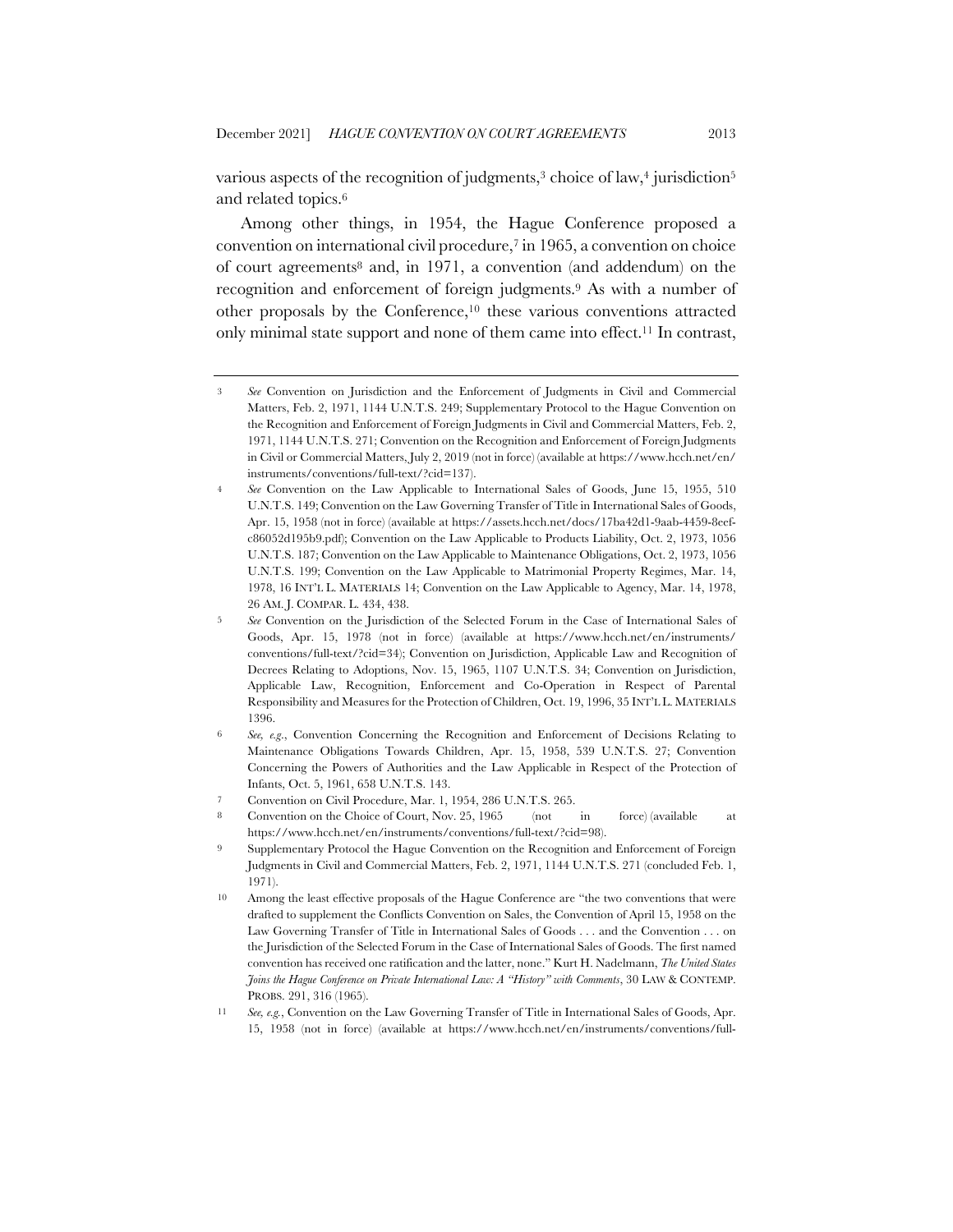various aspects of the recognition of judgments,[3] choice of law,[4] jurisdiction[5] and related topics.[6]

Among other things, in 1954, the Hague Conference proposed a convention on international civil procedure,[7] in 1965, a convention on choice of court agreements[8] and, in 1971, a convention (and addendum) on the recognition and enforcement of foreign judgments.[9] As with a number of other proposals by the Conference,[10] these various conventions attracted only minimal state support and none of them came into effect.[11] In contrast,

---

3 *See* Convention on Jurisdiction and the Enforcement of Judgments in Civil and Commercial Matters, Feb. 2, 1971, 1144 U.N.T.S. 249; Supplementary Protocol to the Hague Convention on the Recognition and Enforcement of Foreign Judgments in Civil and Commercial Matters, Feb. 2, 1971, 1144 U.N.T.S. 271; Convention on the Recognition and Enforcement of Foreign Judgments in Civil or Commercial Matters, July 2, 2019 (not in force) (available at https://www.hcch.net/en/instruments/conventions/full-text/?cid=137).

4 *See* Convention on the Law Applicable to International Sales of Goods, June 15, 1955, 510 U.N.T.S. 149; Convention on the Law Governing Transfer of Title in International Sales of Goods, Apr. 15, 1958 (not in force) (available at https://assets.hcch.net/docs/17ba42d1-9aab-4459-8eef-c86052d195b9.pdf); Convention on the Law Applicable to Products Liability, Oct. 2, 1973, 1056 U.N.T.S. 187; Convention on the Law Applicable to Maintenance Obligations, Oct. 2, 1973, 1056 U.N.T.S. 199; Convention on the Law Applicable to Matrimonial Property Regimes, Mar. 14, 1978, 16 INT'L L. MATERIALS 14; Convention on the Law Applicable to Agency, Mar. 14, 1978, 26 AM. J. COMPAR. L. 434, 438.

5 *See* Convention on the Jurisdiction of the Selected Forum in the Case of International Sales of Goods, Apr. 15, 1978 (not in force) (available at https://www.hcch.net/en/instruments/conventions/full-text/?cid=34); Convention on Jurisdiction, Applicable Law and Recognition of Decrees Relating to Adoptions, Nov. 15, 1965, 1107 U.N.T.S. 34; Convention on Jurisdiction, Applicable Law, Recognition, Enforcement and Co-Operation in Respect of Parental Responsibility and Measures for the Protection of Children, Oct. 19, 1996, 35 INT'L L. MATERIALS 1396.

6 *See, e.g.*, Convention Concerning the Recognition and Enforcement of Decisions Relating to Maintenance Obligations Towards Children, Apr. 15, 1958, 539 U.N.T.S. 27; Convention Concerning the Powers of Authorities and the Law Applicable in Respect of the Protection of Infants, Oct. 5, 1961, 658 U.N.T.S. 143.

7 Convention on Civil Procedure, Mar. 1, 1954, 286 U.N.T.S. 265.

8 Convention on the Choice of Court, Nov. 25, 1965 (not in force) (available at https://www.hcch.net/en/instruments/conventions/full-text/?cid=98).

9 Supplementary Protocol the Hague Convention on the Recognition and Enforcement of Foreign Judgments in Civil and Commercial Matters, Feb. 2, 1971, 1144 U.N.T.S. 271 (concluded Feb. 1, 1971).

10 Among the least effective proposals of the Hague Conference are "the two conventions that were drafted to supplement the Conflicts Convention on Sales, the Convention of April 15, 1958 on the Law Governing Transfer of Title in International Sales of Goods . . . and the Convention . . . on the Jurisdiction of the Selected Forum in the Case of International Sales of Goods. The first named convention has received one ratification and the latter, none." Kurt H. Nadelmann, *The United States Joins the Hague Conference on Private International Law: A "History" with Comments*, 30 LAW & CONTEMP. PROBS. 291, 316 (1965).

11 *See, e.g.*, Convention on the Law Governing Transfer of Title in International Sales of Goods, Apr. 15, 1958 (not in force) (available at https://www.hcch.net/en/instruments/conventions/full-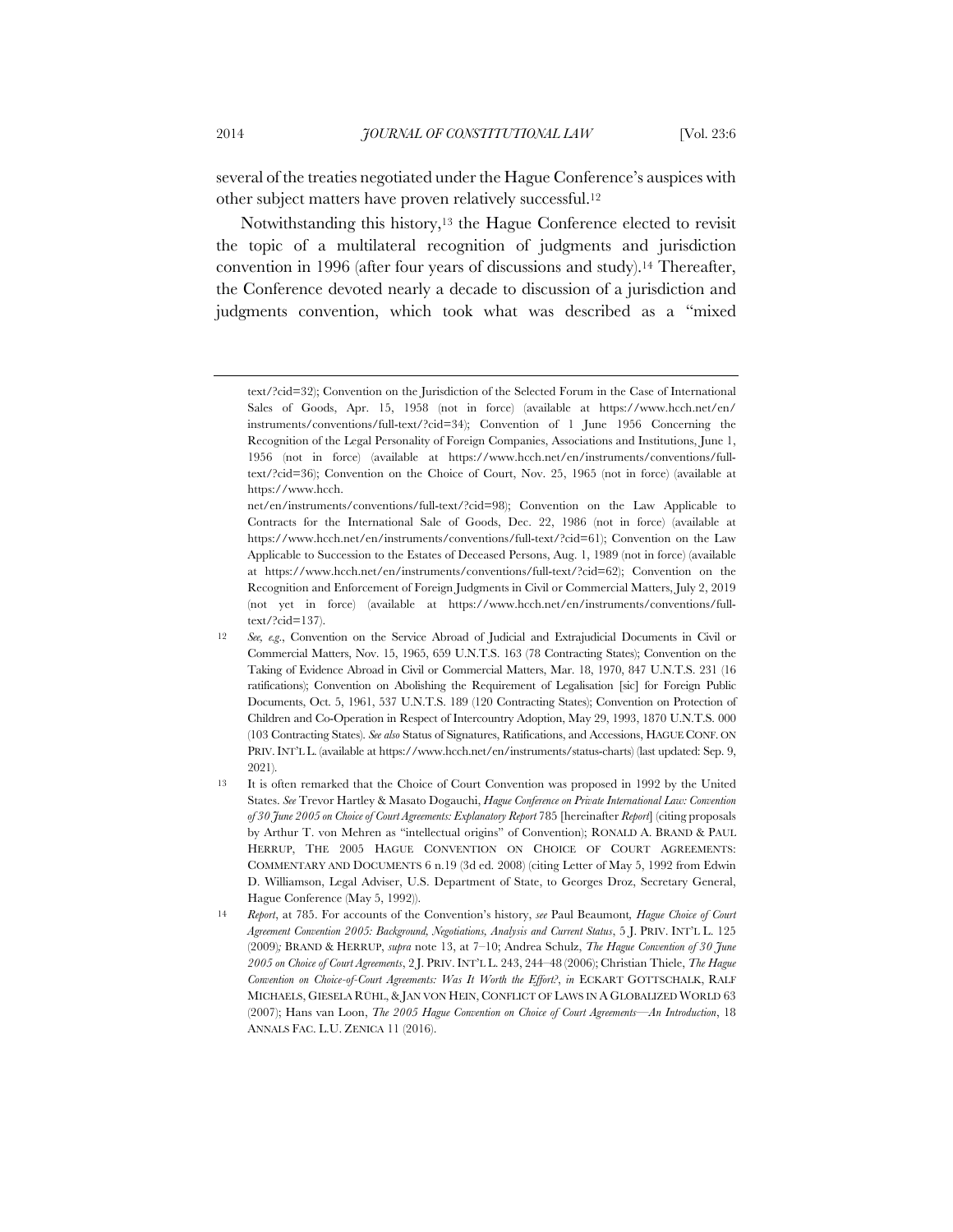several of the treaties negotiated under the Hague Conference's auspices with other subject matters have proven relatively successful.[12]

Notwithstanding this history,[13] the Hague Conference elected to revisit the topic of a multilateral recognition of judgments and jurisdiction convention in 1996 (after four years of discussions and study).[14] Thereafter, the Conference devoted nearly a decade to discussion of a jurisdiction and judgments convention, which took what was described as a "mixed

---

text/?cid=32); Convention on the Jurisdiction of the Selected Forum in the Case of International Sales of Goods, Apr. 15, 1958 (not in force) (available at https://www.hcch.net/en/instruments/conventions/full-text/?cid=34); Convention of 1 June 1956 Concerning the Recognition of the Legal Personality of Foreign Companies, Associations and Institutions, June 1, 1956 (not in force) (available at https://www.hcch.net/en/instruments/conventions/full-text/?cid=36); Convention on the Choice of Court, Nov. 25, 1965 (not in force) (available at https://www.hcch.net/en/instruments/conventions/full-text/?cid=98); Convention on the Law Applicable to Contracts for the International Sale of Goods, Dec. 22, 1986 (not in force) (available at https://www.hcch.net/en/instruments/conventions/full-text/?cid=61); Convention on the Law Applicable to Succession to the Estates of Deceased Persons, Aug. 1, 1989 (not in force) (available at https://www.hcch.net/en/instruments/conventions/full-text/?cid=62); Convention on the Recognition and Enforcement of Foreign Judgments in Civil or Commercial Matters, July 2, 2019 (not yet in force) (available at https://www.hcch.net/en/instruments/conventions/full-text/?cid=137).

12 *See, e.g.*, Convention on the Service Abroad of Judicial and Extrajudicial Documents in Civil or Commercial Matters, Nov. 15, 1965, 659 U.N.T.S. 163 (78 Contracting States); Convention on the Taking of Evidence Abroad in Civil or Commercial Matters, Mar. 18, 1970, 847 U.N.T.S. 231 (16 ratifications); Convention on Abolishing the Requirement of Legalisation [sic] for Foreign Public Documents, Oct. 5, 1961, 537 U.N.T.S. 189 (120 Contracting States); Convention on Protection of Children and Co-Operation in Respect of Intercountry Adoption, May 29, 1993, 1870 U.N.T.S. 000 (103 Contracting States). *See also* Status of Signatures, Ratifications, and Accessions, HAGUE CONF. ON PRIV. INT'L L. (available at https://www.hcch.net/en/instruments/status-charts) (last updated: Sep. 9, 2021).

13 It is often remarked that the Choice of Court Convention was proposed in 1992 by the United States. *See* Trevor Hartley & Masato Dogauchi, *Hague Conference on Private International Law: Convention of 30 June 2005 on Choice of Court Agreements: Explanatory Report* 785 [hereinafter *Report*] (citing proposals by Arthur T. von Mehren as "intellectual origins" of Convention); RONALD A. BRAND & PAUL HERRUP, THE 2005 HAGUE CONVENTION ON CHOICE OF COURT AGREEMENTS: COMMENTARY AND DOCUMENTS 6 n.19 (3d ed. 2008) (citing Letter of May 5, 1992 from Edwin D. Williamson, Legal Adviser, U.S. Department of State, to Georges Droz, Secretary General, Hague Conference (May 5, 1992)).

14 *Report*, at 785. For accounts of the Convention's history, *see* Paul Beaumont, *Hague Choice of Court Agreement Convention 2005: Background, Negotiations, Analysis and Current Status*, 5 J. PRIV. INT'L L. 125 (2009); BRAND & HERRUP, *supra* note 13, at 7–10; Andrea Schulz, *The Hague Convention of 30 June 2005 on Choice of Court Agreements*, 2 J. PRIV. INT'L L. 243, 244–48 (2006); Christian Thiele, *The Hague Convention on Choice-of-Court Agreements: Was It Worth the Effort?*, *in* ECKART GOTTSCHALK, RALF MICHAELS, GIESELA RÜHL, & JAN VON HEIN, CONFLICT OF LAWS IN A GLOBALIZED WORLD 63 (2007); Hans van Loon, *The 2005 Hague Convention on Choice of Court Agreements—An Introduction*, 18 ANNALS FAC. L.U. ZENICA 11 (2016).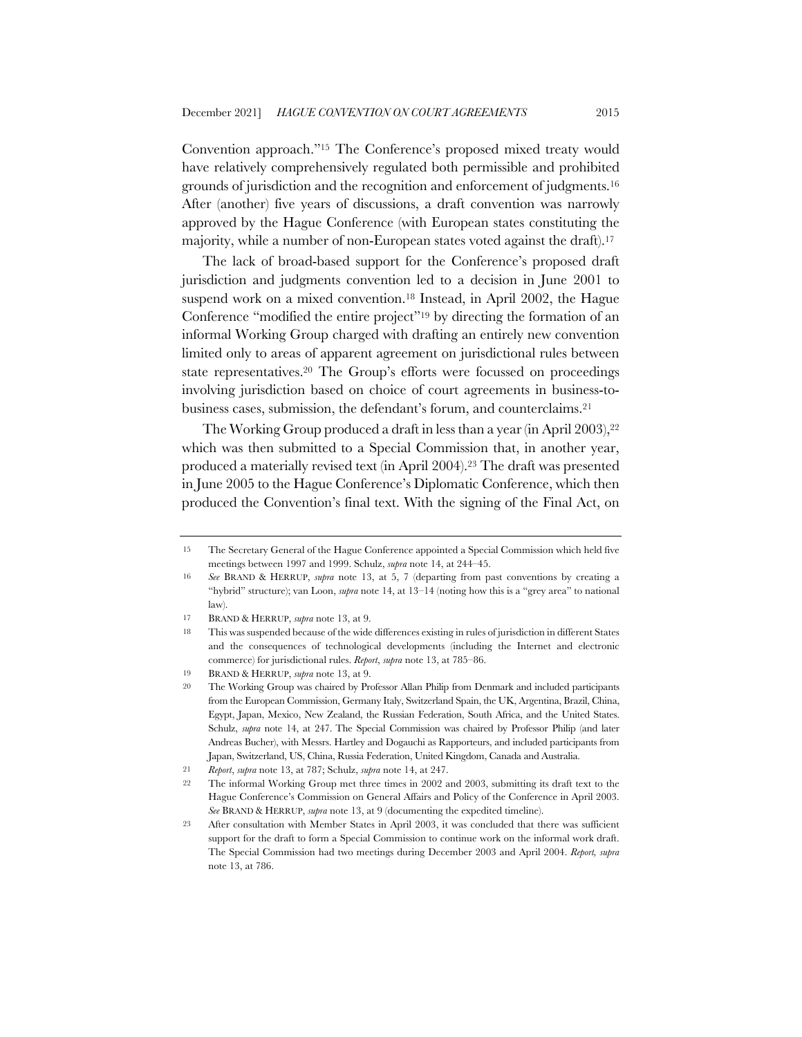Convention approach."[15] The Conference's proposed mixed treaty would have relatively comprehensively regulated both permissible and prohibited grounds of jurisdiction and the recognition and enforcement of judgments.[16] After (another) five years of discussions, a draft convention was narrowly approved by the Hague Conference (with European states constituting the majority, while a number of non-European states voted against the draft).[17]

The lack of broad-based support for the Conference's proposed draft jurisdiction and judgments convention led to a decision in June 2001 to suspend work on a mixed convention.[18] Instead, in April 2002, the Hague Conference "modified the entire project"[19] by directing the formation of an informal Working Group charged with drafting an entirely new convention limited only to areas of apparent agreement on jurisdictional rules between state representatives.[20] The Group's efforts were focussed on proceedings involving jurisdiction based on choice of court agreements in business-to-business cases, submission, the defendant's forum, and counterclaims.[21]

The Working Group produced a draft in less than a year (in April 2003),[22] which was then submitted to a Special Commission that, in another year, produced a materially revised text (in April 2004).[23] The draft was presented in June 2005 to the Hague Conference's Diplomatic Conference, which then produced the Convention's final text. With the signing of the Final Act, on

---

15 The Secretary General of the Hague Conference appointed a Special Commission which held five meetings between 1997 and 1999. Schulz, *supra* note 14, at 244–45.

16 *See* BRAND & HERRUP, *supra* note 13, at 5, 7 (departing from past conventions by creating a "hybrid" structure); van Loon, *supra* note 14, at 13–14 (noting how this is a "grey area" to national law).

17 BRAND & HERRUP, *supra* note 13, at 9.

18 This was suspended because of the wide differences existing in rules of jurisdiction in different States and the consequences of technological developments (including the Internet and electronic commerce) for jurisdictional rules. *Report*, *supra* note 13, at 785–86.

19 BRAND & HERRUP, *supra* note 13, at 9.

20 The Working Group was chaired by Professor Allan Philip from Denmark and included participants from the European Commission, Germany Italy, Switzerland Spain, the UK, Argentina, Brazil, China, Egypt, Japan, Mexico, New Zealand, the Russian Federation, South Africa, and the United States. Schulz, *supra* note 14, at 247. The Special Commission was chaired by Professor Philip (and later Andreas Bucher), with Messrs. Hartley and Dogauchi as Rapporteurs, and included participants from Japan, Switzerland, US, China, Russia Federation, United Kingdom, Canada and Australia.

21 *Report*, *supra* note 13, at 787; Schulz, *supra* note 14, at 247.

22 The informal Working Group met three times in 2002 and 2003, submitting its draft text to the Hague Conference's Commission on General Affairs and Policy of the Conference in April 2003. *See* BRAND & HERRUP, *supra* note 13, at 9 (documenting the expedited timeline).

23 After consultation with Member States in April 2003, it was concluded that there was sufficient support for the draft to form a Special Commission to continue work on the informal work draft. The Special Commission had two meetings during December 2003 and April 2004. *Report, supra* note 13, at 786.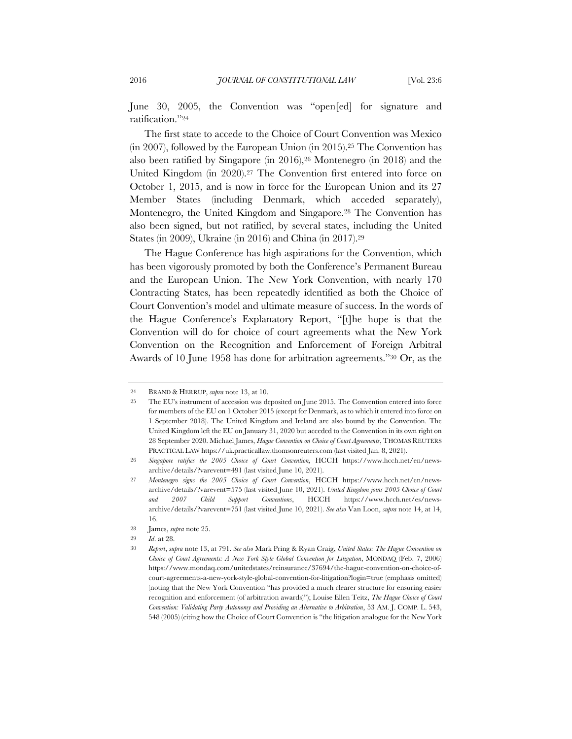June 30, 2005, the Convention was "open[ed] for signature and ratification."[24]

The first state to accede to the Choice of Court Convention was Mexico (in 2007), followed by the European Union (in 2015).[25] The Convention has also been ratified by Singapore (in 2016),[26] Montenegro (in 2018) and the United Kingdom (in 2020).[27] The Convention first entered into force on October 1, 2015, and is now in force for the European Union and its 27 Member States (including Denmark, which acceded separately), Montenegro, the United Kingdom and Singapore.[28] The Convention has also been signed, but not ratified, by several states, including the United States (in 2009), Ukraine (in 2016) and China (in 2017).[29]

The Hague Conference has high aspirations for the Convention, which has been vigorously promoted by both the Conference's Permanent Bureau and the European Union. The New York Convention, with nearly 170 Contracting States, has been repeatedly identified as both the Choice of Court Convention's model and ultimate measure of success. In the words of the Hague Conference's Explanatory Report, "[t]he hope is that the Convention will do for choice of court agreements what the New York Convention on the Recognition and Enforcement of Foreign Arbitral Awards of 10 June 1958 has done for arbitration agreements."[30] Or, as the

---

24 BRAND & HERRUP, *supra* note 13, at 10.

25 The EU's instrument of accession was deposited on June 2015. The Convention entered into force for members of the EU on 1 October 2015 (except for Denmark, as to which it entered into force on 1 September 2018). The United Kingdom and Ireland are also bound by the Convention. The United Kingdom left the EU on January 31, 2020 but acceded to the Convention in its own right on 28 September 2020. Michael James, *Hague Convention on Choice of Court Agreements*, THOMAS REUTERS PRACTICAL LAW https://uk.practicallaw.thomsonreuters.com (last visited Jan. 8, 2021).

26 *Singapore ratifies the 2005 Choice of Court Convention,* HCCH https://www.hcch.net/en/news-archive/details/?varevent=491 (last visited June 10, 2021).

27 *Montenegro signs the 2005 Choice of Court Convention*, HCCH https://www.hcch.net/en/news-archive/details/?varevent=575 (last visited June 10, 2021). *United Kingdom joins 2005 Choice of Court and 2007 Child Support Conventions*, HCCH https://www.hcch.net/es/news-archive/details/?varevent=751 (last visited June 10, 2021). *See also* Van Loon, *supra* note 14, at 14, 16.

28 James, *supra* note 25.

29 *Id*. at 28.

30 *Report*, *supra* note 13, at 791. *See also* Mark Pring & Ryan Craig, *United States: The Hague Convention on Choice of Court Agreements: A New York Style Global Convention for Litigation*, MONDAQ (Feb. 7, 2006) https://www.mondaq.com/unitedstates/reinsurance/37694/the-hague-convention-on-choice-of-court-agreements-a-new-york-style-global-convention-for-litigation?login=true (emphasis omitted) (noting that the New York Convention "has provided a much clearer structure for ensuring easier recognition and enforcement (of arbitration awards)"); Louise Ellen Teitz, *The Hague Choice of Court Convention: Validating Party Autonomy and Providing an Alternative to Arbitration*, 53 AM. J. COMP. L. 543, 548 (2005) (citing how the Choice of Court Convention is "the litigation analogue for the New York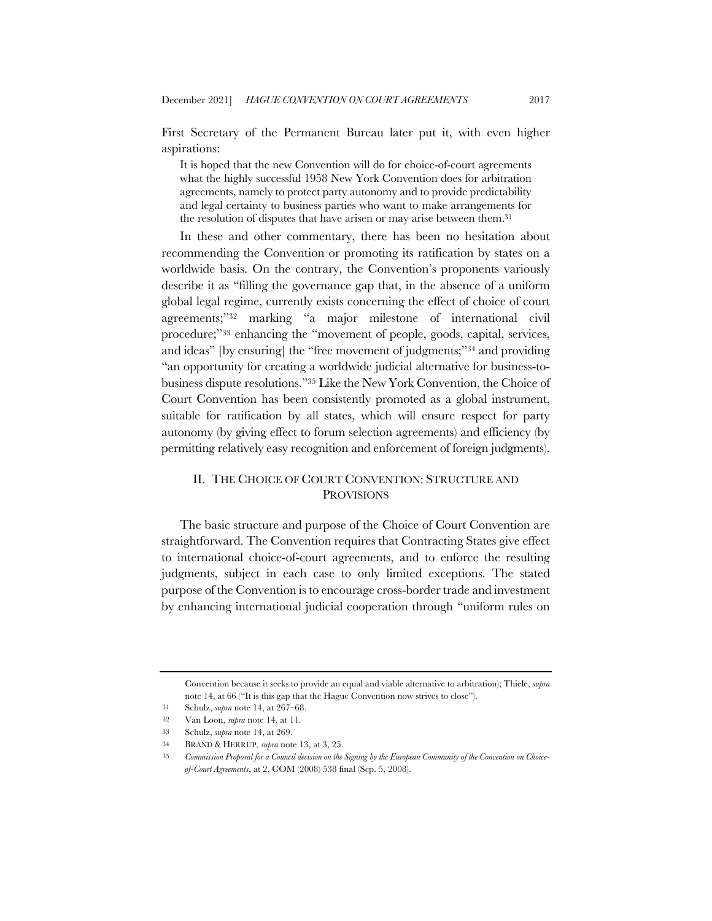First Secretary of the Permanent Bureau later put it, with even higher aspirations:

> It is hoped that the new Convention will do for choice-of-court agreements what the highly successful 1958 New York Convention does for arbitration agreements, namely to protect party autonomy and to provide predictability and legal certainty to business parties who want to make arrangements for the resolution of disputes that have arisen or may arise between them.[31]

In these and other commentary, there has been no hesitation about recommending the Convention or promoting its ratification by states on a worldwide basis. On the contrary, the Convention's proponents variously describe it as "filling the governance gap that, in the absence of a uniform global legal regime, currently exists concerning the effect of choice of court agreements;"[32] marking "a major milestone of international civil procedure;"[33] enhancing the "movement of people, goods, capital, services, and ideas" [by ensuring] the "free movement of judgments;"[34] and providing "an opportunity for creating a worldwide judicial alternative for business-to-business dispute resolutions."[35] Like the New York Convention, the Choice of Court Convention has been consistently promoted as a global instrument, suitable for ratification by all states, which will ensure respect for party autonomy (by giving effect to forum selection agreements) and efficiency (by permitting relatively easy recognition and enforcement of foreign judgments).

## II. THE CHOICE OF COURT CONVENTION: STRUCTURE AND PROVISIONS

The basic structure and purpose of the Choice of Court Convention are straightforward. The Convention requires that Contracting States give effect to international choice-of-court agreements, and to enforce the resulting judgments, subject in each case to only limited exceptions. The stated purpose of the Convention is to encourage cross-border trade and investment by enhancing international judicial cooperation through "uniform rules on

---

Convention because it seeks to provide an equal and viable alternative to arbitration); Thiele, *supra* note 14, at 66 ("It is this gap that the Hague Convention now strives to close").

31 Schulz, *supra* note 14, at 267–68.

32 Van Loon, *supra* note 14, at 11.

33 Schulz, *supra* note 14, at 269.

34 BRAND & HERRUP, *supra* note 13, at 3, 25.

35 *Commission Proposal for a Council decision on the Signing by the European Community of the Convention on Choice-of-Court Agreements*, at 2, COM (2008) 538 final (Sep. 5, 2008).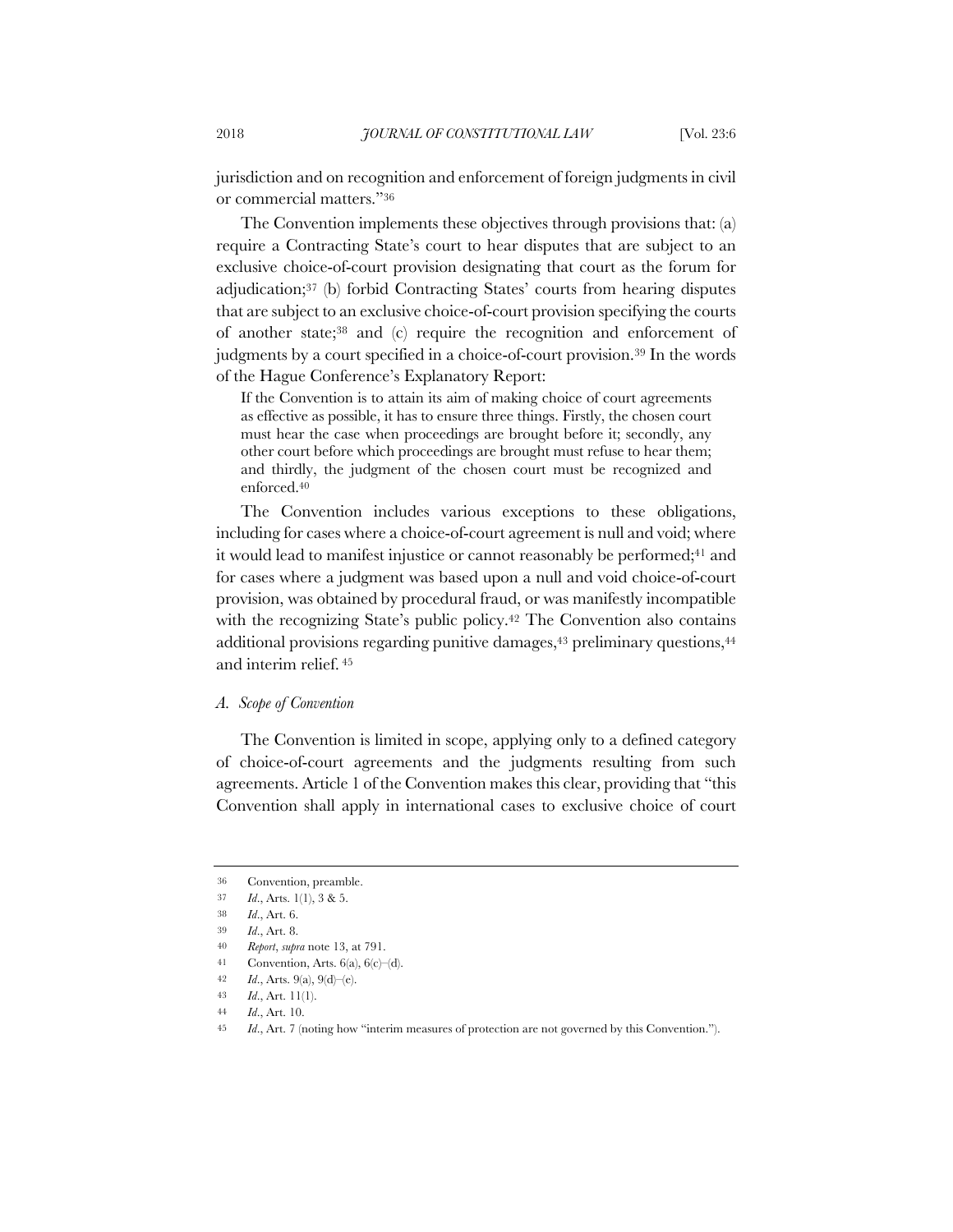jurisdiction and on recognition and enforcement of foreign judgments in civil or commercial matters."[36]

The Convention implements these objectives through provisions that: (a) require a Contracting State's court to hear disputes that are subject to an exclusive choice-of-court provision designating that court as the forum for adjudication;[37] (b) forbid Contracting States' courts from hearing disputes that are subject to an exclusive choice-of-court provision specifying the courts of another state;[38] and (c) require the recognition and enforcement of judgments by a court specified in a choice-of-court provision.[39] In the words of the Hague Conference's Explanatory Report:

> If the Convention is to attain its aim of making choice of court agreements as effective as possible, it has to ensure three things. Firstly, the chosen court must hear the case when proceedings are brought before it; secondly, any other court before which proceedings are brought must refuse to hear them; and thirdly, the judgment of the chosen court must be recognized and enforced.[40]

The Convention includes various exceptions to these obligations, including for cases where a choice-of-court agreement is null and void; where it would lead to manifest injustice or cannot reasonably be performed;[41] and for cases where a judgment was based upon a null and void choice-of-court provision, was obtained by procedural fraud, or was manifestly incompatible with the recognizing State's public policy.[42] The Convention also contains additional provisions regarding punitive damages,[43] preliminary questions,[44] and interim relief.[45]

### *A. Scope of Convention*

The Convention is limited in scope, applying only to a defined category of choice-of-court agreements and the judgments resulting from such agreements. Article 1 of the Convention makes this clear, providing that "this Convention shall apply in international cases to exclusive choice of court

---

36 Convention, preamble.

37 *Id.*, Arts. 1(1), 3 & 5.

38 *Id.*, Art. 6.

39 *Id.*, Art. 8.

40 *Report*, *supra* note 13, at 791.

41 Convention, Arts. 6(a), 6(c)–(d).

42 *Id.*, Arts. 9(a), 9(d)–(e).

43 *Id.*, Art. 11(1).

44 *Id.*, Art. 10.

45 *Id.*, Art. 7 (noting how "interim measures of protection are not governed by this Convention.").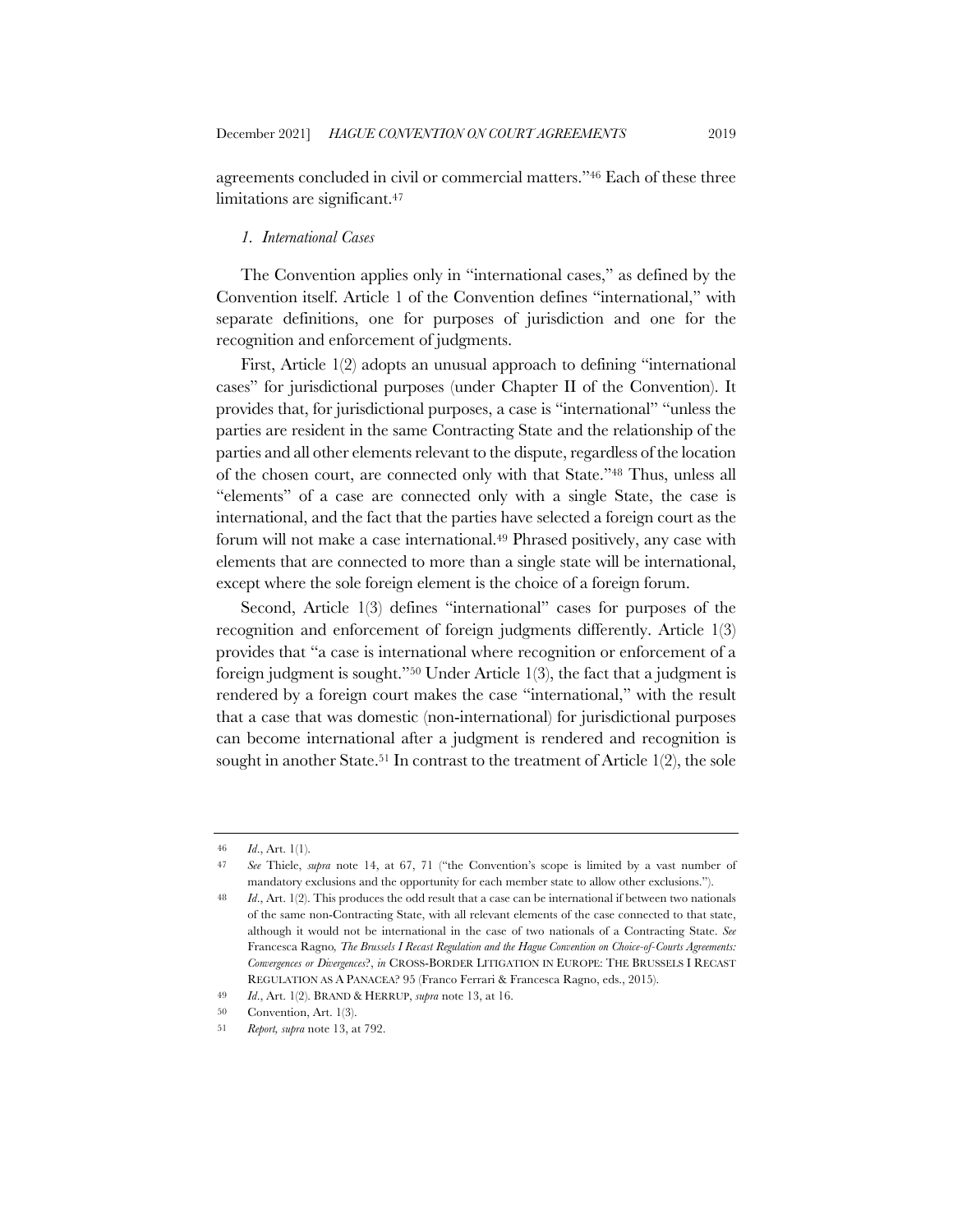agreements concluded in civil or commercial matters."[46] Each of these three limitations are significant.[47]

### *1. International Cases*

The Convention applies only in "international cases," as defined by the Convention itself. Article 1 of the Convention defines "international," with separate definitions, one for purposes of jurisdiction and one for the recognition and enforcement of judgments.

First, Article 1(2) adopts an unusual approach to defining "international cases" for jurisdictional purposes (under Chapter II of the Convention). It provides that, for jurisdictional purposes, a case is "international" "unless the parties are resident in the same Contracting State and the relationship of the parties and all other elements relevant to the dispute, regardless of the location of the chosen court, are connected only with that State."[48] Thus, unless all "elements" of a case are connected only with a single State, the case is international, and the fact that the parties have selected a foreign court as the forum will not make a case international.[49] Phrased positively, any case with elements that are connected to more than a single state will be international, except where the sole foreign element is the choice of a foreign forum.

Second, Article 1(3) defines "international" cases for purposes of the recognition and enforcement of foreign judgments differently. Article 1(3) provides that "a case is international where recognition or enforcement of a foreign judgment is sought."[50] Under Article 1(3), the fact that a judgment is rendered by a foreign court makes the case "international," with the result that a case that was domestic (non-international) for jurisdictional purposes can become international after a judgment is rendered and recognition is sought in another State.[51] In contrast to the treatment of Article 1(2), the sole

---

46 *Id.*, Art. 1(1).

47 *See* Thiele, *supra* note 14, at 67, 71 ("the Convention's scope is limited by a vast number of mandatory exclusions and the opportunity for each member state to allow other exclusions.").

48 *Id.*, Art. 1(2). This produces the odd result that a case can be international if between two nationals of the same non-Contracting State, with all relevant elements of the case connected to that state, although it would not be international in the case of two nationals of a Contracting State. *See* Francesca Ragno*, The Brussels I Recast Regulation and the Hague Convention on Choice-of-Courts Agreements: Convergences or Divergences?*, *in* CROSS-BORDER LITIGATION IN EUROPE: THE BRUSSELS I RECAST REGULATION AS A PANACEA? 95 (Franco Ferrari & Francesca Ragno, eds., 2015).

49 *Id.*, Art. 1(2). BRAND & HERRUP, *supra* note 13, at 16.

50 Convention, Art. 1(3).

51 *Report, supra* note 13, at 792.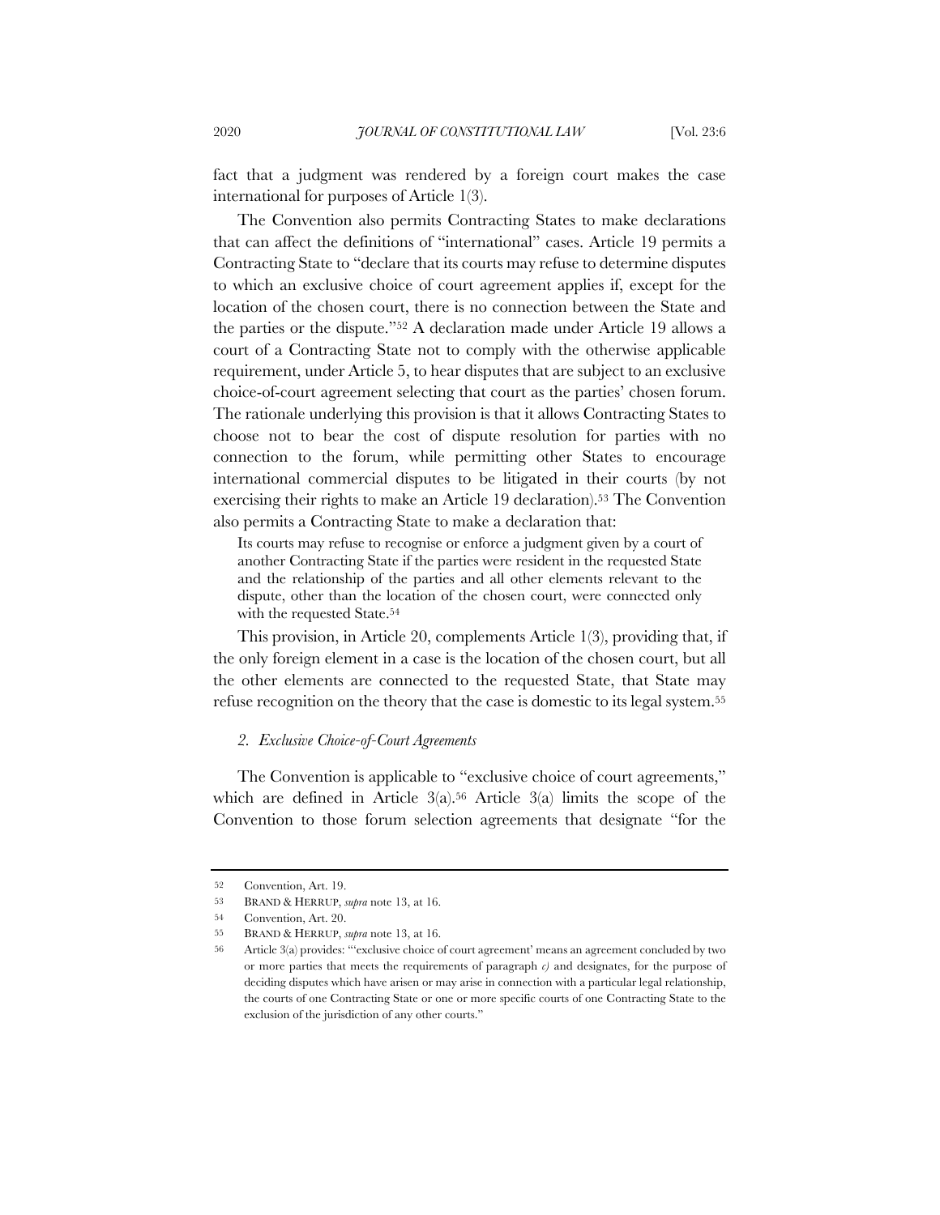fact that a judgment was rendered by a foreign court makes the case international for purposes of Article 1(3).

The Convention also permits Contracting States to make declarations that can affect the definitions of "international" cases. Article 19 permits a Contracting State to "declare that its courts may refuse to determine disputes to which an exclusive choice of court agreement applies if, except for the location of the chosen court, there is no connection between the State and the parties or the dispute."[52] A declaration made under Article 19 allows a court of a Contracting State not to comply with the otherwise applicable requirement, under Article 5, to hear disputes that are subject to an exclusive choice-of-court agreement selecting that court as the parties' chosen forum. The rationale underlying this provision is that it allows Contracting States to choose not to bear the cost of dispute resolution for parties with no connection to the forum, while permitting other States to encourage international commercial disputes to be litigated in their courts (by not exercising their rights to make an Article 19 declaration).[53] The Convention also permits a Contracting State to make a declaration that:

> Its courts may refuse to recognise or enforce a judgment given by a court of another Contracting State if the parties were resident in the requested State and the relationship of the parties and all other elements relevant to the dispute, other than the location of the chosen court, were connected only with the requested State.[54]

This provision, in Article 20, complements Article 1(3), providing that, if the only foreign element in a case is the location of the chosen court, but all the other elements are connected to the requested State, that State may refuse recognition on the theory that the case is domestic to its legal system.[55]

### 2. *Exclusive Choice-of-Court Agreements*

The Convention is applicable to "exclusive choice of court agreements," which are defined in Article 3(a).[56] Article 3(a) limits the scope of the Convention to those forum selection agreements that designate "for the

---

52 Convention, Art. 19.

53 BRAND & HERRUP, *supra* note 13, at 16.

54 Convention, Art. 20.

55 BRAND & HERRUP, *supra* note 13, at 16.

56 Article 3(a) provides: "'exclusive choice of court agreement' means an agreement concluded by two or more parties that meets the requirements of paragraph *c)* and designates, for the purpose of deciding disputes which have arisen or may arise in connection with a particular legal relationship, the courts of one Contracting State or one or more specific courts of one Contracting State to the exclusion of the jurisdiction of any other courts."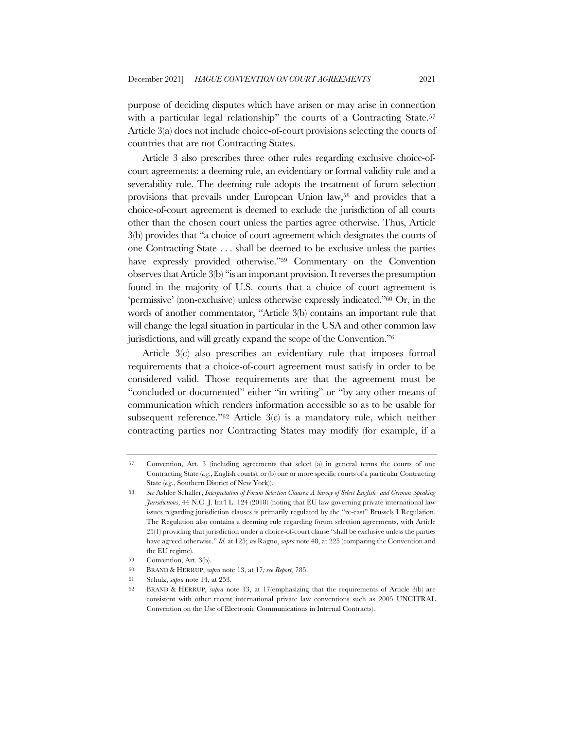purpose of deciding disputes which have arisen or may arise in connection with a particular legal relationship" the courts of a Contracting State.[57] Article 3(a) does not include choice-of-court provisions selecting the courts of countries that are not Contracting States.

Article 3 also prescribes three other rules regarding exclusive choice-of-court agreements: a deeming rule, an evidentiary or formal validity rule and a severability rule. The deeming rule adopts the treatment of forum selection provisions that prevails under European Union law,[58] and provides that a choice-of-court agreement is deemed to exclude the jurisdiction of all courts other than the chosen court unless the parties agree otherwise. Thus, Article 3(b) provides that "a choice of court agreement which designates the courts of one Contracting State . . . shall be deemed to be exclusive unless the parties have expressly provided otherwise."[59] Commentary on the Convention observes that Article 3(b) "is an important provision. It reverses the presumption found in the majority of U.S. courts that a choice of court agreement is 'permissive' (non-exclusive) unless otherwise expressly indicated."[60] Or, in the words of another commentator, "Article 3(b) contains an important rule that will change the legal situation in particular in the USA and other common law jurisdictions, and will greatly expand the scope of the Convention."[61]

Article 3(c) also prescribes an evidentiary rule that imposes formal requirements that a choice-of-court agreement must satisfy in order to be considered valid. Those requirements are that the agreement must be "concluded or documented" either "in writing" or "by any other means of communication which renders information accessible so as to be usable for subsequent reference."[62] Article 3(c) is a mandatory rule, which neither contracting parties nor Contracting States may modify (for example, if a

---

[57] Convention, Art. 3 (including agreements that select (a) in general terms the courts of one Contracting State (*e.g.*, English courts), or (b) one or more specific courts of a particular Contracting State (*e.g.*, Southern District of New York)).

[58] *See* Ashlee Schaller, *Interpretation of Forum Selection Clauses: A Survey of Select English- and German-Speaking Jurisdictions*, 44 N.C. J. Int'l L. 124 (2018) (noting that EU law governing private international law issues regarding jurisdiction clauses is primarily regulated by the "re-cast" Brussels I Regulation. The Regulation also contains a deeming rule regarding forum selection agreements, with Article 25(1) providing that jurisdiction under a choice-of-court clause "shall be exclusive unless the parties have agreed otherwise." *Id.* at 125; *see* Ragno, *supra* note 48, at 225 (comparing the Convention and the EU regime).

[59] Convention, Art. 3(b).

[60] BRAND & HERRUP, *supra* note 13, at 17*; see Report*, 785.

[61] Schulz, *supra* note 14, at 253.

[62] BRAND & HERRUP, *supra* note 13, at 17(emphasizing that the requirements of Article 3(b) are consistent with other recent international private law conventions such as 2005 UNCITRAL Convention on the Use of Electronic Communications in Internal Contracts).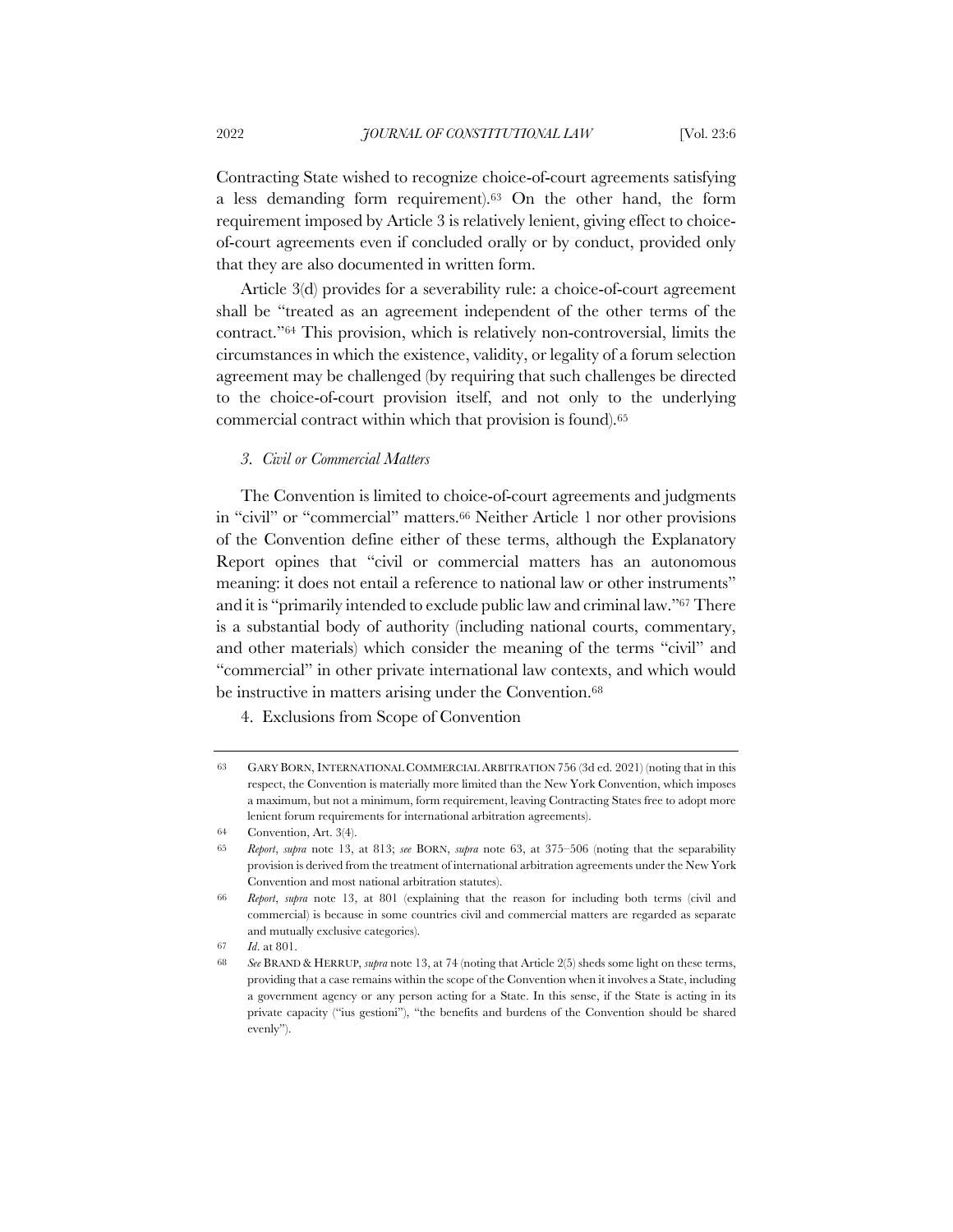Contracting State wished to recognize choice-of-court agreements satisfying a less demanding form requirement).[63] On the other hand, the form requirement imposed by Article 3 is relatively lenient, giving effect to choice-of-court agreements even if concluded orally or by conduct, provided only that they are also documented in written form.

Article 3(d) provides for a severability rule: a choice-of-court agreement shall be "treated as an agreement independent of the other terms of the contract."[64] This provision, which is relatively non-controversial, limits the circumstances in which the existence, validity, or legality of a forum selection agreement may be challenged (by requiring that such challenges be directed to the choice-of-court provision itself, and not only to the underlying commercial contract within which that provision is found).[65]

### *3. Civil or Commercial Matters*

The Convention is limited to choice-of-court agreements and judgments in "civil" or "commercial" matters.[66] Neither Article 1 nor other provisions of the Convention define either of these terms, although the Explanatory Report opines that "civil or commercial matters has an autonomous meaning: it does not entail a reference to national law or other instruments" and it is "primarily intended to exclude public law and criminal law."[67] There is a substantial body of authority (including national courts, commentary, and other materials) which consider the meaning of the terms "civil" and "commercial" in other private international law contexts, and which would be instructive in matters arising under the Convention.[68]

4. Exclusions from Scope of Convention

---

63 GARY BORN, INTERNATIONAL COMMERCIAL ARBITRATION 756 (3d ed. 2021) (noting that in this respect, the Convention is materially more limited than the New York Convention, which imposes a maximum, but not a minimum, form requirement, leaving Contracting States free to adopt more lenient forum requirements for international arbitration agreements).

64 Convention, Art. 3(4).

65 *Report*, *supra* note 13, at 813; *see* BORN, *supra* note 63, at 375–506 (noting that the separability provision is derived from the treatment of international arbitration agreements under the New York Convention and most national arbitration statutes).

66 *Report*, *supra* note 13, at 801 (explaining that the reason for including both terms (civil and commercial) is because in some countries civil and commercial matters are regarded as separate and mutually exclusive categories).

67 *Id*. at 801.

68 *See* BRAND & HERRUP, *supra* note 13, at 74 (noting that Article 2(5) sheds some light on these terms, providing that a case remains within the scope of the Convention when it involves a State, including a government agency or any person acting for a State. In this sense, if the State is acting in its private capacity ("ius gestioni"), "the benefits and burdens of the Convention should be shared evenly").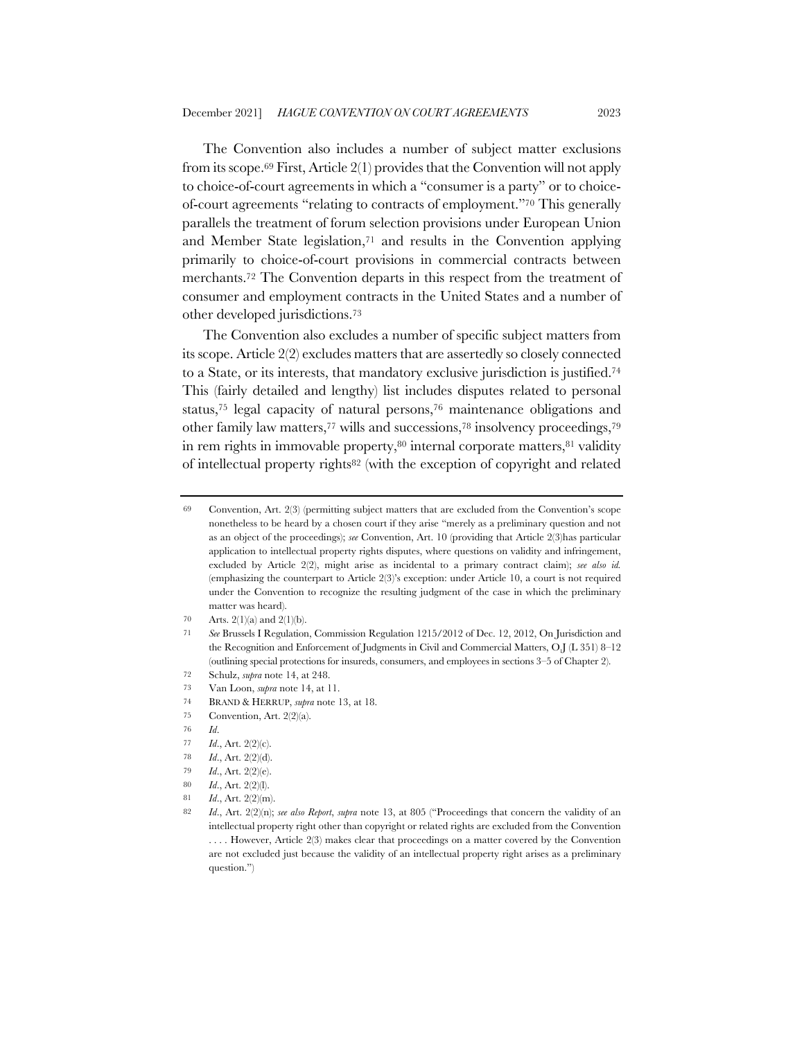The Convention also includes a number of subject matter exclusions from its scope.[69] First, Article 2(1) provides that the Convention will not apply to choice-of-court agreements in which a "consumer is a party" or to choice-of-court agreements "relating to contracts of employment."[70] This generally parallels the treatment of forum selection provisions under European Union and Member State legislation,[71] and results in the Convention applying primarily to choice-of-court provisions in commercial contracts between merchants.[72] The Convention departs in this respect from the treatment of consumer and employment contracts in the United States and a number of other developed jurisdictions.[73]

The Convention also excludes a number of specific subject matters from its scope. Article 2(2) excludes matters that are assertedly so closely connected to a State, or its interests, that mandatory exclusive jurisdiction is justified.[74] This (fairly detailed and lengthy) list includes disputes related to personal status,[75] legal capacity of natural persons,[76] maintenance obligations and other family law matters,[77] wills and successions,[78] insolvency proceedings,[79] in rem rights in immovable property,[80] internal corporate matters,[81] validity of intellectual property rights[82] (with the exception of copyright and related

---

69 Convention, Art. 2(3) (permitting subject matters that are excluded from the Convention's scope nonetheless to be heard by a chosen court if they arise "merely as a preliminary question and not as an object of the proceedings); *see* Convention, Art. 10 (providing that Article 2(3)has particular application to intellectual property rights disputes, where questions on validity and infringement, excluded by Article 2(2), might arise as incidental to a primary contract claim); *see also id.* (emphasizing the counterpart to Article 2(3)'s exception: under Article 10, a court is not required under the Convention to recognize the resulting judgment of the case in which the preliminary matter was heard).

70 Arts. 2(1)(a) and 2(1)(b).

71 *See* Brussels I Regulation, Commission Regulation 1215/2012 of Dec. 12, 2012, On Jurisdiction and the Recognition and Enforcement of Judgments in Civil and Commercial Matters, O.J (L 351) 8–12 (outlining special protections for insureds, consumers, and employees in sections 3–5 of Chapter 2).

72 Schulz, *supra* note 14, at 248.

73 Van Loon, *supra* note 14, at 11.

74 BRAND & HERRUP, *supra* note 13, at 18.

75 Convention, Art. 2(2)(a).

76 *Id*.

77 *Id.*, Art. 2(2)(c).

78 *Id.*, Art. 2(2)(d).

79 *Id.*, Art. 2(2)(e).

80 *Id.*, Art. 2(2)(l).

81 *Id.*, Art. 2(2)(m).

82 *Id.*, Art. 2(2)(n); *see also Report*, *supra* note 13, at 805 ("Proceedings that concern the validity of an intellectual property right other than copyright or related rights are excluded from the Convention . . . . However, Article 2(3) makes clear that proceedings on a matter covered by the Convention are not excluded just because the validity of an intellectual property right arises as a preliminary question.")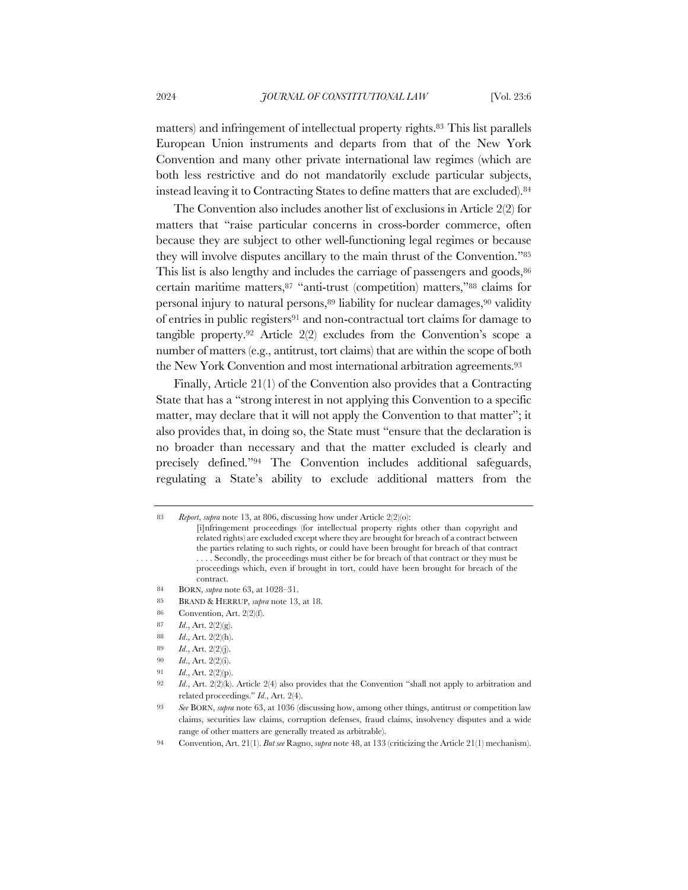matters) and infringement of intellectual property rights.[83] This list parallels European Union instruments and departs from that of the New York Convention and many other private international law regimes (which are both less restrictive and do not mandatorily exclude particular subjects, instead leaving it to Contracting States to define matters that are excluded).[84]

The Convention also includes another list of exclusions in Article 2(2) for matters that "raise particular concerns in cross-border commerce, often because they are subject to other well-functioning legal regimes or because they will involve disputes ancillary to the main thrust of the Convention."[85] This list is also lengthy and includes the carriage of passengers and goods,[86] certain maritime matters,[87] "anti-trust (competition) matters,"[88] claims for personal injury to natural persons,[89] liability for nuclear damages,[90] validity of entries in public registers[91] and non-contractual tort claims for damage to tangible property.[92] Article 2(2) excludes from the Convention's scope a number of matters (e.g., antitrust, tort claims) that are within the scope of both the New York Convention and most international arbitration agreements.[93]

Finally, Article 21(1) of the Convention also provides that a Contracting State that has a "strong interest in not applying this Convention to a specific matter, may declare that it will not apply the Convention to that matter"; it also provides that, in doing so, the State must "ensure that the declaration is no broader than necessary and that the matter excluded is clearly and precisely defined."[94] The Convention includes additional safeguards, regulating a State's ability to exclude additional matters from the

---

83 *Report*, *supra* note 13, at 806, discussing how under Article 2(2)(o):

> [i]nfringement proceedings (for intellectual property rights other than copyright and related rights) are excluded except where they are brought for breach of a contract between the parties relating to such rights, or could have been brought for breach of that contract . . . . Secondly, the proceedings must either be for breach of that contract or they must be proceedings which, even if brought in tort, could have been brought for breach of the contract.

84 BORN, *supra* note 63, at 1028–31.

85 BRAND & HERRUP, *supra* note 13, at 18.

86 Convention, Art. 2(2)(f).

87 *Id.*, Art. 2(2)(g).

88 *Id.*, Art. 2(2)(h).

89 *Id.*, Art. 2(2)(j).

90 *Id.*, Art. 2(2)(i).

91 *Id.*, Art. 2(2)(p).

92 *Id.*, Art. 2(2)(k). Article 2(4) also provides that the Convention "shall not apply to arbitration and related proceedings." *Id.*, Art. 2(4).

93 *See* BORN, *supra* note 63, at 1036 (discussing how, among other things, antitrust or competition law claims, securities law claims, corruption defenses, fraud claims, insolvency disputes and a wide range of other matters are generally treated as arbitrable).

94 Convention, Art. 21(1). *But see* Ragno, *supra* note 48, at 133 (criticizing the Article 21(1) mechanism).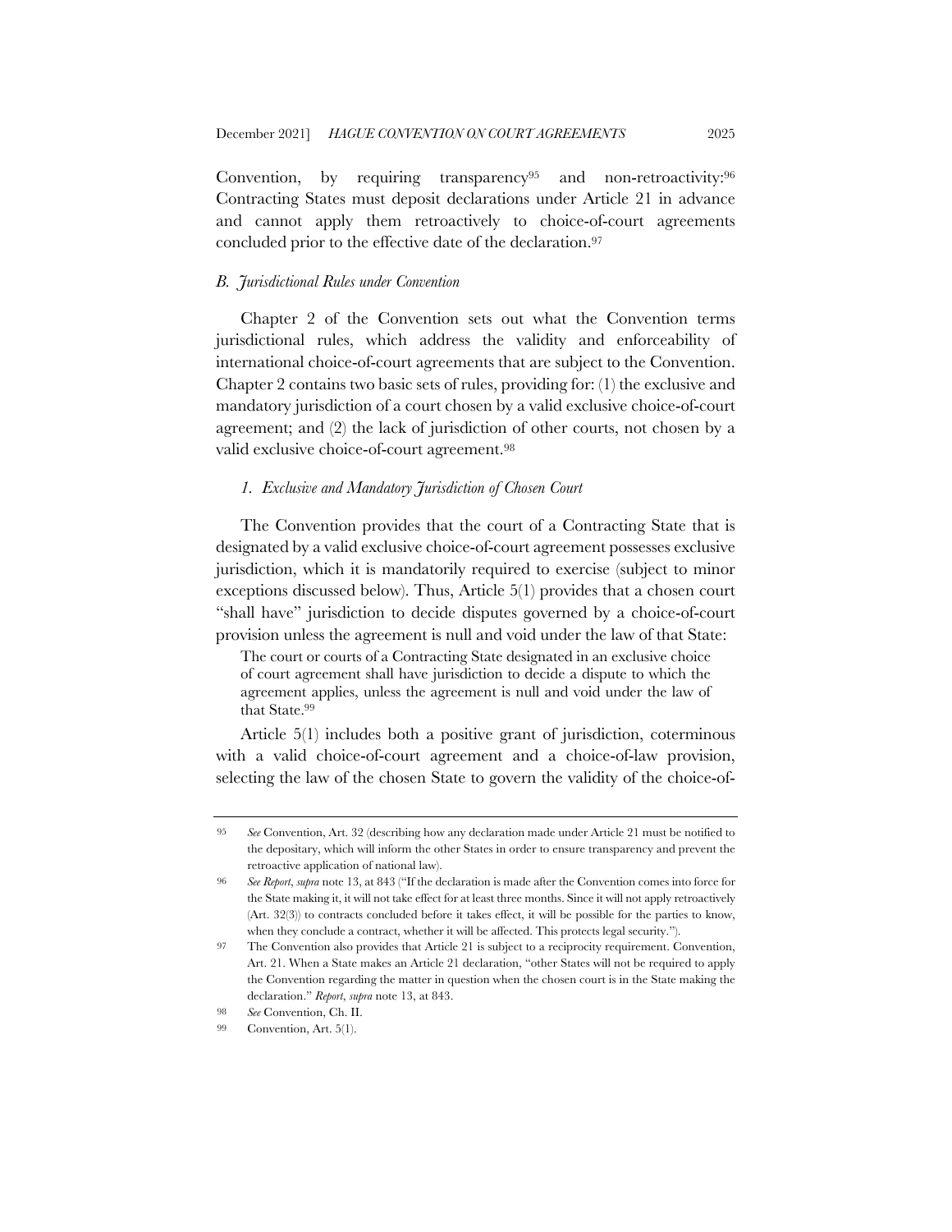Convention, by requiring transparency[95] and non-retroactivity:[96] Contracting States must deposit declarations under Article 21 in advance and cannot apply them retroactively to choice-of-court agreements concluded prior to the effective date of the declaration.[97]

### *B. Jurisdictional Rules under Convention*

Chapter 2 of the Convention sets out what the Convention terms jurisdictional rules, which address the validity and enforceability of international choice-of-court agreements that are subject to the Convention. Chapter 2 contains two basic sets of rules, providing for: (1) the exclusive and mandatory jurisdiction of a court chosen by a valid exclusive choice-of-court agreement; and (2) the lack of jurisdiction of other courts, not chosen by a valid exclusive choice-of-court agreement.[98]

#### *1. Exclusive and Mandatory Jurisdiction of Chosen Court*

The Convention provides that the court of a Contracting State that is designated by a valid exclusive choice-of-court agreement possesses exclusive jurisdiction, which it is mandatorily required to exercise (subject to minor exceptions discussed below). Thus, Article 5(1) provides that a chosen court "shall have" jurisdiction to decide disputes governed by a choice-of-court provision unless the agreement is null and void under the law of that State:

> The court or courts of a Contracting State designated in an exclusive choice of court agreement shall have jurisdiction to decide a dispute to which the agreement applies, unless the agreement is null and void under the law of that State.[99]

Article 5(1) includes both a positive grant of jurisdiction, coterminous with a valid choice-of-court agreement and a choice-of-law provision, selecting the law of the chosen State to govern the validity of the choice-of-

---

95 *See* Convention, Art. 32 (describing how any declaration made under Article 21 must be notified to the depositary, which will inform the other States in order to ensure transparency and prevent the retroactive application of national law).

96 *See Report*, *supra* note 13, at 843 ("If the declaration is made after the Convention comes into force for the State making it, it will not take effect for at least three months. Since it will not apply retroactively (Art. 32(3)) to contracts concluded before it takes effect, it will be possible for the parties to know, when they conclude a contract, whether it will be affected. This protects legal security.").

97 The Convention also provides that Article 21 is subject to a reciprocity requirement. Convention, Art. 21. When a State makes an Article 21 declaration, "other States will not be required to apply the Convention regarding the matter in question when the chosen court is in the State making the declaration." *Report*, *supra* note 13, at 843.

98 *See* Convention, Ch. II.

99 Convention, Art. 5(1).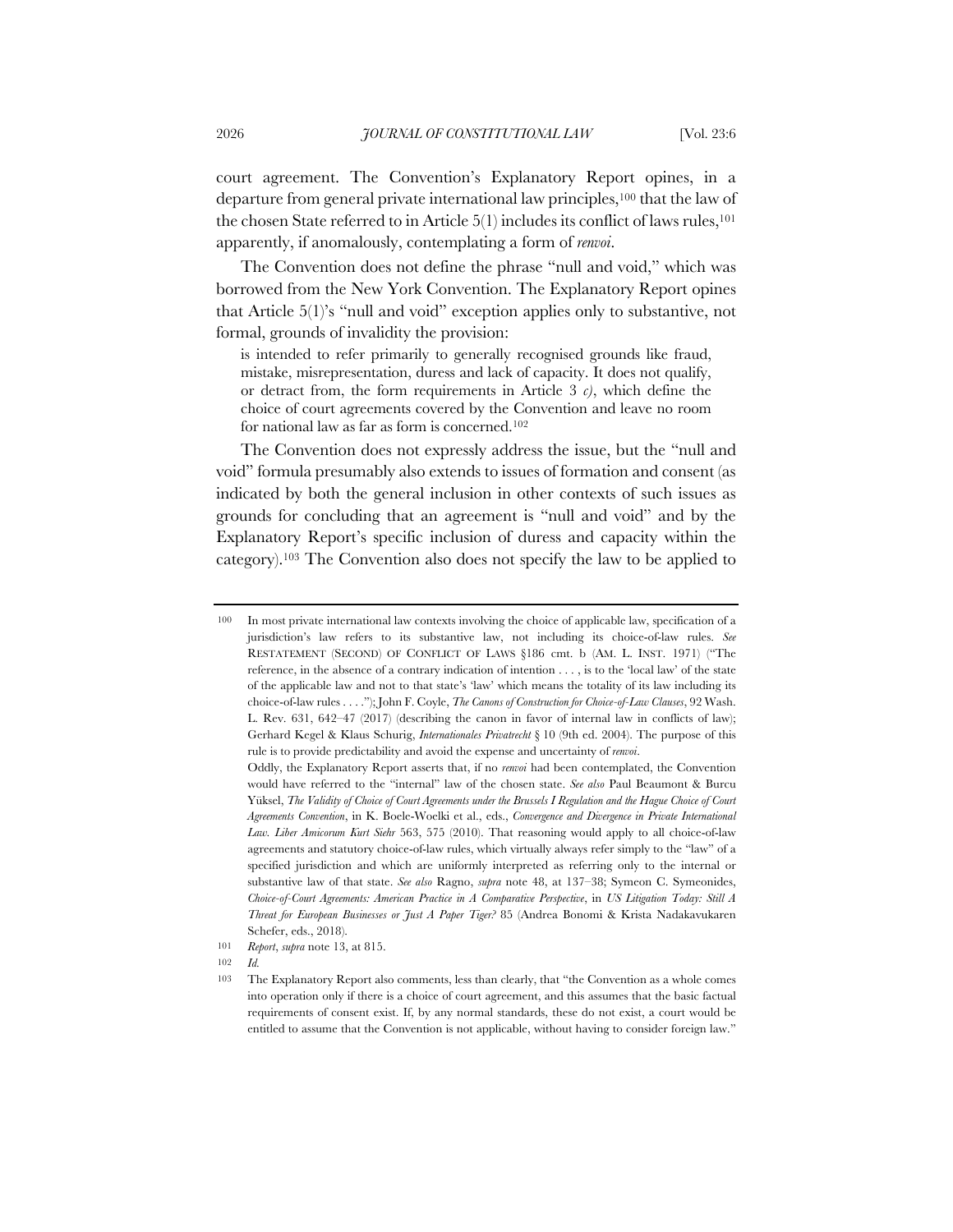court agreement. The Convention's Explanatory Report opines, in a departure from general private international law principles,[100] that the law of the chosen State referred to in Article 5(1) includes its conflict of laws rules,[101] apparently, if anomalously, contemplating a form of *renvoi*.

The Convention does not define the phrase "null and void," which was borrowed from the New York Convention. The Explanatory Report opines that Article 5(1)'s "null and void" exception applies only to substantive, not formal, grounds of invalidity the provision:

> is intended to refer primarily to generally recognised grounds like fraud, mistake, misrepresentation, duress and lack of capacity. It does not qualify, or detract from, the form requirements in Article 3 *c)*, which define the choice of court agreements covered by the Convention and leave no room for national law as far as form is concerned.[102]

The Convention does not expressly address the issue, but the "null and void" formula presumably also extends to issues of formation and consent (as indicated by both the general inclusion in other contexts of such issues as grounds for concluding that an agreement is "null and void" and by the Explanatory Report's specific inclusion of duress and capacity within the category).[103] The Convention also does not specify the law to be applied to

---

[100] In most private international law contexts involving the choice of applicable law, specification of a jurisdiction's law refers to its substantive law, not including its choice-of-law rules. *See* RESTATEMENT (SECOND) OF CONFLICT OF LAWS §186 cmt. b (AM. L. INST. 1971) ("The reference, in the absence of a contrary indication of intention . . . , is to the 'local law' of the state of the applicable law and not to that state's 'law' which means the totality of its law including its choice-of-law rules . . . ."); John F. Coyle, *The Canons of Construction for Choice-of-Law Clauses*, 92 Wash. L. Rev. 631, 642–47 (2017) (describing the canon in favor of internal law in conflicts of law); Gerhard Kegel & Klaus Schurig, *Internationales Privatrecht* § 10 (9th ed. 2004). The purpose of this rule is to provide predictability and avoid the expense and uncertainty of *renvoi*.

Oddly, the Explanatory Report asserts that, if no *renvoi* had been contemplated, the Convention would have referred to the "internal" law of the chosen state. *See also* Paul Beaumont & Burcu Yüksel, *The Validity of Choice of Court Agreements under the Brussels I Regulation and the Hague Choice of Court Agreements Convention*, in K. Boele-Woelki et al., eds., *Convergence and Divergence in Private International Law. Liber Amicorum Kurt Siehr* 563, 575 (2010). That reasoning would apply to all choice-of-law agreements and statutory choice-of-law rules, which virtually always refer simply to the "law" of a specified jurisdiction and which are uniformly interpreted as referring only to the internal or substantive law of that state. *See also* Ragno, *supra* note 48, at 137–38; Symeon C. Symeonides, *Choice-of-Court Agreements: American Practice in A Comparative Perspective*, in *US Litigation Today: Still A Threat for European Businesses or Just A Paper Tiger?* 85 (Andrea Bonomi & Krista Nadakavukaren Schefer, eds., 2018).

[101] *Report*, *supra* note 13, at 815.

[102] *Id.*

[103] The Explanatory Report also comments, less than clearly, that "the Convention as a whole comes into operation only if there is a choice of court agreement, and this assumes that the basic factual requirements of consent exist. If, by any normal standards, these do not exist, a court would be entitled to assume that the Convention is not applicable, without having to consider foreign law."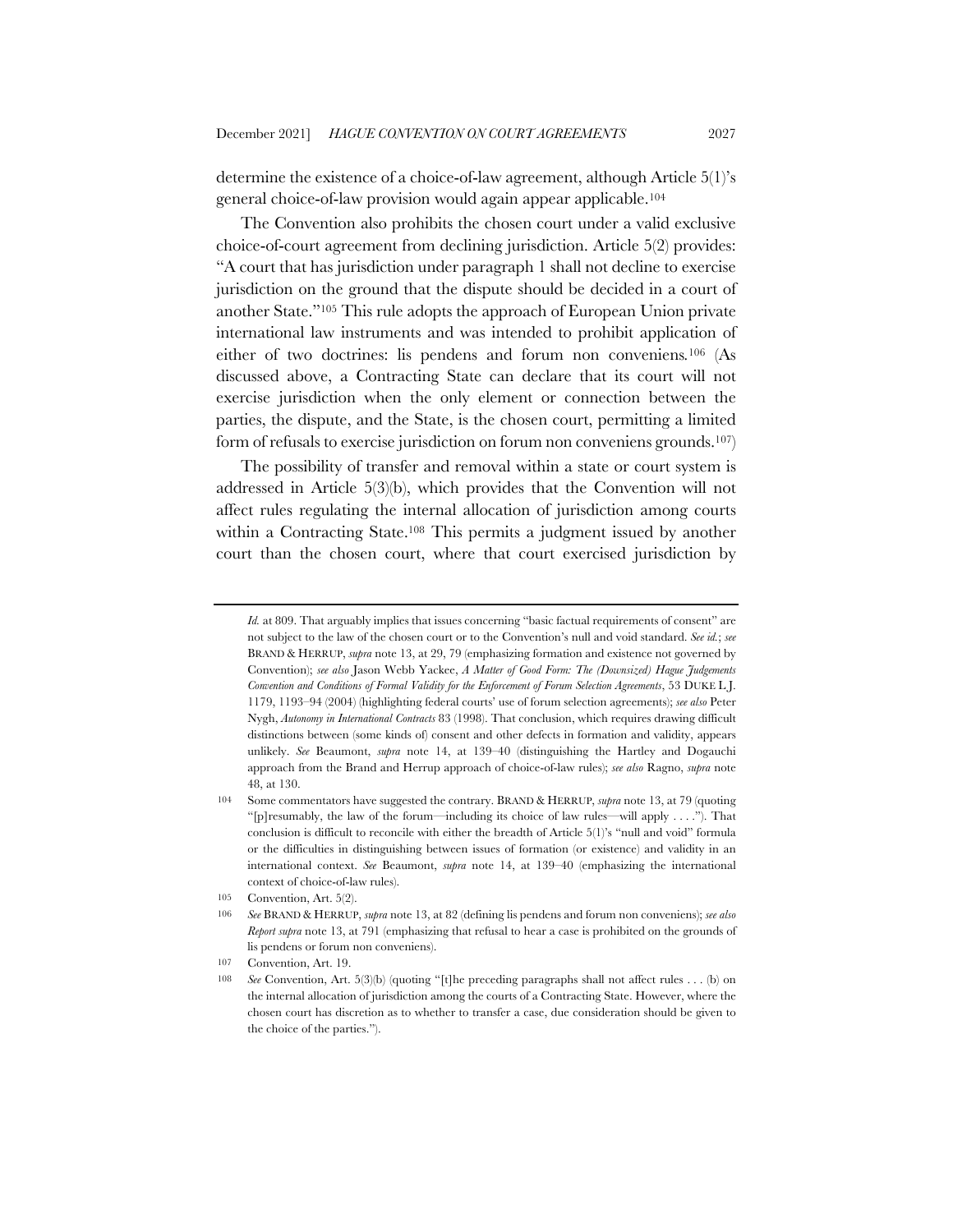determine the existence of a choice-of-law agreement, although Article 5(1)'s general choice-of-law provision would again appear applicable.[104]

The Convention also prohibits the chosen court under a valid exclusive choice-of-court agreement from declining jurisdiction. Article 5(2) provides: "A court that has jurisdiction under paragraph 1 shall not decline to exercise jurisdiction on the ground that the dispute should be decided in a court of another State."[105] This rule adopts the approach of European Union private international law instruments and was intended to prohibit application of either of two doctrines: lis pendens and forum non conveniens.[106] (As discussed above, a Contracting State can declare that its court will not exercise jurisdiction when the only element or connection between the parties, the dispute, and the State, is the chosen court, permitting a limited form of refusals to exercise jurisdiction on forum non conveniens grounds.[107])

The possibility of transfer and removal within a state or court system is addressed in Article 5(3)(b), which provides that the Convention will not affect rules regulating the internal allocation of jurisdiction among courts within a Contracting State.[108] This permits a judgment issued by another court than the chosen court, where that court exercised jurisdiction by

---

*Id.* at 809. That arguably implies that issues concerning "basic factual requirements of consent" are not subject to the law of the chosen court or to the Convention's null and void standard. *See id.*; *see* BRAND & HERRUP, *supra* note 13, at 29, 79 (emphasizing formation and existence not governed by Convention); *see also* Jason Webb Yackee, *A Matter of Good Form: The (Downsized) Hague Judgements Convention and Conditions of Formal Validity for the Enforcement of Forum Selection Agreements*, 53 DUKE L.J. 1179, 1193–94 (2004) (highlighting federal courts' use of forum selection agreements); *see also* Peter Nygh, *Autonomy in International Contracts* 83 (1998). That conclusion, which requires drawing difficult distinctions between (some kinds of) consent and other defects in formation and validity, appears unlikely. *See* Beaumont, *supra* note 14, at 139–40 (distinguishing the Hartley and Dogauchi approach from the Brand and Herrup approach of choice-of-law rules); *see also* Ragno, *supra* note 48, at 130.

104 Some commentators have suggested the contrary. BRAND & HERRUP, *supra* note 13, at 79 (quoting "[p]resumably, the law of the forum—including its choice of law rules—will apply . . . ."). That conclusion is difficult to reconcile with either the breadth of Article 5(1)'s "null and void" formula or the difficulties in distinguishing between issues of formation (or existence) and validity in an international context. *See* Beaumont, *supra* note 14, at 139–40 (emphasizing the international context of choice-of-law rules).

105 Convention, Art. 5(2).

106 *See* BRAND & HERRUP, *supra* note 13, at 82 (defining lis pendens and forum non conveniens); *see also* *Report supra* note 13, at 791 (emphasizing that refusal to hear a case is prohibited on the grounds of lis pendens or forum non conveniens).

107 Convention, Art. 19.

108 *See* Convention, Art. 5(3)(b) (quoting "[t]he preceding paragraphs shall not affect rules . . . (b) on the internal allocation of jurisdiction among the courts of a Contracting State. However, where the chosen court has discretion as to whether to transfer a case, due consideration should be given to the choice of the parties.").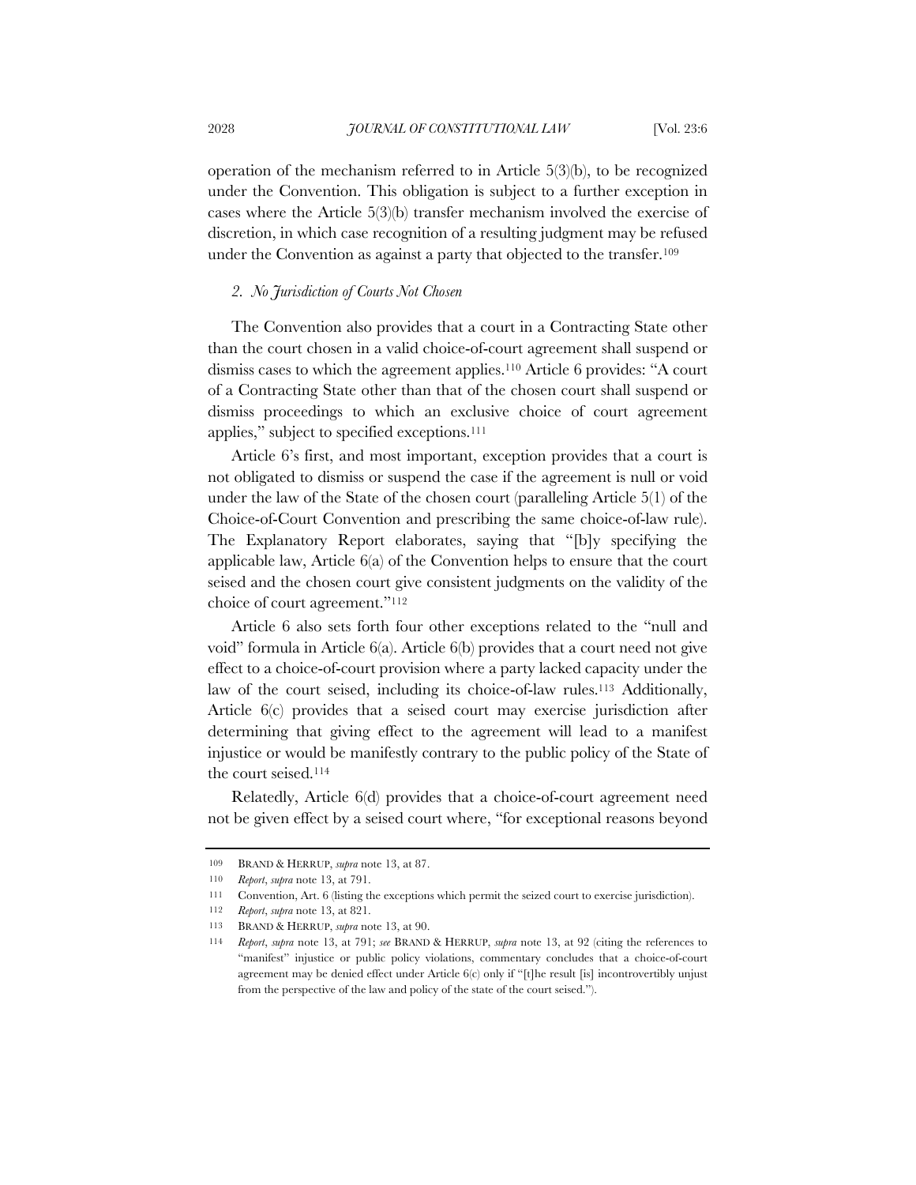operation of the mechanism referred to in Article 5(3)(b), to be recognized under the Convention. This obligation is subject to a further exception in cases where the Article 5(3)(b) transfer mechanism involved the exercise of discretion, in which case recognition of a resulting judgment may be refused under the Convention as against a party that objected to the transfer.[109]

### 2. *No Jurisdiction of Courts Not Chosen*

The Convention also provides that a court in a Contracting State other than the court chosen in a valid choice-of-court agreement shall suspend or dismiss cases to which the agreement applies.[110] Article 6 provides: "A court of a Contracting State other than that of the chosen court shall suspend or dismiss proceedings to which an exclusive choice of court agreement applies," subject to specified exceptions.[111]

Article 6's first, and most important, exception provides that a court is not obligated to dismiss or suspend the case if the agreement is null or void under the law of the State of the chosen court (paralleling Article 5(1) of the Choice-of-Court Convention and prescribing the same choice-of-law rule). The Explanatory Report elaborates, saying that "[b]y specifying the applicable law, Article 6(a) of the Convention helps to ensure that the court seised and the chosen court give consistent judgments on the validity of the choice of court agreement."[112]

Article 6 also sets forth four other exceptions related to the "null and void" formula in Article 6(a). Article 6(b) provides that a court need not give effect to a choice-of-court provision where a party lacked capacity under the law of the court seised, including its choice-of-law rules.[113] Additionally, Article 6(c) provides that a seised court may exercise jurisdiction after determining that giving effect to the agreement will lead to a manifest injustice or would be manifestly contrary to the public policy of the State of the court seised.[114]

Relatedly, Article 6(d) provides that a choice-of-court agreement need not be given effect by a seised court where, "for exceptional reasons beyond

---

109 BRAND & HERRUP, *supra* note 13, at 87.

110 *Report*, *supra* note 13, at 791.

111 Convention, Art. 6 (listing the exceptions which permit the seized court to exercise jurisdiction).

112 *Report*, *supra* note 13, at 821.

113 BRAND & HERRUP, *supra* note 13, at 90.

114 *Report*, *supra* note 13, at 791; *see* BRAND & HERRUP, *supra* note 13, at 92 (citing the references to "manifest" injustice or public policy violations, commentary concludes that a choice-of-court agreement may be denied effect under Article 6(c) only if "[t]he result [is] incontrovertibly unjust from the perspective of the law and policy of the state of the court seised.").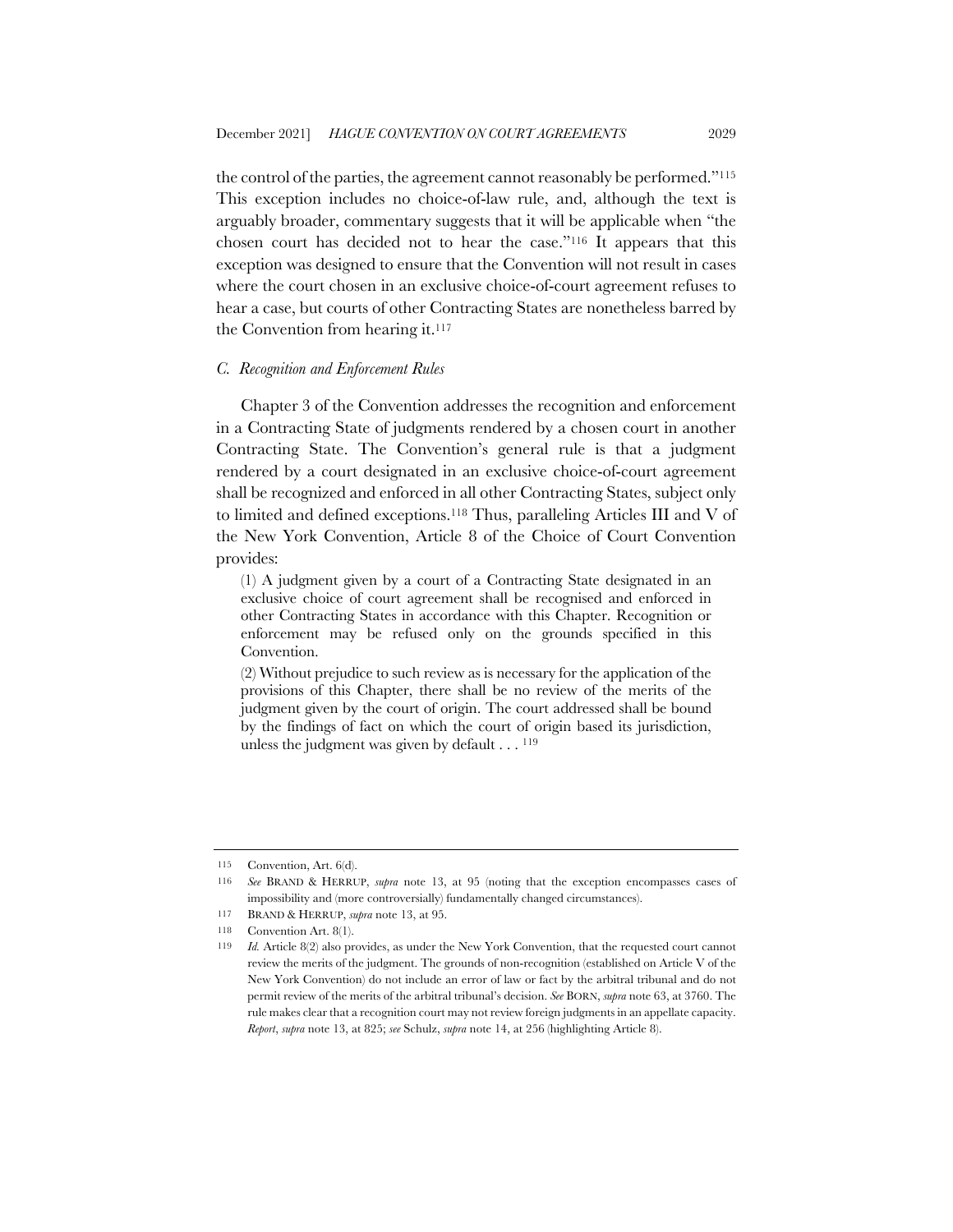the control of the parties, the agreement cannot reasonably be performed."[115] This exception includes no choice-of-law rule, and, although the text is arguably broader, commentary suggests that it will be applicable when "the chosen court has decided not to hear the case."[116] It appears that this exception was designed to ensure that the Convention will not result in cases where the court chosen in an exclusive choice-of-court agreement refuses to hear a case, but courts of other Contracting States are nonetheless barred by the Convention from hearing it.[117]

### *C. Recognition and Enforcement Rules*

Chapter 3 of the Convention addresses the recognition and enforcement in a Contracting State of judgments rendered by a chosen court in another Contracting State. The Convention's general rule is that a judgment rendered by a court designated in an exclusive choice-of-court agreement shall be recognized and enforced in all other Contracting States, subject only to limited and defined exceptions.[118] Thus, paralleling Articles III and V of the New York Convention, Article 8 of the Choice of Court Convention provides:

> (1) A judgment given by a court of a Contracting State designated in an exclusive choice of court agreement shall be recognised and enforced in other Contracting States in accordance with this Chapter. Recognition or enforcement may be refused only on the grounds specified in this Convention.
>
> (2) Without prejudice to such review as is necessary for the application of the provisions of this Chapter, there shall be no review of the merits of the judgment given by the court of origin. The court addressed shall be bound by the findings of fact on which the court of origin based its jurisdiction, unless the judgment was given by default . . . [119]

---

115 Convention, Art. 6(d).

116 *See* BRAND & HERRUP, *supra* note 13, at 95 (noting that the exception encompasses cases of impossibility and (more controversially) fundamentally changed circumstances).

117 BRAND & HERRUP, *supra* note 13, at 95.

118 Convention Art. 8(1).

119 *Id.* Article 8(2) also provides, as under the New York Convention, that the requested court cannot review the merits of the judgment. The grounds of non-recognition (established on Article V of the New York Convention) do not include an error of law or fact by the arbitral tribunal and do not permit review of the merits of the arbitral tribunal's decision. *See* BORN, *supra* note 63, at 3760. The rule makes clear that a recognition court may not review foreign judgments in an appellate capacity. *Report*, *supra* note 13, at 825; *see* Schulz, *supra* note 14, at 256 (highlighting Article 8).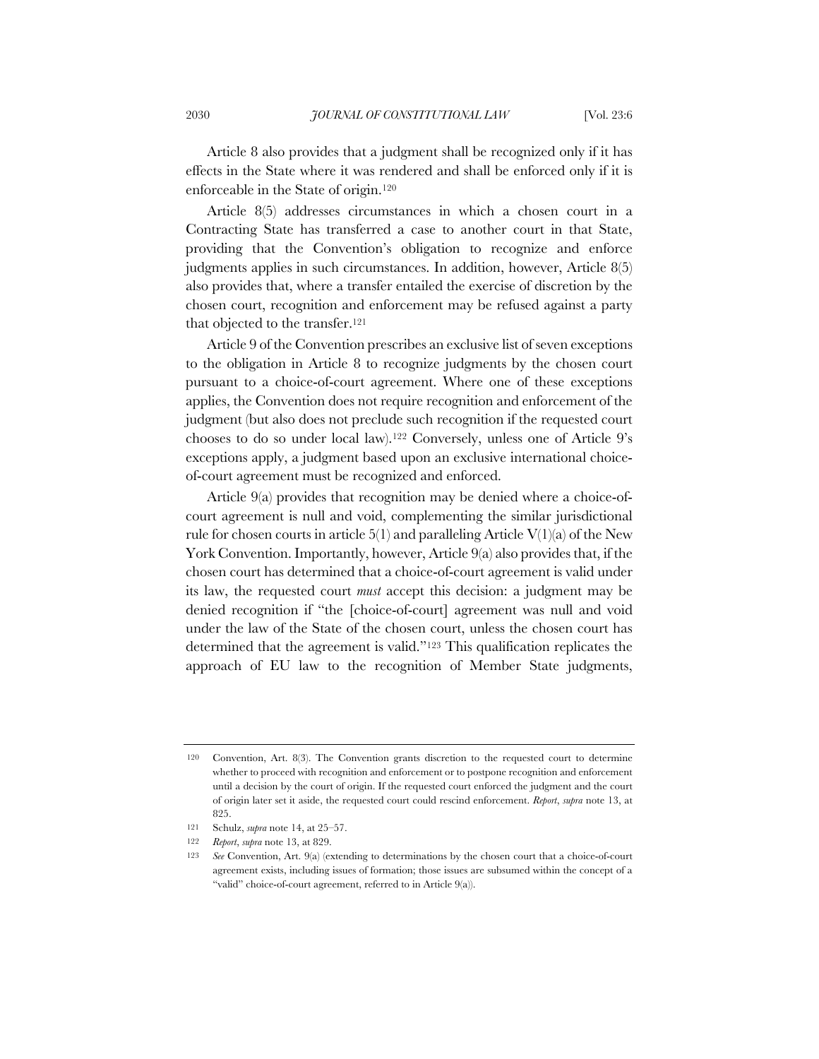Article 8 also provides that a judgment shall be recognized only if it has effects in the State where it was rendered and shall be enforced only if it is enforceable in the State of origin.[120]

Article 8(5) addresses circumstances in which a chosen court in a Contracting State has transferred a case to another court in that State, providing that the Convention's obligation to recognize and enforce judgments applies in such circumstances. In addition, however, Article 8(5) also provides that, where a transfer entailed the exercise of discretion by the chosen court, recognition and enforcement may be refused against a party that objected to the transfer.[121]

Article 9 of the Convention prescribes an exclusive list of seven exceptions to the obligation in Article 8 to recognize judgments by the chosen court pursuant to a choice-of-court agreement. Where one of these exceptions applies, the Convention does not require recognition and enforcement of the judgment (but also does not preclude such recognition if the requested court chooses to do so under local law).[122] Conversely, unless one of Article 9's exceptions apply, a judgment based upon an exclusive international choice-of-court agreement must be recognized and enforced.

Article 9(a) provides that recognition may be denied where a choice-of-court agreement is null and void, complementing the similar jurisdictional rule for chosen courts in article 5(1) and paralleling Article V(1)(a) of the New York Convention. Importantly, however, Article 9(a) also provides that, if the chosen court has determined that a choice-of-court agreement is valid under its law, the requested court *must* accept this decision: a judgment may be denied recognition if "the [choice-of-court] agreement was null and void under the law of the State of the chosen court, unless the chosen court has determined that the agreement is valid."[123] This qualification replicates the approach of EU law to the recognition of Member State judgments,

---

120 Convention, Art. 8(3). The Convention grants discretion to the requested court to determine whether to proceed with recognition and enforcement or to postpone recognition and enforcement until a decision by the court of origin. If the requested court enforced the judgment and the court of origin later set it aside, the requested court could rescind enforcement. *Report*, *supra* note 13, at 825.

121 Schulz, *supra* note 14, at 25–57.

122 *Report*, *supra* note 13, at 829.

123 *See* Convention, Art. 9(a) (extending to determinations by the chosen court that a choice-of-court agreement exists, including issues of formation; those issues are subsumed within the concept of a "valid" choice-of-court agreement, referred to in Article 9(a)).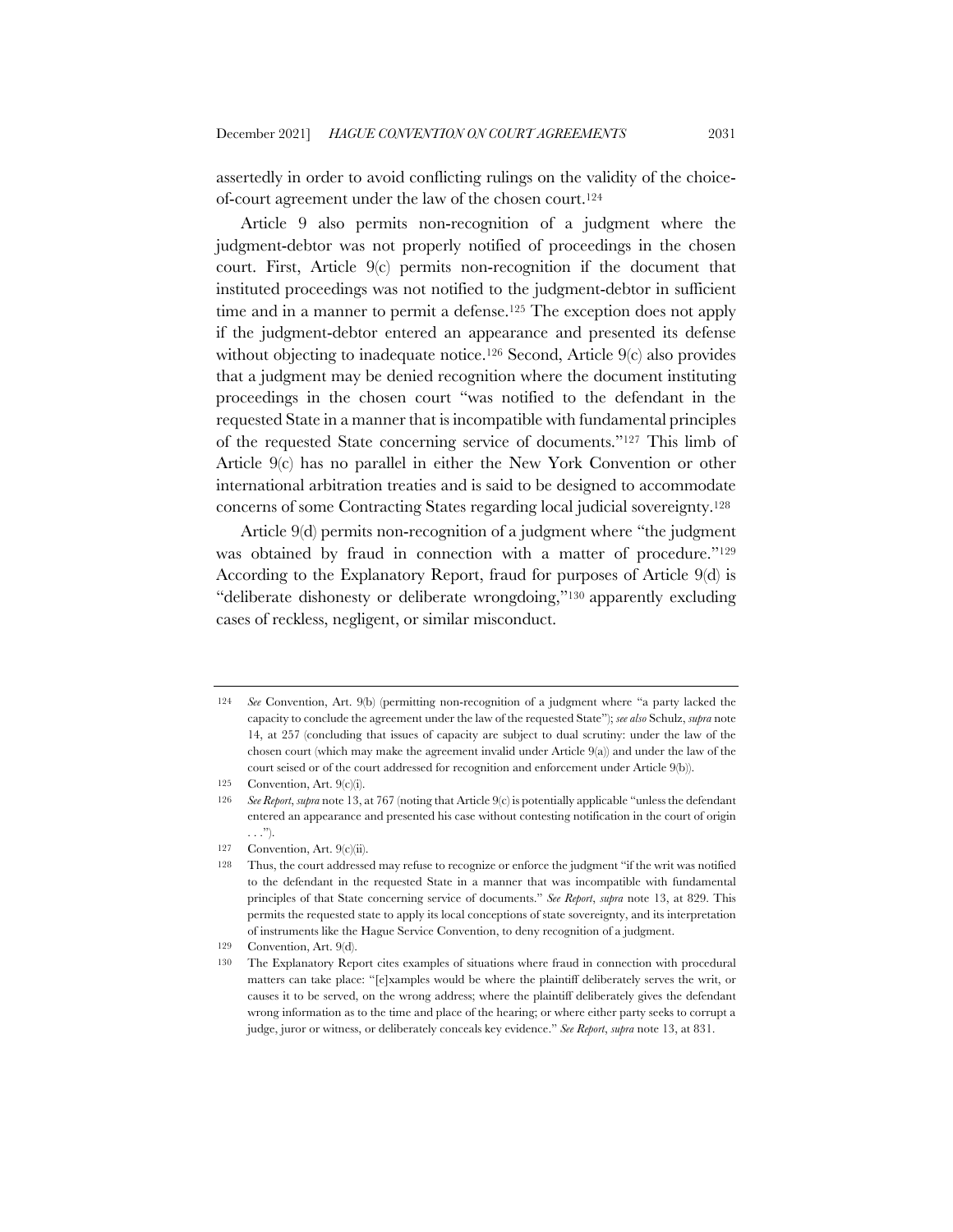assertedly in order to avoid conflicting rulings on the validity of the choice-of-court agreement under the law of the chosen court.[124]

Article 9 also permits non-recognition of a judgment where the judgment-debtor was not properly notified of proceedings in the chosen court. First, Article 9(c) permits non-recognition if the document that instituted proceedings was not notified to the judgment-debtor in sufficient time and in a manner to permit a defense.[125] The exception does not apply if the judgment-debtor entered an appearance and presented its defense without objecting to inadequate notice.[126] Second, Article 9(c) also provides that a judgment may be denied recognition where the document instituting proceedings in the chosen court "was notified to the defendant in the requested State in a manner that is incompatible with fundamental principles of the requested State concerning service of documents."[127] This limb of Article 9(c) has no parallel in either the New York Convention or other international arbitration treaties and is said to be designed to accommodate concerns of some Contracting States regarding local judicial sovereignty.[128]

Article 9(d) permits non-recognition of a judgment where "the judgment was obtained by fraud in connection with a matter of procedure."[129] According to the Explanatory Report, fraud for purposes of Article 9(d) is "deliberate dishonesty or deliberate wrongdoing,"[130] apparently excluding cases of reckless, negligent, or similar misconduct.

---

[124] *See* Convention, Art. 9(b) (permitting non-recognition of a judgment where "a party lacked the capacity to conclude the agreement under the law of the requested State"); *see also* Schulz, *supra* note 14, at 257 (concluding that issues of capacity are subject to dual scrutiny: under the law of the chosen court (which may make the agreement invalid under Article 9(a)) and under the law of the court seised or of the court addressed for recognition and enforcement under Article 9(b)).

[125] Convention, Art. 9(c)(i).

[126] *See Report*, *supra* note 13, at 767 (noting that Article 9(c) is potentially applicable "unless the defendant entered an appearance and presented his case without contesting notification in the court of origin . . .").

[127] Convention, Art. 9(c)(ii).

[128] Thus, the court addressed may refuse to recognize or enforce the judgment "if the writ was notified to the defendant in the requested State in a manner that was incompatible with fundamental principles of that State concerning service of documents." *See Report*, *supra* note 13, at 829. This permits the requested state to apply its local conceptions of state sovereignty, and its interpretation of instruments like the Hague Service Convention, to deny recognition of a judgment.

[129] Convention, Art. 9(d).

[130] The Explanatory Report cites examples of situations where fraud in connection with procedural matters can take place: "[e]xamples would be where the plaintiff deliberately serves the writ, or causes it to be served, on the wrong address; where the plaintiff deliberately gives the defendant wrong information as to the time and place of the hearing; or where either party seeks to corrupt a judge, juror or witness, or deliberately conceals key evidence." *See Report*, *supra* note 13, at 831.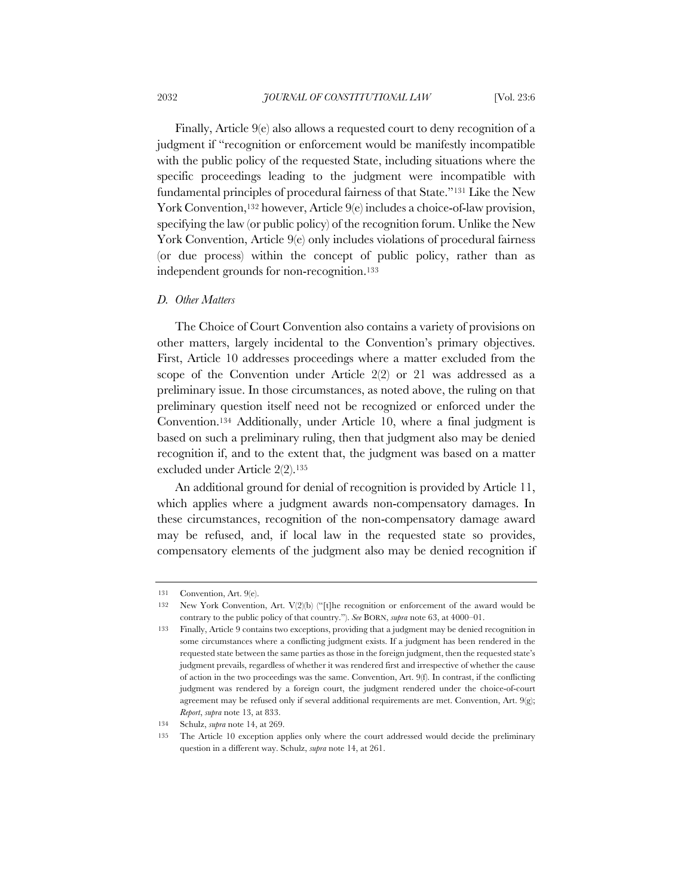Finally, Article 9(e) also allows a requested court to deny recognition of a judgment if "recognition or enforcement would be manifestly incompatible with the public policy of the requested State, including situations where the specific proceedings leading to the judgment were incompatible with fundamental principles of procedural fairness of that State."[131] Like the New York Convention,[132] however, Article 9(e) includes a choice-of-law provision, specifying the law (or public policy) of the recognition forum. Unlike the New York Convention, Article 9(e) only includes violations of procedural fairness (or due process) within the concept of public policy, rather than as independent grounds for non-recognition.[133]

### *D. Other Matters*

The Choice of Court Convention also contains a variety of provisions on other matters, largely incidental to the Convention's primary objectives. First, Article 10 addresses proceedings where a matter excluded from the scope of the Convention under Article 2(2) or 21 was addressed as a preliminary issue. In those circumstances, as noted above, the ruling on that preliminary question itself need not be recognized or enforced under the Convention.[134] Additionally, under Article 10, where a final judgment is based on such a preliminary ruling, then that judgment also may be denied recognition if, and to the extent that, the judgment was based on a matter excluded under Article 2(2).[135]

An additional ground for denial of recognition is provided by Article 11, which applies where a judgment awards non-compensatory damages. In these circumstances, recognition of the non-compensatory damage award may be refused, and, if local law in the requested state so provides, compensatory elements of the judgment also may be denied recognition if

---

131 Convention, Art. 9(e).

132 New York Convention, Art. V(2)(b) ("[t]he recognition or enforcement of the award would be contrary to the public policy of that country."). *See* BORN, *supra* note 63, at 4000–01.

133 Finally, Article 9 contains two exceptions, providing that a judgment may be denied recognition in some circumstances where a conflicting judgment exists. If a judgment has been rendered in the requested state between the same parties as those in the foreign judgment, then the requested state's judgment prevails, regardless of whether it was rendered first and irrespective of whether the cause of action in the two proceedings was the same. Convention, Art. 9(f). In contrast, if the conflicting judgment was rendered by a foreign court, the judgment rendered under the choice-of-court agreement may be refused only if several additional requirements are met. Convention, Art. 9(g); *Report*, *supra* note 13, at 833.

134 Schulz, *supra* note 14, at 269.

135 The Article 10 exception applies only where the court addressed would decide the preliminary question in a different way. Schulz, *supra* note 14, at 261.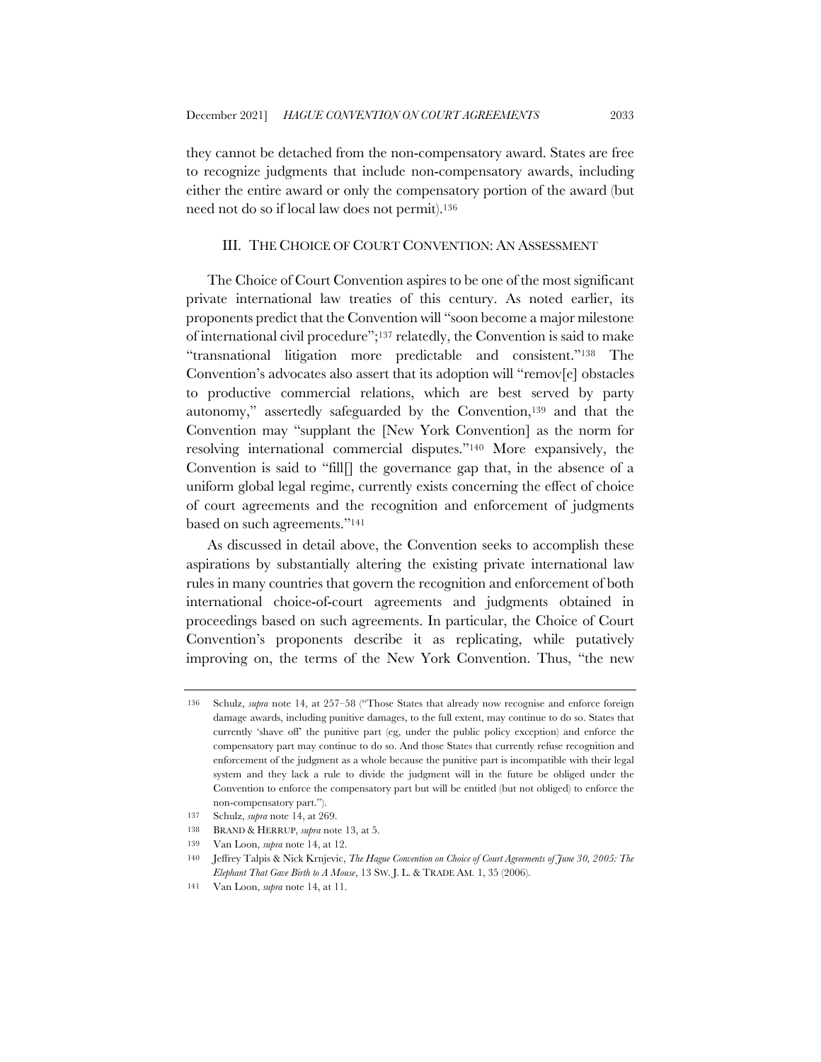they cannot be detached from the non-compensatory award. States are free to recognize judgments that include non-compensatory awards, including either the entire award or only the compensatory portion of the award (but need not do so if local law does not permit).[136]

## III. THE CHOICE OF COURT CONVENTION: AN ASSESSMENT

The Choice of Court Convention aspires to be one of the most significant private international law treaties of this century. As noted earlier, its proponents predict that the Convention will "soon become a major milestone of international civil procedure";[137] relatedly, the Convention is said to make "transnational litigation more predictable and consistent."[138] The Convention's advocates also assert that its adoption will "remov[e] obstacles to productive commercial relations, which are best served by party autonomy," assertedly safeguarded by the Convention,[139] and that the Convention may "supplant the [New York Convention] as the norm for resolving international commercial disputes."[140] More expansively, the Convention is said to "fill[] the governance gap that, in the absence of a uniform global legal regime, currently exists concerning the effect of choice of court agreements and the recognition and enforcement of judgments based on such agreements."[141]

As discussed in detail above, the Convention seeks to accomplish these aspirations by substantially altering the existing private international law rules in many countries that govern the recognition and enforcement of both international choice-of-court agreements and judgments obtained in proceedings based on such agreements. In particular, the Choice of Court Convention's proponents describe it as replicating, while putatively improving on, the terms of the New York Convention. Thus, "the new

---

136 Schulz, *supra* note 14, at 257–58 ("Those States that already now recognise and enforce foreign damage awards, including punitive damages, to the full extent, may continue to do so. States that currently 'shave off' the punitive part (eg, under the public policy exception) and enforce the compensatory part may continue to do so. And those States that currently refuse recognition and enforcement of the judgment as a whole because the punitive part is incompatible with their legal system and they lack a rule to divide the judgment will in the future be obliged under the Convention to enforce the compensatory part but will be entitled (but not obliged) to enforce the non-compensatory part.").

137 Schulz, *supra* note 14, at 269.

138 BRAND & HERRUP, *supra* note 13, at 5.

139 Van Loon, *supra* note 14, at 12.

140 Jeffrey Talpis & Nick Krnjevic, *The Hague Convention on Choice of Court Agreements of June 30, 2005: The Elephant That Gave Birth to A Mouse*, 13 SW. J. L. & TRADE AM. 1, 35 (2006).

141 Van Loon, *supra* note 14, at 11.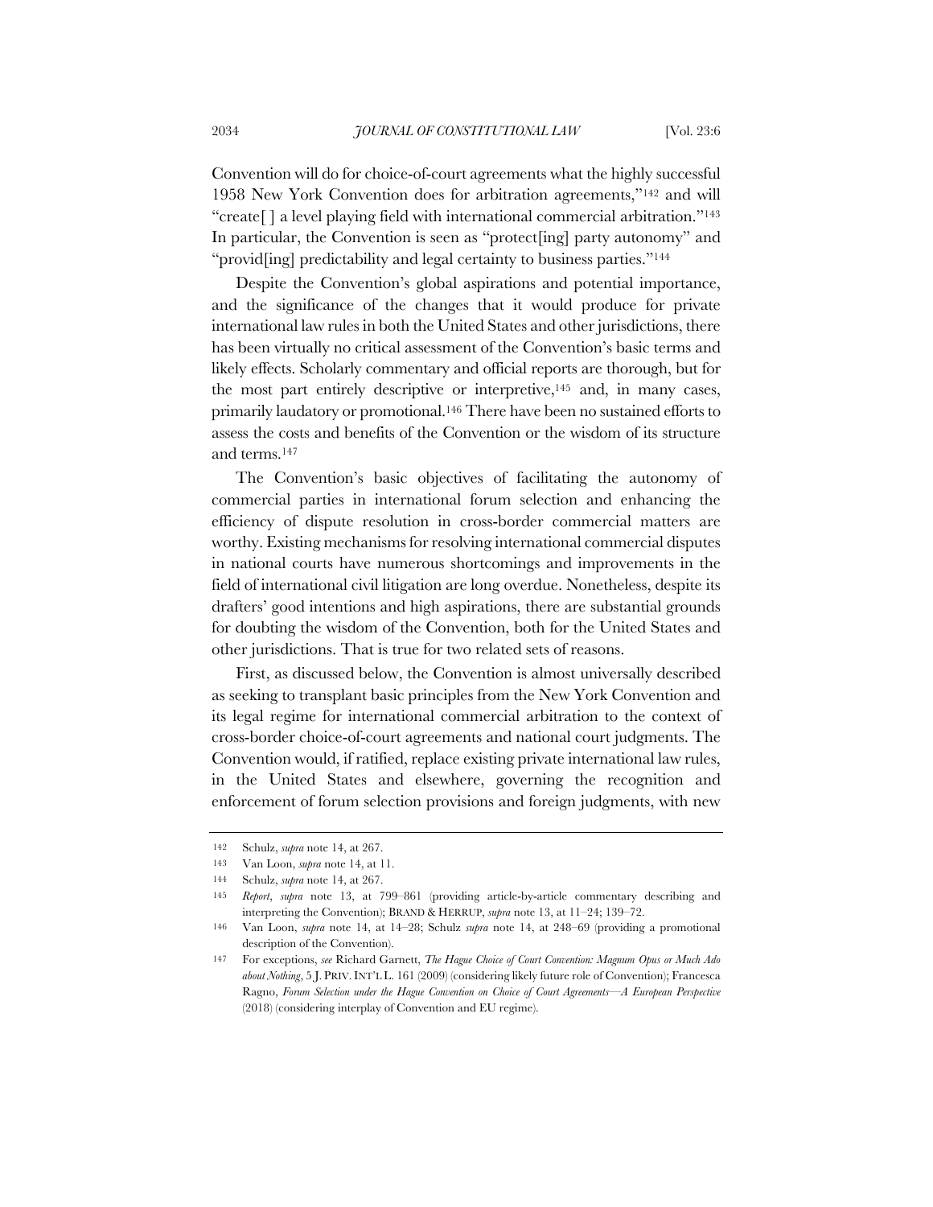Convention will do for choice-of-court agreements what the highly successful 1958 New York Convention does for arbitration agreements,"[142] and will "create[ ] a level playing field with international commercial arbitration."[143] In particular, the Convention is seen as "protect[ing] party autonomy" and "provid[ing] predictability and legal certainty to business parties."[144]

Despite the Convention's global aspirations and potential importance, and the significance of the changes that it would produce for private international law rules in both the United States and other jurisdictions, there has been virtually no critical assessment of the Convention's basic terms and likely effects. Scholarly commentary and official reports are thorough, but for the most part entirely descriptive or interpretive,[145] and, in many cases, primarily laudatory or promotional.[146] There have been no sustained efforts to assess the costs and benefits of the Convention or the wisdom of its structure and terms.[147]

The Convention's basic objectives of facilitating the autonomy of commercial parties in international forum selection and enhancing the efficiency of dispute resolution in cross-border commercial matters are worthy. Existing mechanisms for resolving international commercial disputes in national courts have numerous shortcomings and improvements in the field of international civil litigation are long overdue. Nonetheless, despite its drafters' good intentions and high aspirations, there are substantial grounds for doubting the wisdom of the Convention, both for the United States and other jurisdictions. That is true for two related sets of reasons.

First, as discussed below, the Convention is almost universally described as seeking to transplant basic principles from the New York Convention and its legal regime for international commercial arbitration to the context of cross-border choice-of-court agreements and national court judgments. The Convention would, if ratified, replace existing private international law rules, in the United States and elsewhere, governing the recognition and enforcement of forum selection provisions and foreign judgments, with new

---

142 Schulz, *supra* note 14, at 267.

143 Van Loon, *supra* note 14, at 11.

144 Schulz, *supra* note 14, at 267.

145 *Report*, *supra* note 13, at 799–861 (providing article-by-article commentary describing and interpreting the Convention); BRAND & HERRUP, *supra* note 13, at 11–24; 139–72.

146 Van Loon, *supra* note 14, at 14–28; Schulz *supra* note 14, at 248–69 (providing a promotional description of the Convention).

147 For exceptions, *see* Richard Garnett, *The Hague Choice of Court Convention: Magnum Opus or Much Ado about Nothing*, 5 J. PRIV. INT'L L. 161 (2009) (considering likely future role of Convention); Francesca Ragno, *Forum Selection under the Hague Convention on Choice of Court Agreements—A European Perspective* (2018) (considering interplay of Convention and EU regime).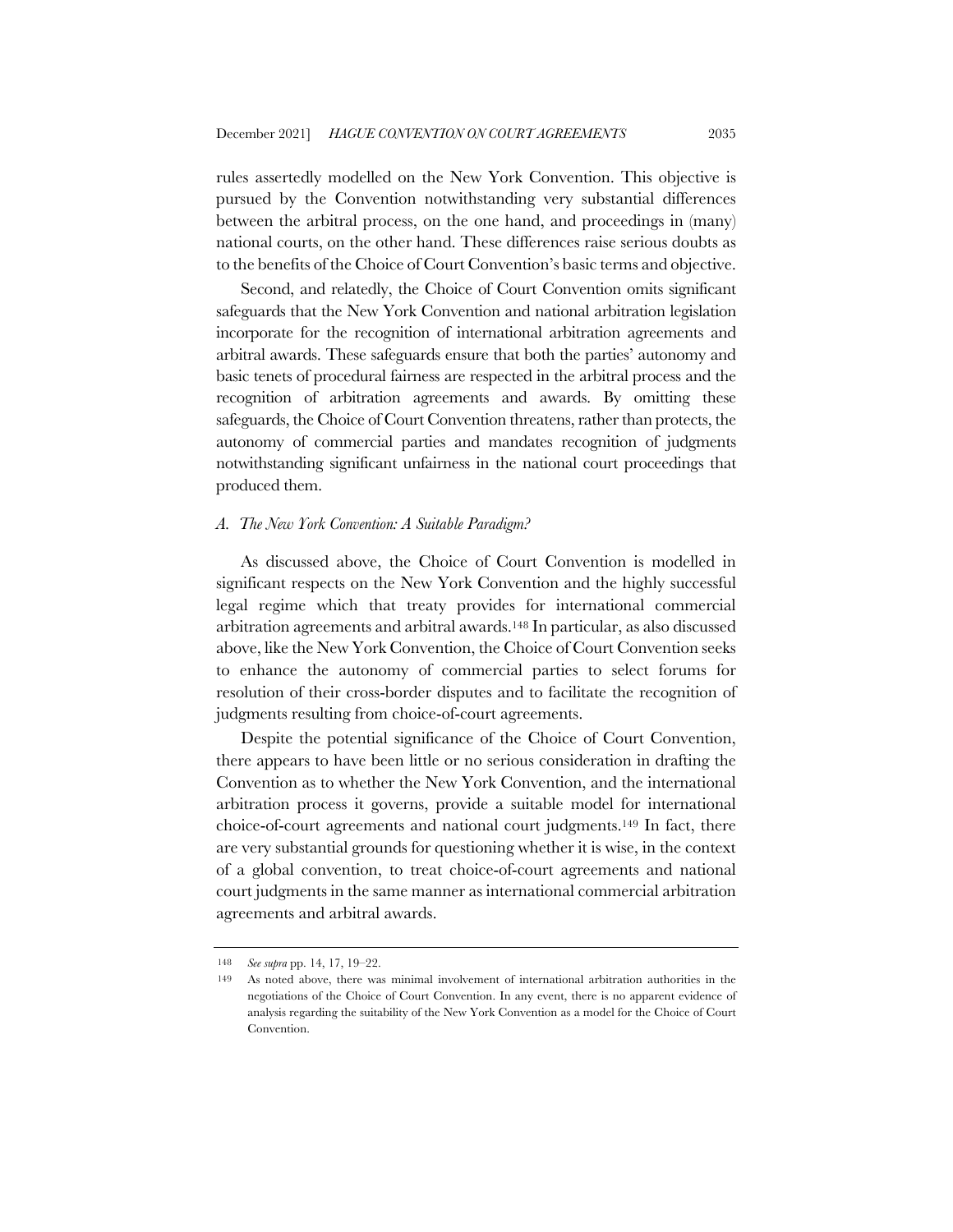rules assertedly modelled on the New York Convention. This objective is pursued by the Convention notwithstanding very substantial differences between the arbitral process, on the one hand, and proceedings in (many) national courts, on the other hand. These differences raise serious doubts as to the benefits of the Choice of Court Convention's basic terms and objective.

Second, and relatedly, the Choice of Court Convention omits significant safeguards that the New York Convention and national arbitration legislation incorporate for the recognition of international arbitration agreements and arbitral awards. These safeguards ensure that both the parties' autonomy and basic tenets of procedural fairness are respected in the arbitral process and the recognition of arbitration agreements and awards. By omitting these safeguards, the Choice of Court Convention threatens, rather than protects, the autonomy of commercial parties and mandates recognition of judgments notwithstanding significant unfairness in the national court proceedings that produced them.

### *A. The New York Convention: A Suitable Paradigm?*

As discussed above, the Choice of Court Convention is modelled in significant respects on the New York Convention and the highly successful legal regime which that treaty provides for international commercial arbitration agreements and arbitral awards.[148] In particular, as also discussed above, like the New York Convention, the Choice of Court Convention seeks to enhance the autonomy of commercial parties to select forums for resolution of their cross-border disputes and to facilitate the recognition of judgments resulting from choice-of-court agreements.

Despite the potential significance of the Choice of Court Convention, there appears to have been little or no serious consideration in drafting the Convention as to whether the New York Convention, and the international arbitration process it governs, provide a suitable model for international choice-of-court agreements and national court judgments.[149] In fact, there are very substantial grounds for questioning whether it is wise, in the context of a global convention, to treat choice-of-court agreements and national court judgments in the same manner as international commercial arbitration agreements and arbitral awards.

---

[148] *See supra* pp. 14, 17, 19–22.

[149] As noted above, there was minimal involvement of international arbitration authorities in the negotiations of the Choice of Court Convention. In any event, there is no apparent evidence of analysis regarding the suitability of the New York Convention as a model for the Choice of Court Convention.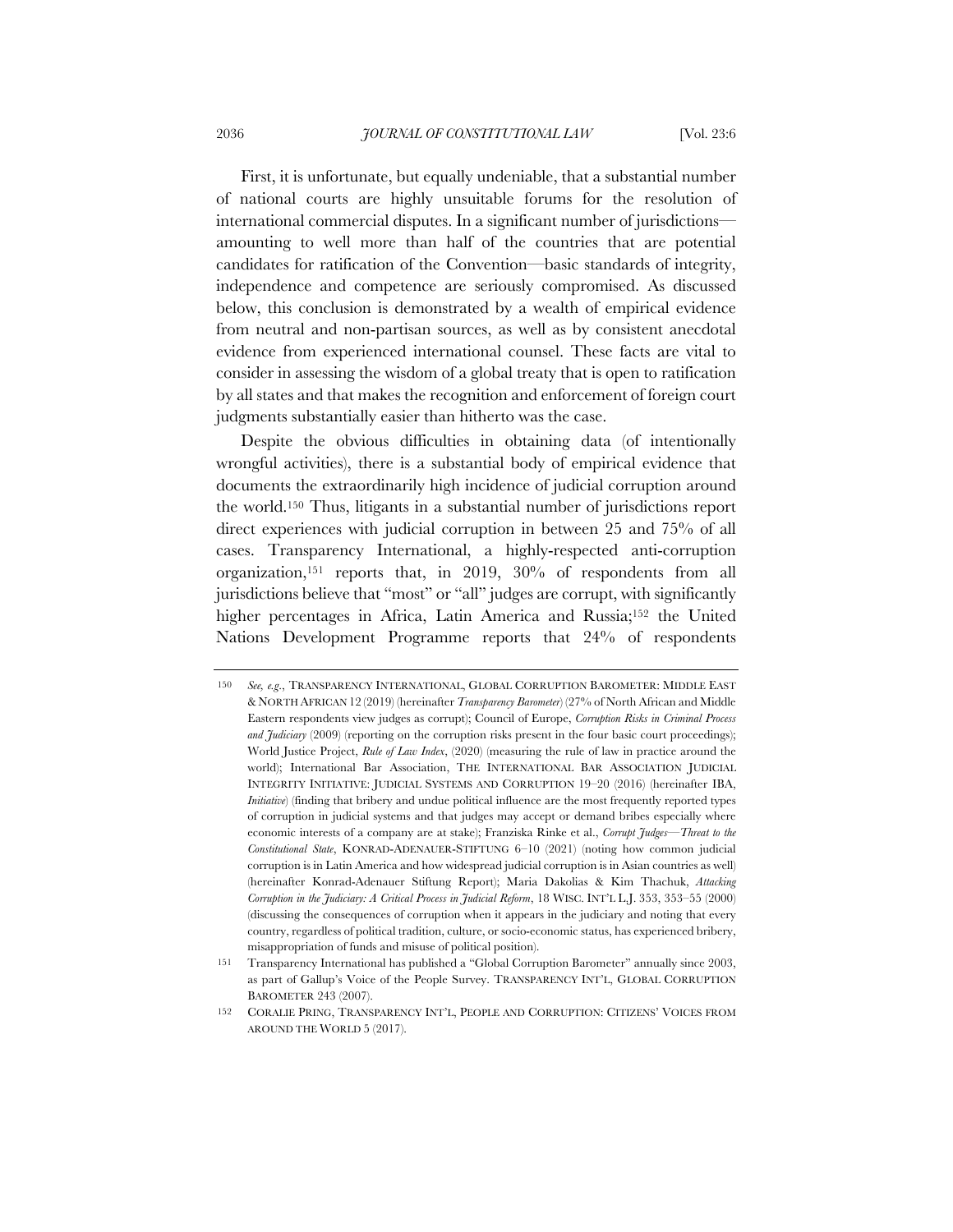First, it is unfortunate, but equally undeniable, that a substantial number of national courts are highly unsuitable forums for the resolution of international commercial disputes. In a significant number of jurisdictions—amounting to well more than half of the countries that are potential candidates for ratification of the Convention—basic standards of integrity, independence and competence are seriously compromised. As discussed below, this conclusion is demonstrated by a wealth of empirical evidence from neutral and non-partisan sources, as well as by consistent anecdotal evidence from experienced international counsel. These facts are vital to consider in assessing the wisdom of a global treaty that is open to ratification by all states and that makes the recognition and enforcement of foreign court judgments substantially easier than hitherto was the case.

Despite the obvious difficulties in obtaining data (of intentionally wrongful activities), there is a substantial body of empirical evidence that documents the extraordinarily high incidence of judicial corruption around the world.[150] Thus, litigants in a substantial number of jurisdictions report direct experiences with judicial corruption in between 25 and 75% of all cases. Transparency International, a highly-respected anti-corruption organization,[151] reports that, in 2019, 30% of respondents from all jurisdictions believe that "most" or "all" judges are corrupt, with significantly higher percentages in Africa, Latin America and Russia;[152] the United Nations Development Programme reports that 24% of respondents

---

150 *See, e.g.*, TRANSPARENCY INTERNATIONAL, GLOBAL CORRUPTION BAROMETER: MIDDLE EAST & NORTH AFRICAN 12 (2019) (hereinafter *Transparency Barometer*) (27% of North African and Middle Eastern respondents view judges as corrupt); Council of Europe, *Corruption Risks in Criminal Process and Judiciary* (2009) (reporting on the corruption risks present in the four basic court proceedings); World Justice Project, *Rule of Law Index*, (2020) (measuring the rule of law in practice around the world); International Bar Association, THE INTERNATIONAL BAR ASSOCIATION JUDICIAL INTEGRITY INITIATIVE: JUDICIAL SYSTEMS AND CORRUPTION 19–20 (2016) (hereinafter IBA, *Initiative*) (finding that bribery and undue political influence are the most frequently reported types of corruption in judicial systems and that judges may accept or demand bribes especially where economic interests of a company are at stake); Franziska Rinke et al., *Corrupt Judges—Threat to the Constitutional State*, KONRAD-ADENAUER-STIFTUNG 6–10 (2021) (noting how common judicial corruption is in Latin America and how widespread judicial corruption is in Asian countries as well) (hereinafter Konrad-Adenauer Stiftung Report); Maria Dakolias & Kim Thachuk, *Attacking Corruption in the Judiciary: A Critical Process in Judicial Reform*, 18 WISC. INT'L L.J. 353, 353–55 (2000) (discussing the consequences of corruption when it appears in the judiciary and noting that every country, regardless of political tradition, culture, or socio-economic status, has experienced bribery, misappropriation of funds and misuse of political position).

151 Transparency International has published a "Global Corruption Barometer" annually since 2003, as part of Gallup's Voice of the People Survey. TRANSPARENCY INT'L, GLOBAL CORRUPTION BAROMETER 243 (2007).

152 CORALIE PRING, TRANSPARENCY INT'L, PEOPLE AND CORRUPTION: CITIZENS' VOICES FROM AROUND THE WORLD 5 (2017).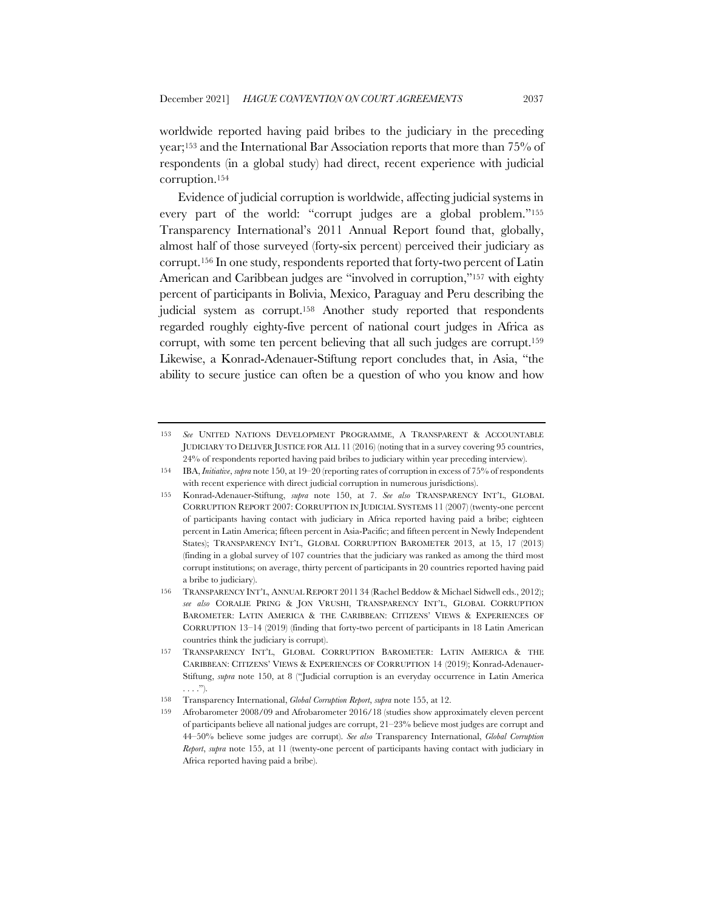worldwide reported having paid bribes to the judiciary in the preceding year;[153] and the International Bar Association reports that more than 75% of respondents (in a global study) had direct, recent experience with judicial corruption.[154]

Evidence of judicial corruption is worldwide, affecting judicial systems in every part of the world: "corrupt judges are a global problem."[155] Transparency International's 2011 Annual Report found that, globally, almost half of those surveyed (forty-six percent) perceived their judiciary as corrupt.[156] In one study, respondents reported that forty-two percent of Latin American and Caribbean judges are "involved in corruption,"[157] with eighty percent of participants in Bolivia, Mexico, Paraguay and Peru describing the judicial system as corrupt.[158] Another study reported that respondents regarded roughly eighty-five percent of national court judges in Africa as corrupt, with some ten percent believing that all such judges are corrupt.[159] Likewise, a Konrad-Adenauer-Stiftung report concludes that, in Asia, "the ability to secure justice can often be a question of who you know and how

---

153 *See* UNITED NATIONS DEVELOPMENT PROGRAMME, A TRANSPARENT & ACCOUNTABLE JUDICIARY TO DELIVER JUSTICE FOR ALL 11 (2016) (noting that in a survey covering 95 countries, 24% of respondents reported having paid bribes to judiciary within year preceding interview).

154 IBA, *Initiative*, *supra* note 150, at 19–20 (reporting rates of corruption in excess of 75% of respondents with recent experience with direct judicial corruption in numerous jurisdictions).

155 Konrad-Adenauer-Stiftung, *supra* note 150, at 7. *See also* TRANSPARENCY INT'L, GLOBAL CORRUPTION REPORT 2007: CORRUPTION IN JUDICIAL SYSTEMS 11 (2007) (twenty-one percent of participants having contact with judiciary in Africa reported having paid a bribe; eighteen percent in Latin America; fifteen percent in Asia-Pacific; and fifteen percent in Newly Independent States); TRANSPARENCY INT'L, GLOBAL CORRUPTION BAROMETER 2013, at 15, 17 (2013) (finding in a global survey of 107 countries that the judiciary was ranked as among the third most corrupt institutions; on average, thirty percent of participants in 20 countries reported having paid a bribe to judiciary).

156 TRANSPARENCY INT'L, ANNUAL REPORT 2011 34 (Rachel Beddow & Michael Sidwell eds., 2012); *see also* CORALIE PRING & JON VRUSHI, TRANSPARENCY INT'L, GLOBAL CORRUPTION BAROMETER: LATIN AMERICA & THE CARIBBEAN: CITIZENS' VIEWS & EXPERIENCES OF CORRUPTION 13–14 (2019) (finding that forty-two percent of participants in 18 Latin American countries think the judiciary is corrupt).

157 TRANSPARENCY INT'L, GLOBAL CORRUPTION BAROMETER: LATIN AMERICA & THE CARIBBEAN: CITIZENS' VIEWS & EXPERIENCES OF CORRUPTION 14 (2019); Konrad-Adenauer-Stiftung, *supra* note 150, at 8 ("Judicial corruption is an everyday occurrence in Latin America . . . .").

158 Transparency International, *Global Corruption Report*, *supra* note 155, at 12.

159 Afrobarometer 2008/09 and Afrobarometer 2016/18 (studies show approximately eleven percent of participants believe all national judges are corrupt, 21–23% believe most judges are corrupt and 44–50% believe some judges are corrupt). *See also* Transparency International, *Global Corruption Report*, *supra* note 155, at 11 (twenty-one percent of participants having contact with judiciary in Africa reported having paid a bribe).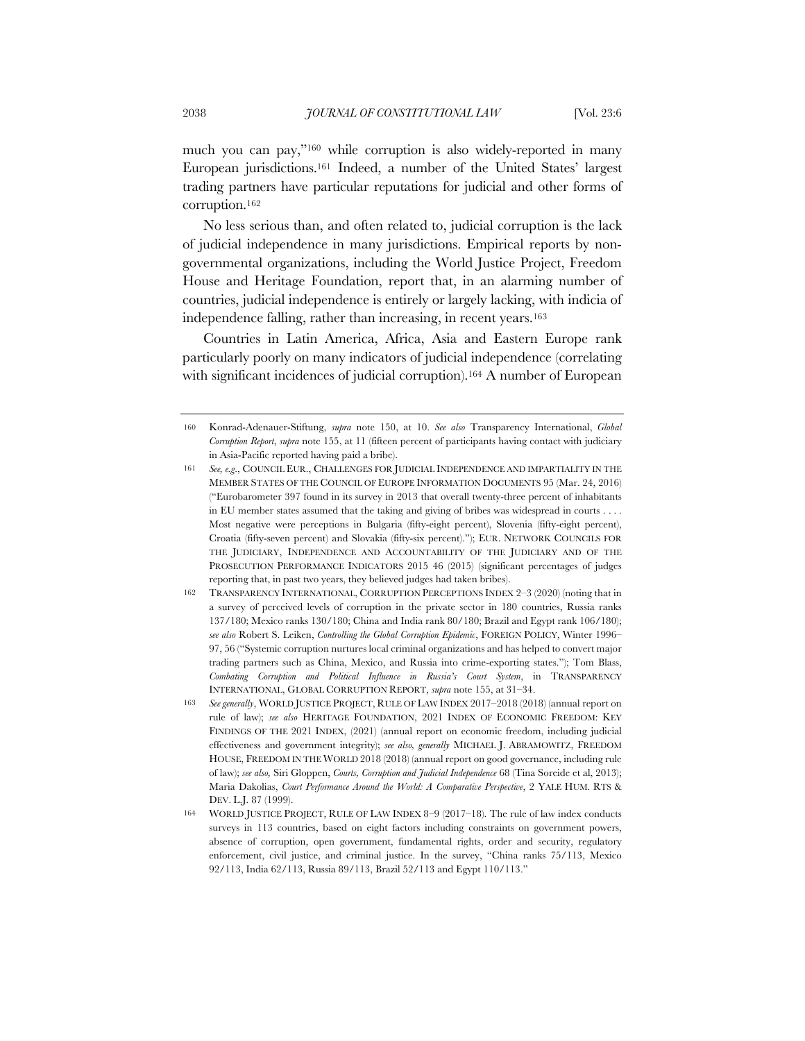much you can pay,"[160] while corruption is also widely-reported in many European jurisdictions.[161] Indeed, a number of the United States' largest trading partners have particular reputations for judicial and other forms of corruption.[162]

No less serious than, and often related to, judicial corruption is the lack of judicial independence in many jurisdictions. Empirical reports by non-governmental organizations, including the World Justice Project, Freedom House and Heritage Foundation, report that, in an alarming number of countries, judicial independence is entirely or largely lacking, with indicia of independence falling, rather than increasing, in recent years.[163]

Countries in Latin America, Africa, Asia and Eastern Europe rank particularly poorly on many indicators of judicial independence (correlating with significant incidences of judicial corruption).[164] A number of European

---

160 Konrad-Adenauer-Stiftung, *supra* note 150, at 10. *See also* Transparency International, *Global Corruption Report*, *supra* note 155, at 11 (fifteen percent of participants having contact with judiciary in Asia-Pacific reported having paid a bribe).

161 *See, e.g.*, COUNCIL EUR., CHALLENGES FOR JUDICIAL INDEPENDENCE AND IMPARTIALITY IN THE MEMBER STATES OF THE COUNCIL OF EUROPE INFORMATION DOCUMENTS 95 (Mar. 24, 2016) ("Eurobarometer 397 found in its survey in 2013 that overall twenty-three percent of inhabitants in EU member states assumed that the taking and giving of bribes was widespread in courts . . . . Most negative were perceptions in Bulgaria (fifty-eight percent), Slovenia (fifty-eight percent), Croatia (fifty-seven percent) and Slovakia (fifty-six percent)."); EUR. NETWORK COUNCILS FOR THE JUDICIARY, INDEPENDENCE AND ACCOUNTABILITY OF THE JUDICIARY AND OF THE PROSECUTION PERFORMANCE INDICATORS 2015 46 (2015) (significant percentages of judges reporting that, in past two years, they believed judges had taken bribes).

162 TRANSPARENCY INTERNATIONAL, CORRUPTION PERCEPTIONS INDEX 2–3 (2020) (noting that in a survey of perceived levels of corruption in the private sector in 180 countries, Russia ranks 137/180; Mexico ranks 130/180; China and India rank 80/180; Brazil and Egypt rank 106/180); *see also* Robert S. Leiken, *Controlling the Global Corruption Epidemic*, FOREIGN POLICY, Winter 1996–97, 56 ("Systemic corruption nurtures local criminal organizations and has helped to convert major trading partners such as China, Mexico, and Russia into crime-exporting states."); Tom Blass, *Combating Corruption and Political Influence in Russia's Court System*, in TRANSPARENCY INTERNATIONAL, GLOBAL CORRUPTION REPORT, *supra* note 155, at 31–34.

163 *See generally*, WORLD JUSTICE PROJECT, RULE OF LAW INDEX 2017–2018 (2018) (annual report on rule of law); *see also* HERITAGE FOUNDATION, 2021 INDEX OF ECONOMIC FREEDOM: KEY FINDINGS OF THE 2021 INDEX, (2021) (annual report on economic freedom, including judicial effectiveness and government integrity); *see also, generally* MICHAEL J. ABRAMOWITZ, FREEDOM HOUSE, FREEDOM IN THE WORLD 2018 (2018) (annual report on good governance, including rule of law); *see also,* Siri Gloppen, *Courts, Corruption and Judicial Independence* 68 (Tina Soreide et al, 2013); Maria Dakolias, *Court Performance Around the World: A Comparative Perspective*, 2 YALE HUM. RTS & DEV. L.J. 87 (1999).

164 WORLD JUSTICE PROJECT, RULE OF LAW INDEX 8–9 (2017–18). The rule of law index conducts surveys in 113 countries, based on eight factors including constraints on government powers, absence of corruption, open government, fundamental rights, order and security, regulatory enforcement, civil justice, and criminal justice. In the survey, "China ranks 75/113, Mexico 92/113, India 62/113, Russia 89/113, Brazil 52/113 and Egypt 110/113."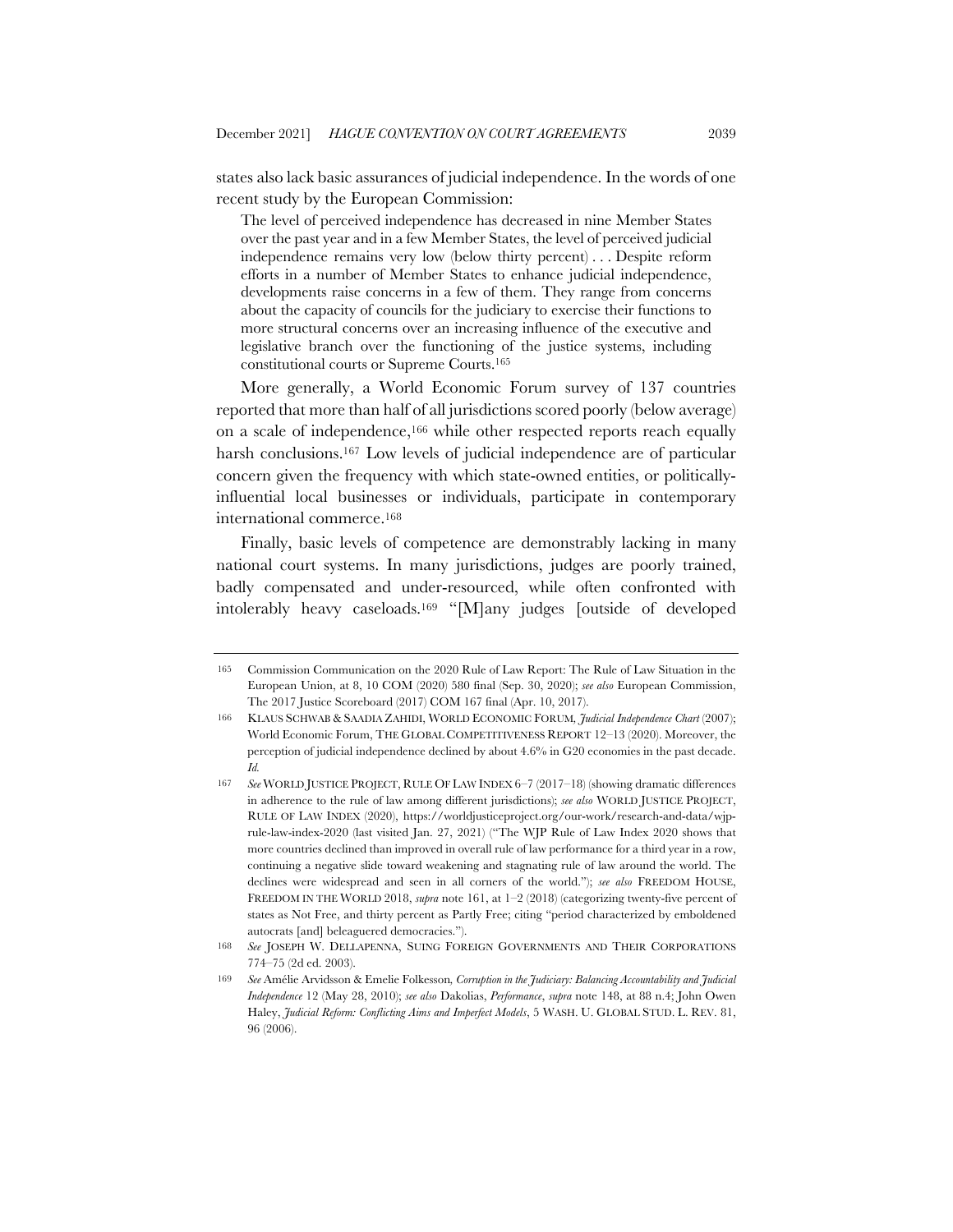states also lack basic assurances of judicial independence. In the words of one recent study by the European Commission:

> The level of perceived independence has decreased in nine Member States over the past year and in a few Member States, the level of perceived judicial independence remains very low (below thirty percent) . . . Despite reform efforts in a number of Member States to enhance judicial independence, developments raise concerns in a few of them. They range from concerns about the capacity of councils for the judiciary to exercise their functions to more structural concerns over an increasing influence of the executive and legislative branch over the functioning of the justice systems, including constitutional courts or Supreme Courts.[165]

More generally, a World Economic Forum survey of 137 countries reported that more than half of all jurisdictions scored poorly (below average) on a scale of independence,[166] while other respected reports reach equally harsh conclusions.[167] Low levels of judicial independence are of particular concern given the frequency with which state-owned entities, or politically-influential local businesses or individuals, participate in contemporary international commerce.[168]

Finally, basic levels of competence are demonstrably lacking in many national court systems. In many jurisdictions, judges are poorly trained, badly compensated and under-resourced, while often confronted with intolerably heavy caseloads.[169] "[M]any judges [outside of developed

---

165 Commission Communication on the 2020 Rule of Law Report: The Rule of Law Situation in the European Union, at 8, 10 COM (2020) 580 final (Sep. 30, 2020); *see also* European Commission, The 2017 Justice Scoreboard (2017) COM 167 final (Apr. 10, 2017).

166 KLAUS SCHWAB & SAADIA ZAHIDI, WORLD ECONOMIC FORUM, *Judicial Independence Chart* (2007); World Economic Forum, THE GLOBAL COMPETITIVENESS REPORT 12–13 (2020). Moreover, the perception of judicial independence declined by about 4.6% in G20 economies in the past decade. *Id.*

167 *See* WORLD JUSTICE PROJECT, RULE OF LAW INDEX 6–7 (2017–18) (showing dramatic differences in adherence to the rule of law among different jurisdictions); *see also* WORLD JUSTICE PROJECT, RULE OF LAW INDEX (2020), https://worldjusticeproject.org/our-work/research-and-data/wjp-rule-law-index-2020 (last visited Jan. 27, 2021) ("The WJP Rule of Law Index 2020 shows that more countries declined than improved in overall rule of law performance for a third year in a row, continuing a negative slide toward weakening and stagnating rule of law around the world. The declines were widespread and seen in all corners of the world."); *see also* FREEDOM HOUSE, FREEDOM IN THE WORLD 2018, *supra* note 161, at 1–2 (2018) (categorizing twenty-five percent of states as Not Free, and thirty percent as Partly Free; citing "period characterized by emboldened autocrats [and] beleaguered democracies.").

168 *See* JOSEPH W. DELLAPENNA, SUING FOREIGN GOVERNMENTS AND THEIR CORPORATIONS 774–75 (2d ed. 2003).

169 *See* Amélie Arvidsson & Emelie Folkesson*, Corruption in the Judiciary: Balancing Accountability and Judicial Independence* 12 (May 28, 2010); *see also* Dakolias, *Performance*, *supra* note 148, at 88 n.4; John Owen Haley, *Judicial Reform: Conflicting Aims and Imperfect Models*, 5 WASH. U. GLOBAL STUD. L. REV. 81, 96 (2006).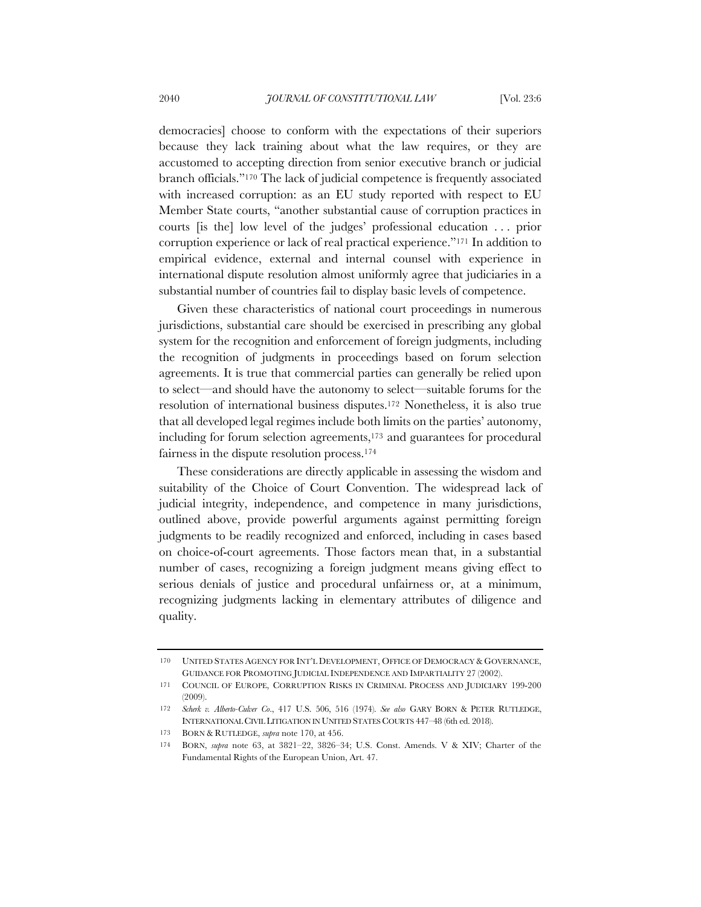democracies] choose to conform with the expectations of their superiors because they lack training about what the law requires, or they are accustomed to accepting direction from senior executive branch or judicial branch officials."[170] The lack of judicial competence is frequently associated with increased corruption: as an EU study reported with respect to EU Member State courts, "another substantial cause of corruption practices in courts [is the] low level of the judges' professional education . . . prior corruption experience or lack of real practical experience."[171] In addition to empirical evidence, external and internal counsel with experience in international dispute resolution almost uniformly agree that judiciaries in a substantial number of countries fail to display basic levels of competence.

Given these characteristics of national court proceedings in numerous jurisdictions, substantial care should be exercised in prescribing any global system for the recognition and enforcement of foreign judgments, including the recognition of judgments in proceedings based on forum selection agreements. It is true that commercial parties can generally be relied upon to select—and should have the autonomy to select—suitable forums for the resolution of international business disputes.[172] Nonetheless, it is also true that all developed legal regimes include both limits on the parties' autonomy, including for forum selection agreements,[173] and guarantees for procedural fairness in the dispute resolution process.[174]

These considerations are directly applicable in assessing the wisdom and suitability of the Choice of Court Convention. The widespread lack of judicial integrity, independence, and competence in many jurisdictions, outlined above, provide powerful arguments against permitting foreign judgments to be readily recognized and enforced, including in cases based on choice-of-court agreements. Those factors mean that, in a substantial number of cases, recognizing a foreign judgment means giving effect to serious denials of justice and procedural unfairness or, at a minimum, recognizing judgments lacking in elementary attributes of diligence and quality.

---

170 UNITED STATES AGENCY FOR INT'L DEVELOPMENT, OFFICE OF DEMOCRACY & GOVERNANCE, GUIDANCE FOR PROMOTING JUDICIAL INDEPENDENCE AND IMPARTIALITY 27 (2002).

171 COUNCIL OF EUROPE, CORRUPTION RISKS IN CRIMINAL PROCESS AND JUDICIARY 199-200 (2009).

172 *Scherk v. Alberto-Culver Co.*, 417 U.S. 506, 516 (1974). *See also* GARY BORN & PETER RUTLEDGE, INTERNATIONAL CIVIL LITIGATION IN UNITED STATES COURTS 447–48 (6th ed. 2018).

173 BORN & RUTLEDGE, *supra* note 170, at 456.

174 BORN, *supra* note 63, at 3821–22, 3826–34; U.S. Const. Amends. V & XIV; Charter of the Fundamental Rights of the European Union, Art. 47.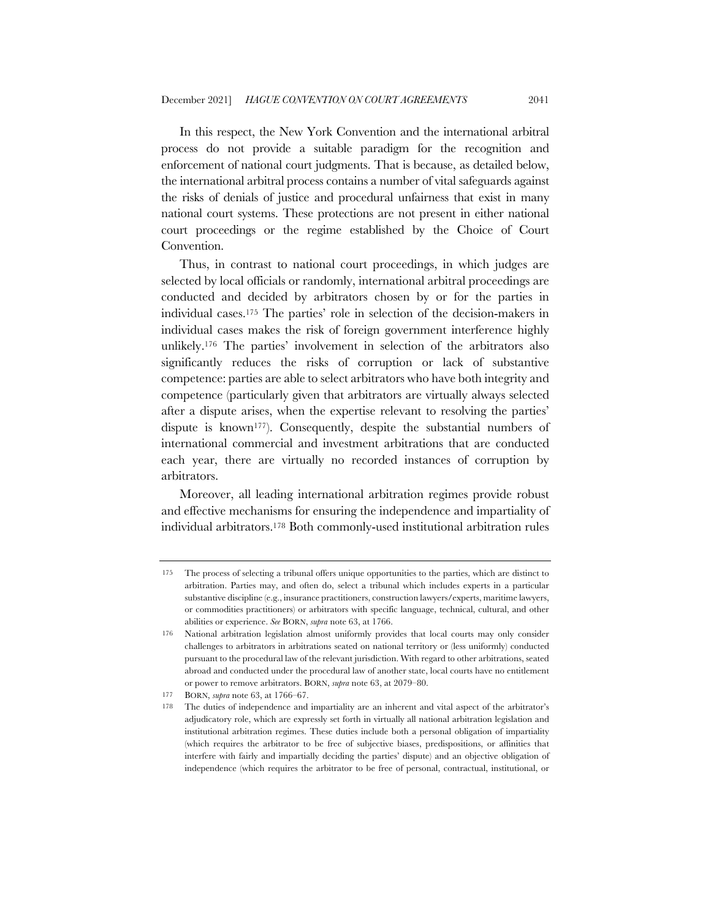In this respect, the New York Convention and the international arbitral process do not provide a suitable paradigm for the recognition and enforcement of national court judgments. That is because, as detailed below, the international arbitral process contains a number of vital safeguards against the risks of denials of justice and procedural unfairness that exist in many national court systems. These protections are not present in either national court proceedings or the regime established by the Choice of Court Convention.

Thus, in contrast to national court proceedings, in which judges are selected by local officials or randomly, international arbitral proceedings are conducted and decided by arbitrators chosen by or for the parties in individual cases.[175] The parties' role in selection of the decision-makers in individual cases makes the risk of foreign government interference highly unlikely.[176] The parties' involvement in selection of the arbitrators also significantly reduces the risks of corruption or lack of substantive competence: parties are able to select arbitrators who have both integrity and competence (particularly given that arbitrators are virtually always selected after a dispute arises, when the expertise relevant to resolving the parties' dispute is known[177]). Consequently, despite the substantial numbers of international commercial and investment arbitrations that are conducted each year, there are virtually no recorded instances of corruption by arbitrators.

Moreover, all leading international arbitration regimes provide robust and effective mechanisms for ensuring the independence and impartiality of individual arbitrators.[178] Both commonly-used institutional arbitration rules

---

175 The process of selecting a tribunal offers unique opportunities to the parties, which are distinct to arbitration. Parties may, and often do, select a tribunal which includes experts in a particular substantive discipline (e.g., insurance practitioners, construction lawyers/experts, maritime lawyers, or commodities practitioners) or arbitrators with specific language, technical, cultural, and other abilities or experience. *See* BORN, *supra* note 63, at 1766.

176 National arbitration legislation almost uniformly provides that local courts may only consider challenges to arbitrators in arbitrations seated on national territory or (less uniformly) conducted pursuant to the procedural law of the relevant jurisdiction. With regard to other arbitrations, seated abroad and conducted under the procedural law of another state, local courts have no entitlement or power to remove arbitrators. BORN, *supra* note 63, at 2079–80.

177 BORN, *supra* note 63, at 1766–67.

178 The duties of independence and impartiality are an inherent and vital aspect of the arbitrator's adjudicatory role, which are expressly set forth in virtually all national arbitration legislation and institutional arbitration regimes. These duties include both a personal obligation of impartiality (which requires the arbitrator to be free of subjective biases, predispositions, or affinities that interfere with fairly and impartially deciding the parties' dispute) and an objective obligation of independence (which requires the arbitrator to be free of personal, contractual, institutional, or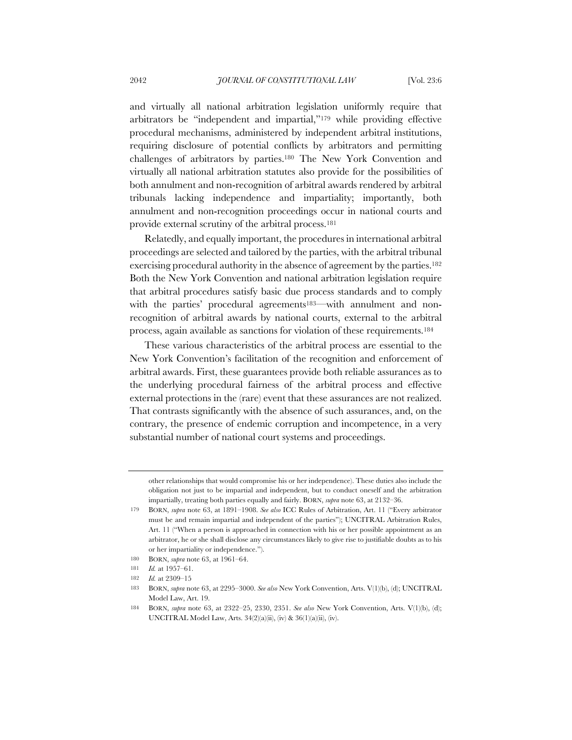and virtually all national arbitration legislation uniformly require that arbitrators be "independent and impartial,"[179] while providing effective procedural mechanisms, administered by independent arbitral institutions, requiring disclosure of potential conflicts by arbitrators and permitting challenges of arbitrators by parties.[180] The New York Convention and virtually all national arbitration statutes also provide for the possibilities of both annulment and non-recognition of arbitral awards rendered by arbitral tribunals lacking independence and impartiality; importantly, both annulment and non-recognition proceedings occur in national courts and provide external scrutiny of the arbitral process.[181]

Relatedly, and equally important, the procedures in international arbitral proceedings are selected and tailored by the parties, with the arbitral tribunal exercising procedural authority in the absence of agreement by the parties.[182] Both the New York Convention and national arbitration legislation require that arbitral procedures satisfy basic due process standards and to comply with the parties' procedural agreements[183]—with annulment and non-recognition of arbitral awards by national courts, external to the arbitral process, again available as sanctions for violation of these requirements.[184]

These various characteristics of the arbitral process are essential to the New York Convention's facilitation of the recognition and enforcement of arbitral awards. First, these guarantees provide both reliable assurances as to the underlying procedural fairness of the arbitral process and effective external protections in the (rare) event that these assurances are not realized. That contrasts significantly with the absence of such assurances, and, on the contrary, the presence of endemic corruption and incompetence, in a very substantial number of national court systems and proceedings.

---

other relationships that would compromise his or her independence). These duties also include the obligation not just to be impartial and independent, but to conduct oneself and the arbitration impartially, treating both parties equally and fairly. BORN, *supra* note 63, at 2132–36.

179 BORN, *supra* note 63, at 1891–1908. *See also* ICC Rules of Arbitration, Art. 11 ("Every arbitrator must be and remain impartial and independent of the parties"); UNCITRAL Arbitration Rules, Art. 11 ("When a person is approached in connection with his or her possible appointment as an arbitrator, he or she shall disclose any circumstances likely to give rise to justifiable doubts as to his or her impartiality or independence.").

180 BORN, *supra* note 63, at 1961–64.

181 *Id.* at 1957–61.

182 *Id.* at 2309–15

183 BORN, *supra* note 63, at 2295–3000. *See also* New York Convention, Arts. V(1)(b), (d); UNCITRAL Model Law, Art. 19.

184 BORN, *supra* note 63, at 2322–25, 2330, 2351. *See also* New York Convention, Arts. V(1)(b), (d); UNCITRAL Model Law, Arts. 34(2)(a)(ii), (iv) & 36(1)(a)(ii), (iv).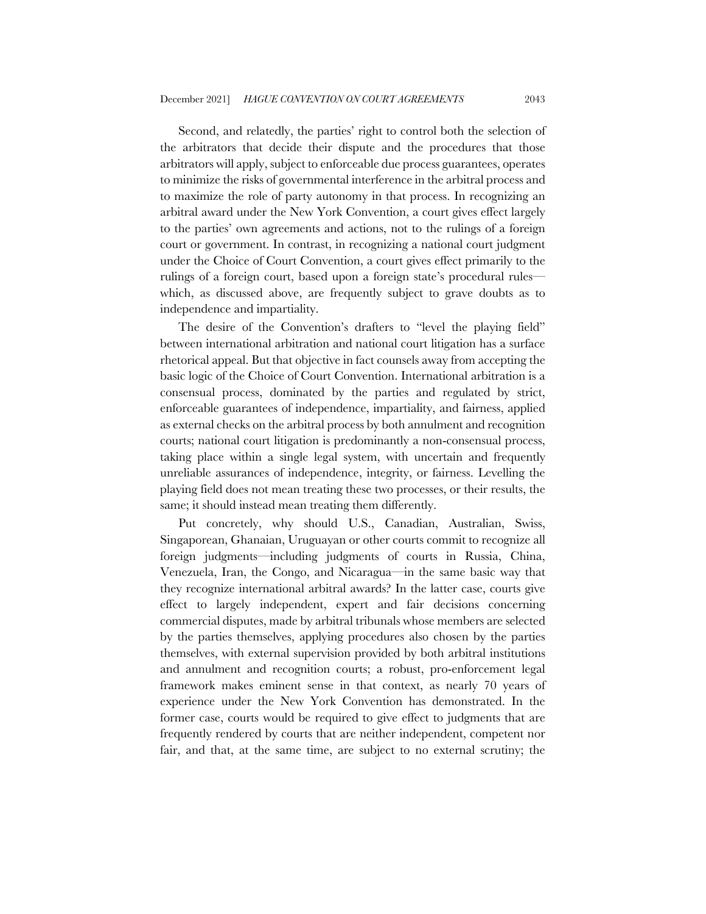Second, and relatedly, the parties' right to control both the selection of the arbitrators that decide their dispute and the procedures that those arbitrators will apply, subject to enforceable due process guarantees, operates to minimize the risks of governmental interference in the arbitral process and to maximize the role of party autonomy in that process. In recognizing an arbitral award under the New York Convention, a court gives effect largely to the parties' own agreements and actions, not to the rulings of a foreign court or government. In contrast, in recognizing a national court judgment under the Choice of Court Convention, a court gives effect primarily to the rulings of a foreign court, based upon a foreign state's procedural rules—which, as discussed above, are frequently subject to grave doubts as to independence and impartiality.

The desire of the Convention's drafters to "level the playing field" between international arbitration and national court litigation has a surface rhetorical appeal. But that objective in fact counsels away from accepting the basic logic of the Choice of Court Convention. International arbitration is a consensual process, dominated by the parties and regulated by strict, enforceable guarantees of independence, impartiality, and fairness, applied as external checks on the arbitral process by both annulment and recognition courts; national court litigation is predominantly a non-consensual process, taking place within a single legal system, with uncertain and frequently unreliable assurances of independence, integrity, or fairness. Levelling the playing field does not mean treating these two processes, or their results, the same; it should instead mean treating them differently.

Put concretely, why should U.S., Canadian, Australian, Swiss, Singaporean, Ghanaian, Uruguayan or other courts commit to recognize all foreign judgments—including judgments of courts in Russia, China, Venezuela, Iran, the Congo, and Nicaragua—in the same basic way that they recognize international arbitral awards? In the latter case, courts give effect to largely independent, expert and fair decisions concerning commercial disputes, made by arbitral tribunals whose members are selected by the parties themselves, applying procedures also chosen by the parties themselves, with external supervision provided by both arbitral institutions and annulment and recognition courts; a robust, pro-enforcement legal framework makes eminent sense in that context, as nearly 70 years of experience under the New York Convention has demonstrated. In the former case, courts would be required to give effect to judgments that are frequently rendered by courts that are neither independent, competent nor fair, and that, at the same time, are subject to no external scrutiny; the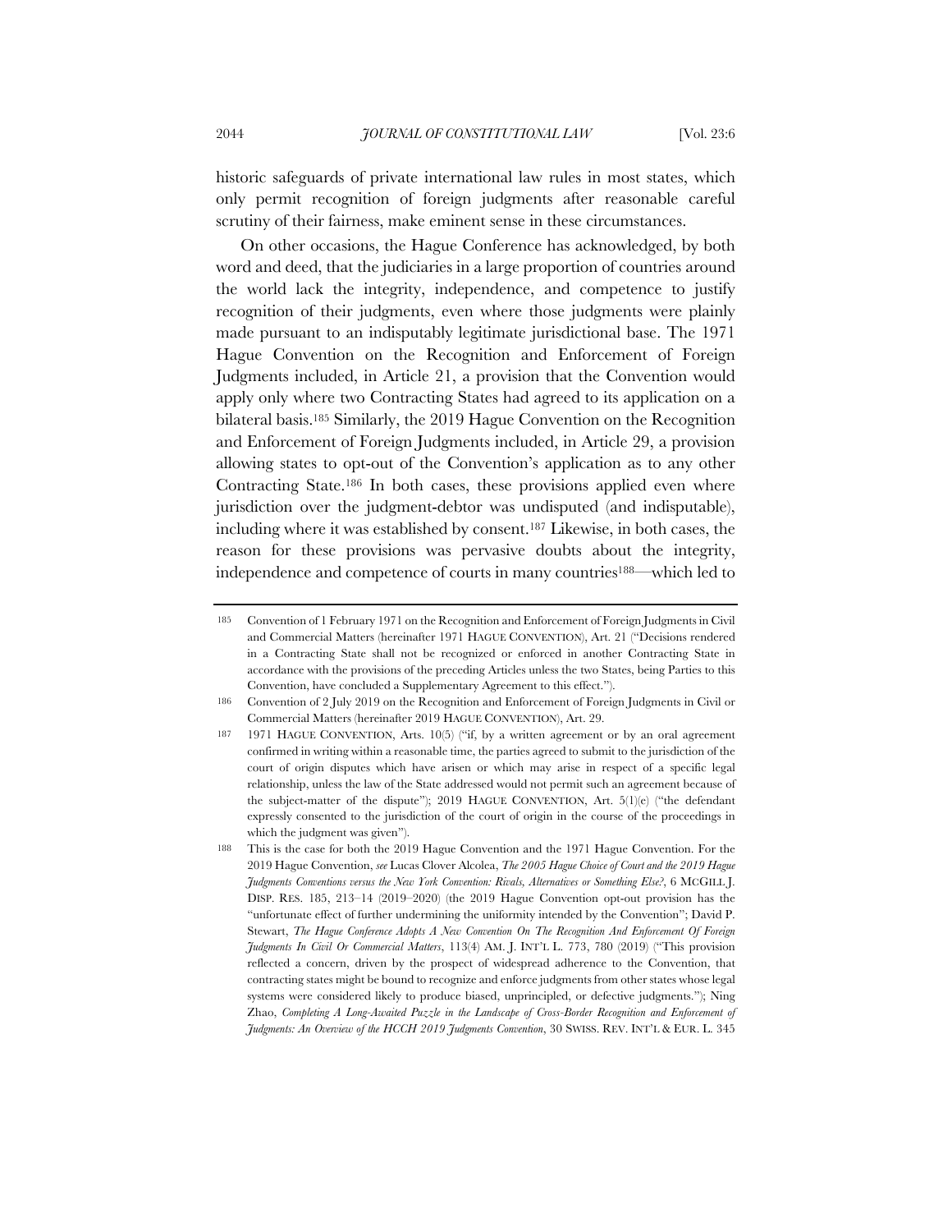historic safeguards of private international law rules in most states, which only permit recognition of foreign judgments after reasonable careful scrutiny of their fairness, make eminent sense in these circumstances.

On other occasions, the Hague Conference has acknowledged, by both word and deed, that the judiciaries in a large proportion of countries around the world lack the integrity, independence, and competence to justify recognition of their judgments, even where those judgments were plainly made pursuant to an indisputably legitimate jurisdictional base. The 1971 Hague Convention on the Recognition and Enforcement of Foreign Judgments included, in Article 21, a provision that the Convention would apply only where two Contracting States had agreed to its application on a bilateral basis.[185] Similarly, the 2019 Hague Convention on the Recognition and Enforcement of Foreign Judgments included, in Article 29, a provision allowing states to opt-out of the Convention's application as to any other Contracting State.[186] In both cases, these provisions applied even where jurisdiction over the judgment-debtor was undisputed (and indisputable), including where it was established by consent.[187] Likewise, in both cases, the reason for these provisions was pervasive doubts about the integrity, independence and competence of courts in many countries[188]—which led to

---

185 Convention of 1 February 1971 on the Recognition and Enforcement of Foreign Judgments in Civil and Commercial Matters (hereinafter 1971 HAGUE CONVENTION), Art. 21 ("Decisions rendered in a Contracting State shall not be recognized or enforced in another Contracting State in accordance with the provisions of the preceding Articles unless the two States, being Parties to this Convention, have concluded a Supplementary Agreement to this effect.").

186 Convention of 2 July 2019 on the Recognition and Enforcement of Foreign Judgments in Civil or Commercial Matters (hereinafter 2019 HAGUE CONVENTION), Art. 29.

187 1971 HAGUE CONVENTION, Arts. 10(5) ("if, by a written agreement or by an oral agreement confirmed in writing within a reasonable time, the parties agreed to submit to the jurisdiction of the court of origin disputes which have arisen or which may arise in respect of a specific legal relationship, unless the law of the State addressed would not permit such an agreement because of the subject-matter of the dispute"); 2019 HAGUE CONVENTION, Art. 5(1)(e) ("the defendant expressly consented to the jurisdiction of the court of origin in the course of the proceedings in which the judgment was given").

188 This is the case for both the 2019 Hague Convention and the 1971 Hague Convention. For the 2019 Hague Convention, *see* Lucas Clover Alcolea, *The 2005 Hague Choice of Court and the 2019 Hague Judgments Conventions versus the New York Convention: Rivals, Alternatives or Something Else?*, 6 MCGILL J. DISP. RES. 185, 213–14 (2019–2020) (the 2019 Hague Convention opt-out provision has the "unfortunate effect of further undermining the uniformity intended by the Convention"; David P. Stewart, *The Hague Conference Adopts A New Convention On The Recognition And Enforcement Of Foreign Judgments In Civil Or Commercial Matters*, 113(4) AM. J. INT'L L. 773, 780 (2019) ("This provision reflected a concern, driven by the prospect of widespread adherence to the Convention, that contracting states might be bound to recognize and enforce judgments from other states whose legal systems were considered likely to produce biased, unprincipled, or defective judgments."); Ning Zhao, *Completing A Long-Awaited Puzzle in the Landscape of Cross-Border Recognition and Enforcement of Judgments: An Overview of the HCCH 2019 Judgments Convention*, 30 SWISS. REV. INT'L & EUR. L. 345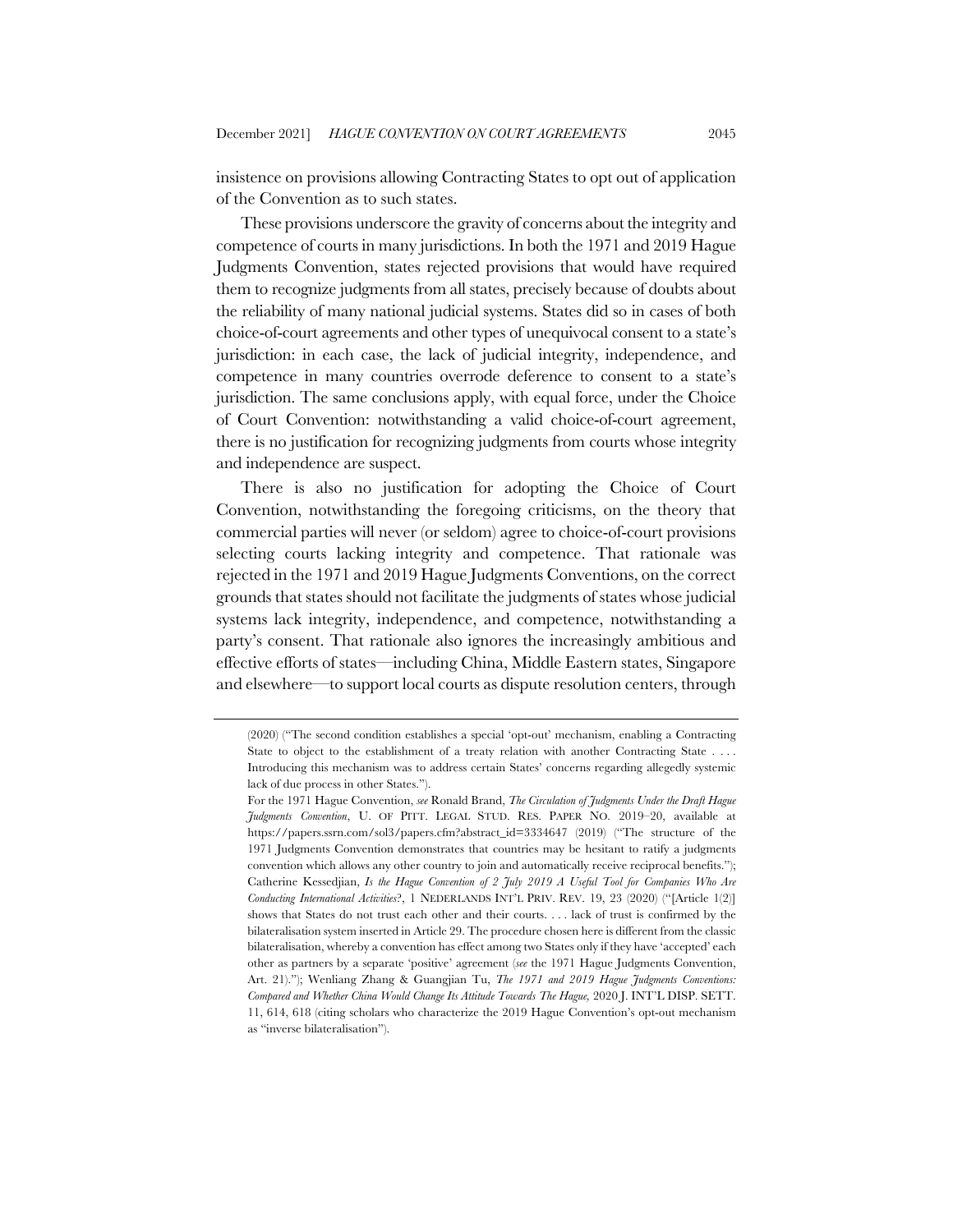insistence on provisions allowing Contracting States to opt out of application of the Convention as to such states.

These provisions underscore the gravity of concerns about the integrity and competence of courts in many jurisdictions. In both the 1971 and 2019 Hague Judgments Convention, states rejected provisions that would have required them to recognize judgments from all states, precisely because of doubts about the reliability of many national judicial systems. States did so in cases of both choice-of-court agreements and other types of unequivocal consent to a state's jurisdiction: in each case, the lack of judicial integrity, independence, and competence in many countries overrode deference to consent to a state's jurisdiction. The same conclusions apply, with equal force, under the Choice of Court Convention: notwithstanding a valid choice-of-court agreement, there is no justification for recognizing judgments from courts whose integrity and independence are suspect.

There is also no justification for adopting the Choice of Court Convention, notwithstanding the foregoing criticisms, on the theory that commercial parties will never (or seldom) agree to choice-of-court provisions selecting courts lacking integrity and competence. That rationale was rejected in the 1971 and 2019 Hague Judgments Conventions, on the correct grounds that states should not facilitate the judgments of states whose judicial systems lack integrity, independence, and competence, notwithstanding a party's consent. That rationale also ignores the increasingly ambitious and effective efforts of states—including China, Middle Eastern states, Singapore and elsewhere—to support local courts as dispute resolution centers, through

(2020) ("The second condition establishes a special 'opt-out' mechanism, enabling a Contracting State to object to the establishment of a treaty relation with another Contracting State . . . . Introducing this mechanism was to address certain States' concerns regarding allegedly systemic lack of due process in other States.").

For the 1971 Hague Convention, *see* Ronald Brand, *The Circulation of Judgments Under the Draft Hague Judgments Convention*, U. OF PITT. LEGAL STUD. RES. PAPER NO. 2019–20, available at https://papers.ssrn.com/sol3/papers.cfm?abstract_id=3334647 (2019) ("The structure of the 1971 Judgments Convention demonstrates that countries may be hesitant to ratify a judgments convention which allows any other country to join and automatically receive reciprocal benefits."); Catherine Kessedjian, *Is the Hague Convention of 2 July 2019 A Useful Tool for Companies Who Are Conducting International Activities?*, 1 NEDERLANDS INT'L PRIV. REV. 19, 23 (2020) ("[Article 1(2)] shows that States do not trust each other and their courts. . . . lack of trust is confirmed by the bilateralisation system inserted in Article 29. The procedure chosen here is different from the classic bilateralisation, whereby a convention has effect among two States only if they have 'accepted' each other as partners by a separate 'positive' agreement (*see* the 1971 Hague Judgments Convention, Art. 21)."); Wenliang Zhang & Guangjian Tu, *The 1971 and 2019 Hague Judgments Conventions: Compared and Whether China Would Change Its Attitude Towards The Hague,* 2020 J. INT'L DISP. SETT. 11, 614, 618 (citing scholars who characterize the 2019 Hague Convention's opt-out mechanism as "inverse bilateralisation").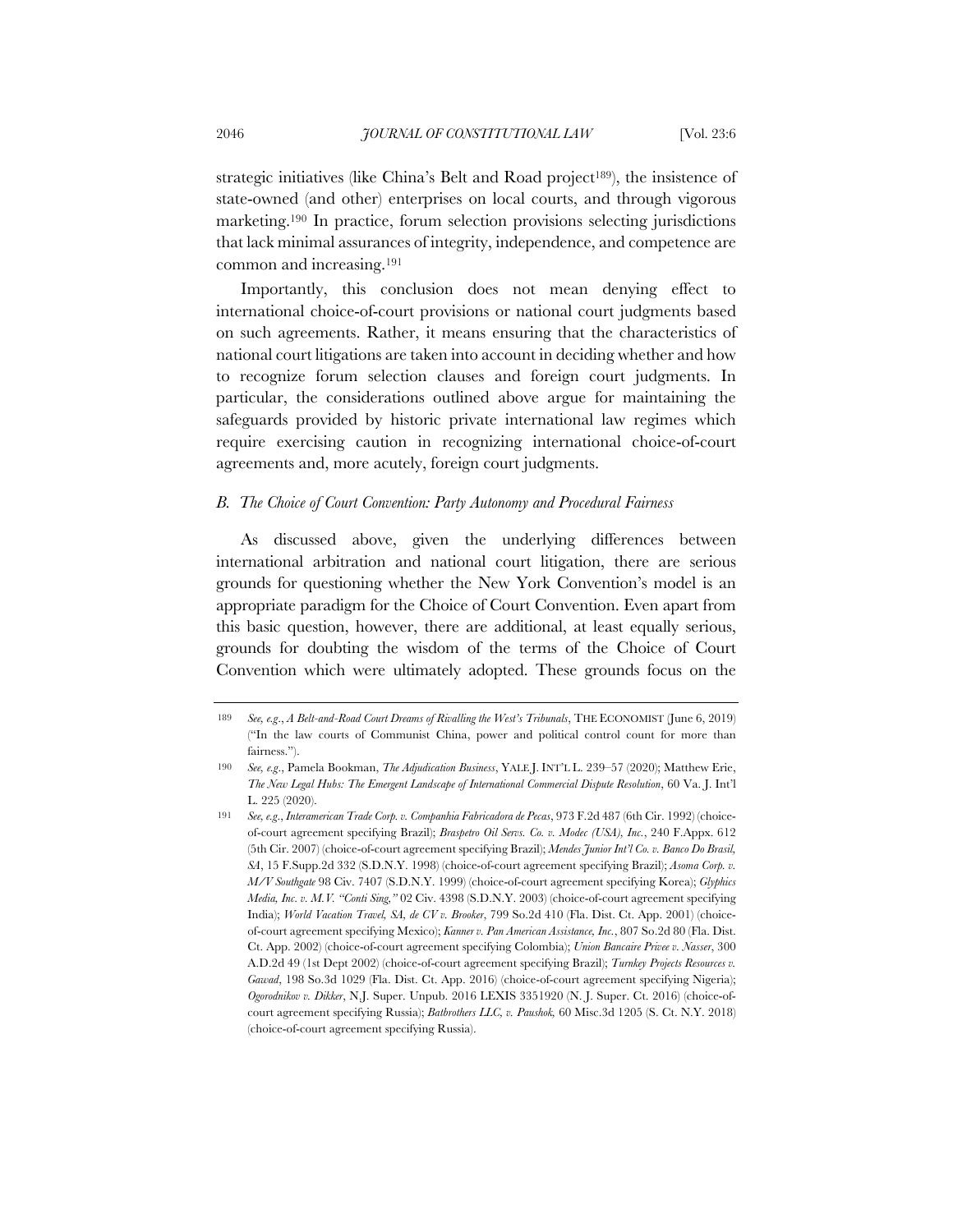strategic initiatives (like China's Belt and Road project[189]), the insistence of state-owned (and other) enterprises on local courts, and through vigorous marketing.[190] In practice, forum selection provisions selecting jurisdictions that lack minimal assurances of integrity, independence, and competence are common and increasing.[191]

Importantly, this conclusion does not mean denying effect to international choice-of-court provisions or national court judgments based on such agreements. Rather, it means ensuring that the characteristics of national court litigations are taken into account in deciding whether and how to recognize forum selection clauses and foreign court judgments. In particular, the considerations outlined above argue for maintaining the safeguards provided by historic private international law regimes which require exercising caution in recognizing international choice-of-court agreements and, more acutely, foreign court judgments.

### *B. The Choice of Court Convention: Party Autonomy and Procedural Fairness*

As discussed above, given the underlying differences between international arbitration and national court litigation, there are serious grounds for questioning whether the New York Convention's model is an appropriate paradigm for the Choice of Court Convention. Even apart from this basic question, however, there are additional, at least equally serious, grounds for doubting the wisdom of the terms of the Choice of Court Convention which were ultimately adopted. These grounds focus on the

---

189 *See, e.g.*, *A Belt-and-Road Court Dreams of Rivalling the West's Tribunals*, THE ECONOMIST (June 6, 2019) ("In the law courts of Communist China, power and political control count for more than fairness.").

190 *See, e.g.*, Pamela Bookman, *The Adjudication Business*, YALE J. INT'L L. 239–57 (2020); Matthew Erie, *The New Legal Hubs: The Emergent Landscape of International Commercial Dispute Resolution*, 60 Va. J. Int'l L. 225 (2020).

191 *See, e.g.*, *Interamerican Trade Corp. v. Companhia Fabricadora de Pecas*, 973 F.2d 487 (6th Cir. 1992) (choice-of-court agreement specifying Brazil); *Braspetro Oil Servs. Co. v. Modec (USA), Inc.*, 240 F.Appx. 612 (5th Cir. 2007) (choice-of-court agreement specifying Brazil); *Mendes Junior Int'l Co. v. Banco Do Brasil, SA*, 15 F.Supp.2d 332 (S.D.N.Y. 1998) (choice-of-court agreement specifying Brazil); *Asoma Corp. v. M/V Southgate* 98 Civ. 7407 (S.D.N.Y. 1999) (choice-of-court agreement specifying Korea); *Glyphics Media, Inc. v. M.V. "Conti Sing,"* 02 Civ. 4398 (S.D.N.Y. 2003) (choice-of-court agreement specifying India); *World Vacation Travel, SA, de CV v. Brooker*, 799 So.2d 410 (Fla. Dist. Ct. App. 2001) (choice-of-court agreement specifying Mexico); *Kanner v. Pan American Assistance, Inc.*, 807 So.2d 80 (Fla. Dist. Ct. App. 2002) (choice-of-court agreement specifying Colombia); *Union Bancaire Privee v. Nasser*, 300 A.D.2d 49 (1st Dept 2002) (choice-of-court agreement specifying Brazil); *Turnkey Projects Resources v. Gawad*, 198 So.3d 1029 (Fla. Dist. Ct. App. 2016) (choice-of-court agreement specifying Nigeria); *Ogorodnikov v. Dikker*, N.J. Super. Unpub. 2016 LEXIS 3351920 (N. J. Super. Ct. 2016) (choice-of-court agreement specifying Russia); *Batbrothers LLC, v. Paushok,* 60 Misc.3d 1205 (S. Ct. N.Y. 2018) (choice-of-court agreement specifying Russia).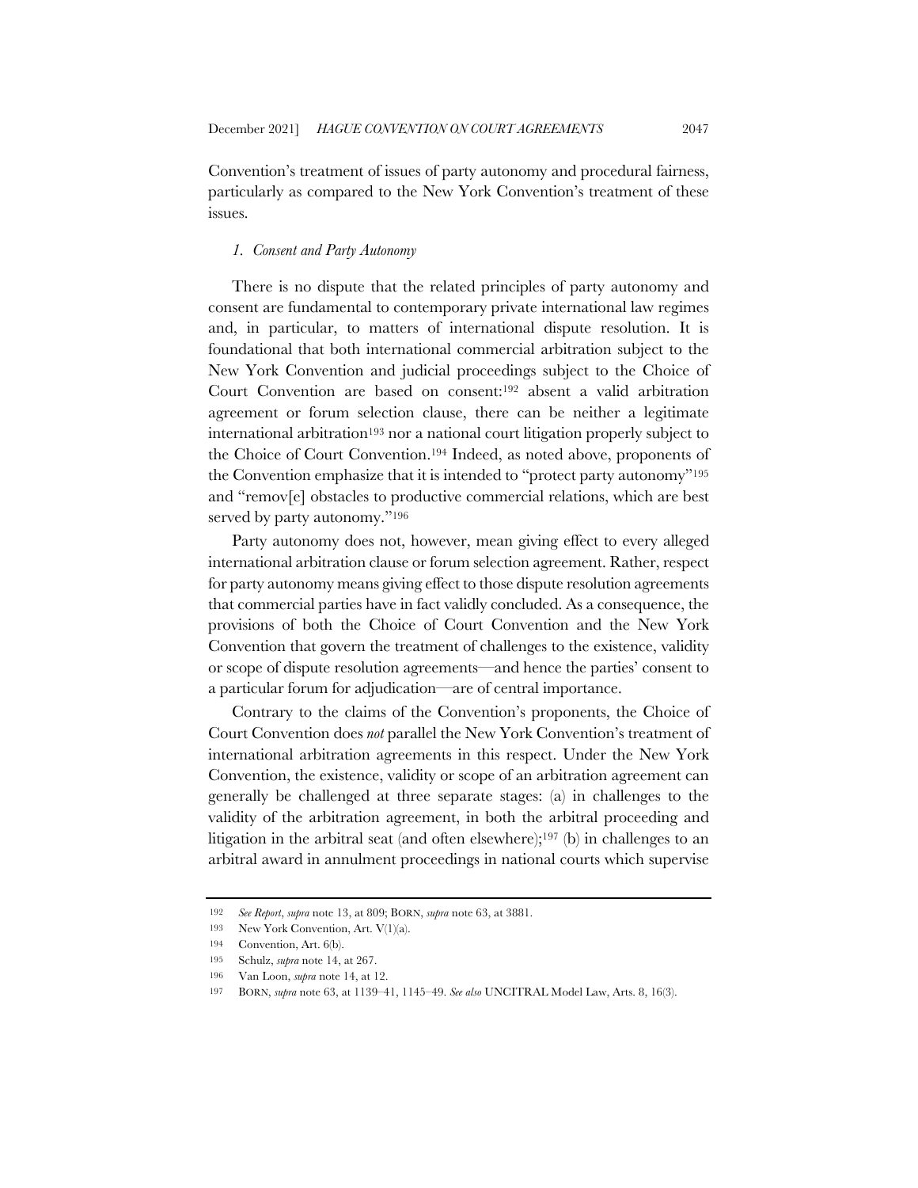Convention's treatment of issues of party autonomy and procedural fairness, particularly as compared to the New York Convention's treatment of these issues.

### *1. Consent and Party Autonomy*

There is no dispute that the related principles of party autonomy and consent are fundamental to contemporary private international law regimes and, in particular, to matters of international dispute resolution. It is foundational that both international commercial arbitration subject to the New York Convention and judicial proceedings subject to the Choice of Court Convention are based on consent:[192] absent a valid arbitration agreement or forum selection clause, there can be neither a legitimate international arbitration[193] nor a national court litigation properly subject to the Choice of Court Convention.[194] Indeed, as noted above, proponents of the Convention emphasize that it is intended to "protect party autonomy"[195] and "remov[e] obstacles to productive commercial relations, which are best served by party autonomy."[196]

Party autonomy does not, however, mean giving effect to every alleged international arbitration clause or forum selection agreement. Rather, respect for party autonomy means giving effect to those dispute resolution agreements that commercial parties have in fact validly concluded. As a consequence, the provisions of both the Choice of Court Convention and the New York Convention that govern the treatment of challenges to the existence, validity or scope of dispute resolution agreements—and hence the parties' consent to a particular forum for adjudication—are of central importance.

Contrary to the claims of the Convention's proponents, the Choice of Court Convention does *not* parallel the New York Convention's treatment of international arbitration agreements in this respect. Under the New York Convention, the existence, validity or scope of an arbitration agreement can generally be challenged at three separate stages: (a) in challenges to the validity of the arbitration agreement, in both the arbitral proceeding and litigation in the arbitral seat (and often elsewhere);[197] (b) in challenges to an arbitral award in annulment proceedings in national courts which supervise

---

192 *See Report*, *supra* note 13, at 809; BORN, *supra* note 63, at 3881.

193 New York Convention, Art. V(1)(a).

194 Convention, Art. 6(b).

195 Schulz, *supra* note 14, at 267.

196 Van Loon, *supra* note 14, at 12.

197 BORN, *supra* note 63, at 1139–41, 1145–49. *See also* UNCITRAL Model Law, Arts. 8, 16(3).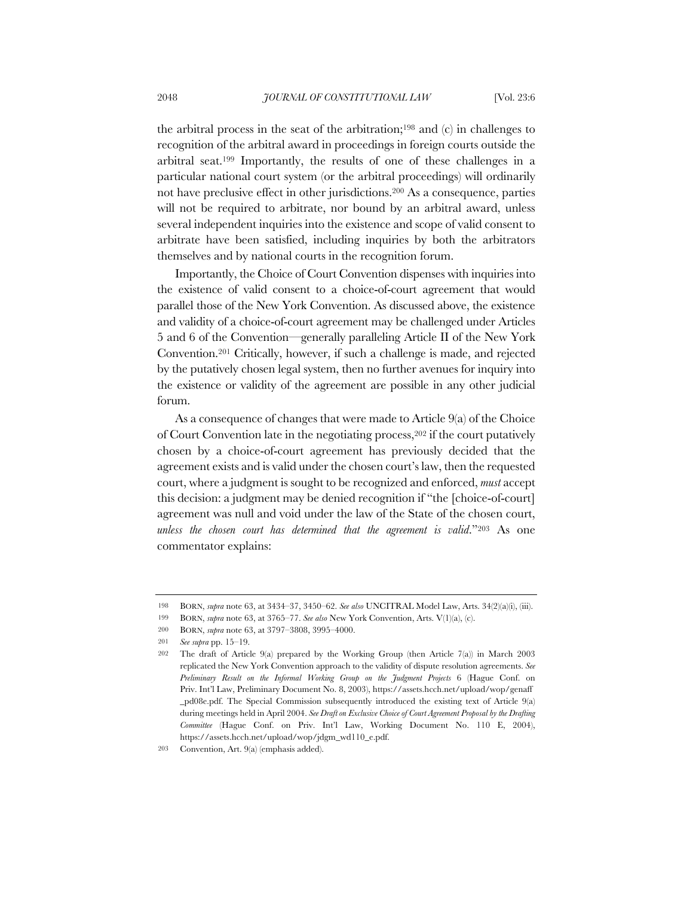the arbitral process in the seat of the arbitration;[198] and (c) in challenges to recognition of the arbitral award in proceedings in foreign courts outside the arbitral seat.[199] Importantly, the results of one of these challenges in a particular national court system (or the arbitral proceedings) will ordinarily not have preclusive effect in other jurisdictions.[200] As a consequence, parties will not be required to arbitrate, nor bound by an arbitral award, unless several independent inquiries into the existence and scope of valid consent to arbitrate have been satisfied, including inquiries by both the arbitrators themselves and by national courts in the recognition forum.

Importantly, the Choice of Court Convention dispenses with inquiries into the existence of valid consent to a choice-of-court agreement that would parallel those of the New York Convention. As discussed above, the existence and validity of a choice-of-court agreement may be challenged under Articles 5 and 6 of the Convention—generally paralleling Article II of the New York Convention.[201] Critically, however, if such a challenge is made, and rejected by the putatively chosen legal system, then no further avenues for inquiry into the existence or validity of the agreement are possible in any other judicial forum.

As a consequence of changes that were made to Article 9(a) of the Choice of Court Convention late in the negotiating process,[202] if the court putatively chosen by a choice-of-court agreement has previously decided that the agreement exists and is valid under the chosen court's law, then the requested court, where a judgment is sought to be recognized and enforced, *must* accept this decision: a judgment may be denied recognition if "the [choice-of-court] agreement was null and void under the law of the State of the chosen court, *unless the chosen court has determined that the agreement is valid*."[203] As one commentator explains:

---

198 BORN, *supra* note 63, at 3434–37, 3450–62. *See also* UNCITRAL Model Law, Arts. 34(2)(a)(i), (iii).

199 BORN, *supra* note 63, at 3765–77. *See also* New York Convention, Arts. V(1)(a), (c).

200 BORN, *supra* note 63, at 3797–3808, 3995–4000.

201 *See supra* pp. 15–19.

202 The draft of Article 9(a) prepared by the Working Group (then Article 7(a)) in March 2003 replicated the New York Convention approach to the validity of dispute resolution agreements. *See Preliminary Result on the Informal Working Group on the Judgment Projects* 6 (Hague Conf. on Priv. Int'l Law, Preliminary Document No. 8, 2003), https://assets.hcch.net/upload/wop/genaff_pd08e.pdf. The Special Commission subsequently introduced the existing text of Article 9(a) during meetings held in April 2004. *See Draft on Exclusive Choice of Court Agreement Proposal by the Drafting Committee* (Hague Conf. on Priv. Int'l Law, Working Document No. 110 E, 2004), https://assets.hcch.net/upload/wop/jdgm_wd110_e.pdf.

203 Convention, Art. 9(a) (emphasis added).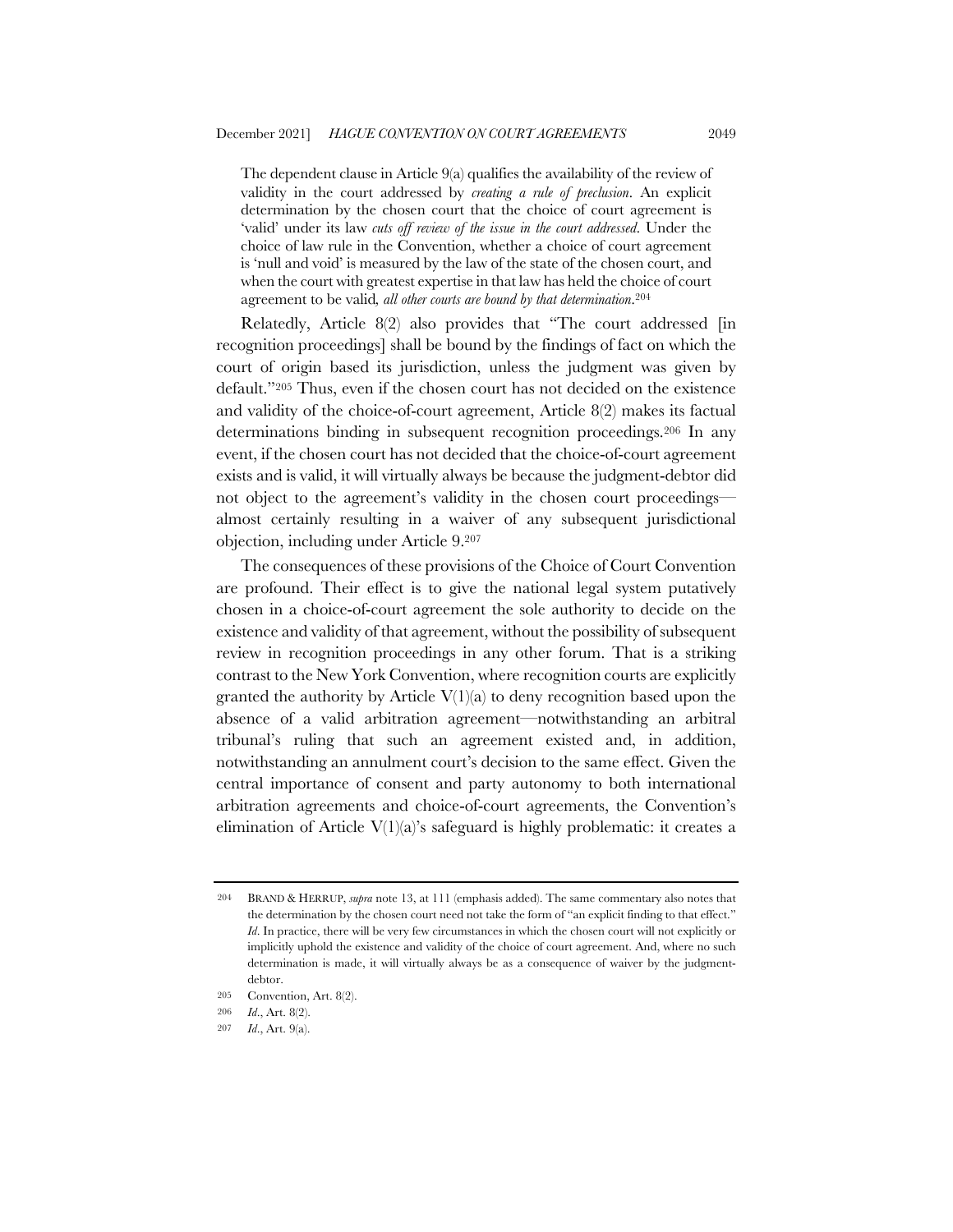> The dependent clause in Article 9(a) qualifies the availability of the review of validity in the court addressed by *creating a rule of preclusion*. An explicit determination by the chosen court that the choice of court agreement is 'valid' under its law *cuts off review of the issue in the court addressed*. Under the choice of law rule in the Convention, whether a choice of court agreement is 'null and void' is measured by the law of the state of the chosen court, and when the court with greatest expertise in that law has held the choice of court agreement to be valid, *all other courts are bound by that determination*.[204]

Relatedly, Article 8(2) also provides that "The court addressed [in recognition proceedings] shall be bound by the findings of fact on which the court of origin based its jurisdiction, unless the judgment was given by default."[205] Thus, even if the chosen court has not decided on the existence and validity of the choice-of-court agreement, Article 8(2) makes its factual determinations binding in subsequent recognition proceedings.[206] In any event, if the chosen court has not decided that the choice-of-court agreement exists and is valid, it will virtually always be because the judgment-debtor did not object to the agreement's validity in the chosen court proceedings—almost certainly resulting in a waiver of any subsequent jurisdictional objection, including under Article 9.[207]

The consequences of these provisions of the Choice of Court Convention are profound. Their effect is to give the national legal system putatively chosen in a choice-of-court agreement the sole authority to decide on the existence and validity of that agreement, without the possibility of subsequent review in recognition proceedings in any other forum. That is a striking contrast to the New York Convention, where recognition courts are explicitly granted the authority by Article V(1)(a) to deny recognition based upon the absence of a valid arbitration agreement—notwithstanding an arbitral tribunal's ruling that such an agreement existed and, in addition, notwithstanding an annulment court's decision to the same effect. Given the central importance of consent and party autonomy to both international arbitration agreements and choice-of-court agreements, the Convention's elimination of Article V(1)(a)'s safeguard is highly problematic: it creates a

---

204 BRAND & HERRUP, *supra* note 13, at 111 (emphasis added). The same commentary also notes that the determination by the chosen court need not take the form of "an explicit finding to that effect." *Id*. In practice, there will be very few circumstances in which the chosen court will not explicitly or implicitly uphold the existence and validity of the choice of court agreement. And, where no such determination is made, it will virtually always be as a consequence of waiver by the judgment-debtor.

205 Convention, Art. 8(2).

206 *Id*., Art. 8(2).

207 *Id*., Art. 9(a).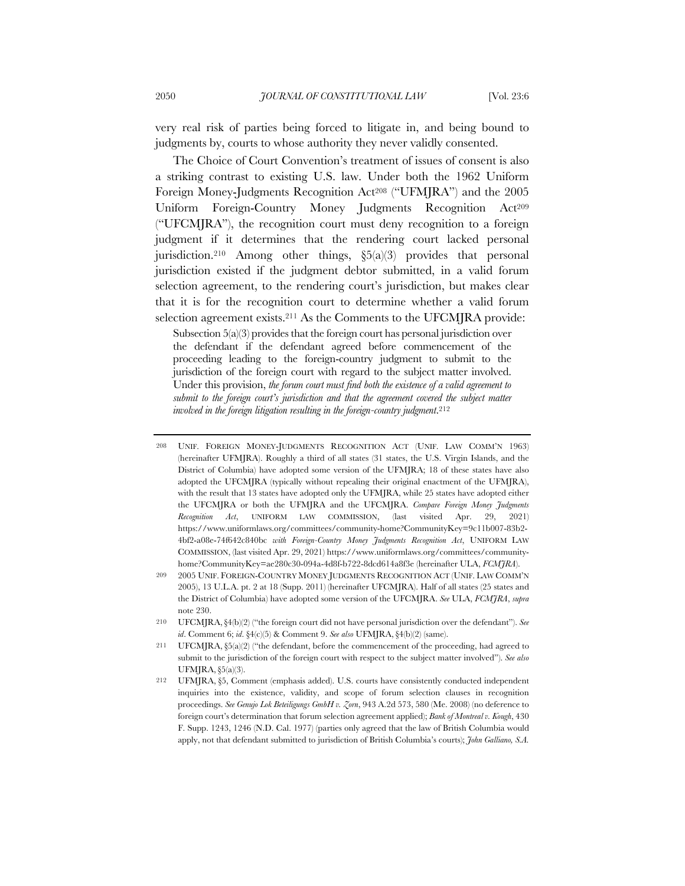very real risk of parties being forced to litigate in, and being bound to judgments by, courts to whose authority they never validly consented.

The Choice of Court Convention's treatment of issues of consent is also a striking contrast to existing U.S. law. Under both the 1962 Uniform Foreign Money-Judgments Recognition Act[208] ("UFMJRA") and the 2005 Uniform Foreign-Country Money Judgments Recognition Act[209] ("UFCMJRA"), the recognition court must deny recognition to a foreign judgment if it determines that the rendering court lacked personal jurisdiction.[210] Among other things, §5(a)(3) provides that personal jurisdiction existed if the judgment debtor submitted, in a valid forum selection agreement, to the rendering court's jurisdiction, but makes clear that it is for the recognition court to determine whether a valid forum selection agreement exists.[211] As the Comments to the UFCMJRA provide:

> Subsection 5(a)(3) provides that the foreign court has personal jurisdiction over the defendant if the defendant agreed before commencement of the proceeding leading to the foreign-country judgment to submit to the jurisdiction of the foreign court with regard to the subject matter involved. Under this provision, *the forum court must find both the existence of a valid agreement to submit to the foreign court's jurisdiction and that the agreement covered the subject matter involved in the foreign litigation resulting in the foreign-country judgment*.[212]

---

208 UNIF. FOREIGN MONEY-JUDGMENTS RECOGNITION ACT (UNIF. LAW COMM'N 1963) (hereinafter UFMJRA). Roughly a third of all states (31 states, the U.S. Virgin Islands, and the District of Columbia) have adopted some version of the UFMJRA; 18 of these states have also adopted the UFCMJRA (typically without repealing their original enactment of the UFMJRA), with the result that 13 states have adopted only the UFMJRA, while 25 states have adopted either the UFCMJRA or both the UFMJRA and the UFCMJRA. *Compare Foreign Money Judgments Recognition Act*, UNIFORM LAW COMMISSION, (last visited Apr. 29, 2021) https://www.uniformlaws.org/committees/community-home?CommunityKey=9c11b007-83b2-4bf2-a08e-74f642c840bc *with Foreign-Country Money Judgments Recognition Act*, UNIFORM LAW COMMISSION, (last visited Apr. 29, 2021) https://www.uniformlaws.org/committees/community-home?CommunityKey=ae280c30-094a-4d8f-b722-8dcd614a8f3e (hereinafter ULA, *FCMJRA*).

209 2005 UNIF. FOREIGN-COUNTRY MONEY JUDGMENTS RECOGNITION ACT (UNIF. LAW COMM'N 2005), 13 U.L.A. pt. 2 at 18 (Supp. 2011) (hereinafter UFCMJRA). Half of all states (25 states and the District of Columbia) have adopted some version of the UFCMJRA. *See* ULA, *FCMJRA*, *supra* note 230.

210 UFCMJRA, §4(b)(2) ("the foreign court did not have personal jurisdiction over the defendant"). *See id*. Comment 6; *id*. §4(c)(5) & Comment 9. *See also* UFMJRA, §4(b)(2) (same).

211 UFCMJRA, §5(a)(2) ("the defendant, before the commencement of the proceeding, had agreed to submit to the jurisdiction of the foreign court with respect to the subject matter involved"). *See also* UFMJRA, §5(a)(3).

212 UFMJRA, §5, Comment (emphasis added). U.S. courts have consistently conducted independent inquiries into the existence, validity, and scope of forum selection clauses in recognition proceedings. *See Genujo Lok Beteiligungs GmbH v. Zorn*, 943 A.2d 573, 580 (Me. 2008) (no deference to foreign court's determination that forum selection agreement applied); *Bank of Montreal v. Kough*, 430 F. Supp. 1243, 1246 (N.D. Cal. 1977) (parties only agreed that the law of British Columbia would apply, not that defendant submitted to jurisdiction of British Columbia's courts); *John Galliano, S.A.*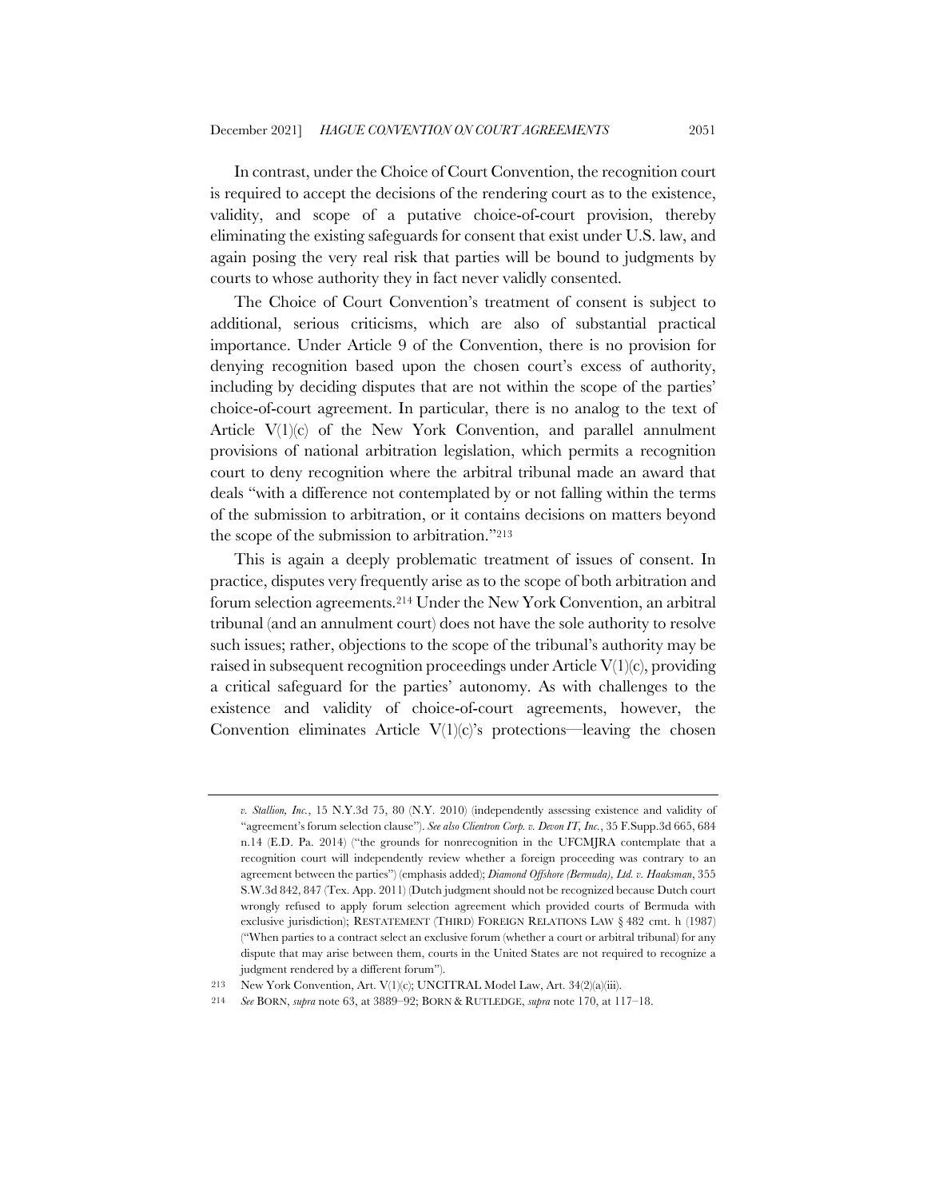In contrast, under the Choice of Court Convention, the recognition court is required to accept the decisions of the rendering court as to the existence, validity, and scope of a putative choice-of-court provision, thereby eliminating the existing safeguards for consent that exist under U.S. law, and again posing the very real risk that parties will be bound to judgments by courts to whose authority they in fact never validly consented.

The Choice of Court Convention's treatment of consent is subject to additional, serious criticisms, which are also of substantial practical importance. Under Article 9 of the Convention, there is no provision for denying recognition based upon the chosen court's excess of authority, including by deciding disputes that are not within the scope of the parties' choice-of-court agreement. In particular, there is no analog to the text of Article V(1)(c) of the New York Convention, and parallel annulment provisions of national arbitration legislation, which permits a recognition court to deny recognition where the arbitral tribunal made an award that deals "with a difference not contemplated by or not falling within the terms of the submission to arbitration, or it contains decisions on matters beyond the scope of the submission to arbitration."[213]

This is again a deeply problematic treatment of issues of consent. In practice, disputes very frequently arise as to the scope of both arbitration and forum selection agreements.[214] Under the New York Convention, an arbitral tribunal (and an annulment court) does not have the sole authority to resolve such issues; rather, objections to the scope of the tribunal's authority may be raised in subsequent recognition proceedings under Article V(1)(c), providing a critical safeguard for the parties' autonomy. As with challenges to the existence and validity of choice-of-court agreements, however, the Convention eliminates Article V(1)(c)'s protections—leaving the chosen

---

*v. Stallion, Inc.*, 15 N.Y.3d 75, 80 (N.Y. 2010) (independently assessing existence and validity of "agreement's forum selection clause"). *See also Clientron Corp. v. Devon IT, Inc.*, 35 F.Supp.3d 665, 684 n.14 (E.D. Pa. 2014) ("the grounds for nonrecognition in the UFCMJRA contemplate that a recognition court will independently review whether a foreign proceeding was contrary to an agreement between the parties") (emphasis added); *Diamond Offshore (Bermuda), Ltd. v. Haaksman*, 355 S.W.3d 842, 847 (Tex. App. 2011) (Dutch judgment should not be recognized because Dutch court wrongly refused to apply forum selection agreement which provided courts of Bermuda with exclusive jurisdiction); RESTATEMENT (THIRD) FOREIGN RELATIONS LAW § 482 cmt. h (1987) ("When parties to a contract select an exclusive forum (whether a court or arbitral tribunal) for any dispute that may arise between them, courts in the United States are not required to recognize a judgment rendered by a different forum").

213 New York Convention, Art. V(1)(c); UNCITRAL Model Law, Art. 34(2)(a)(iii).

214 *See* BORN, *supra* note 63, at 3889–92; BORN & RUTLEDGE, *supra* note 170, at 117–18.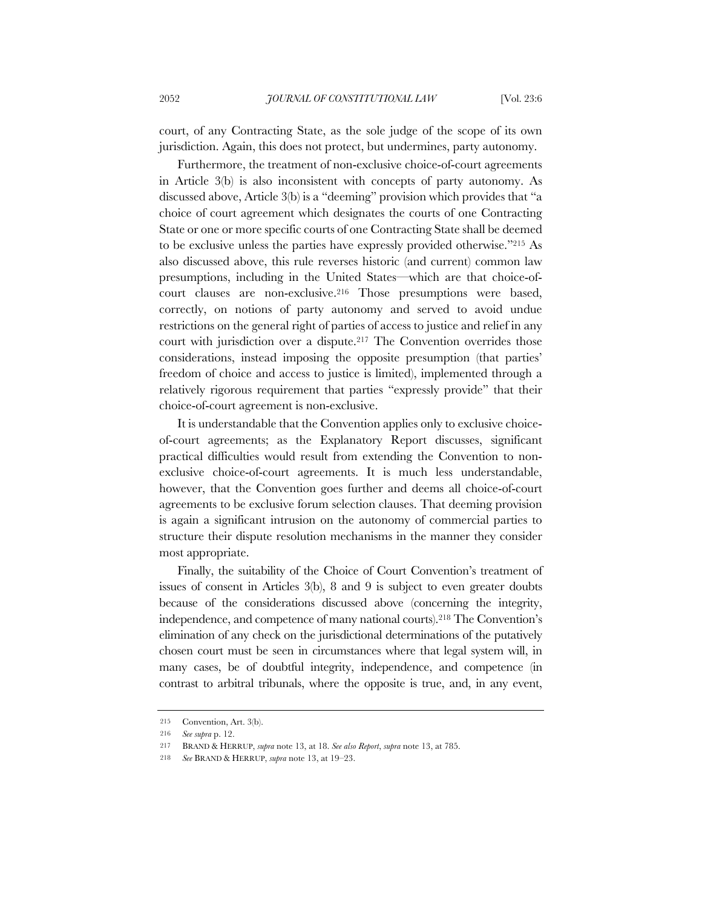court, of any Contracting State, as the sole judge of the scope of its own jurisdiction. Again, this does not protect, but undermines, party autonomy.

Furthermore, the treatment of non-exclusive choice-of-court agreements in Article 3(b) is also inconsistent with concepts of party autonomy. As discussed above, Article 3(b) is a "deeming" provision which provides that "a choice of court agreement which designates the courts of one Contracting State or one or more specific courts of one Contracting State shall be deemed to be exclusive unless the parties have expressly provided otherwise."[215] As also discussed above, this rule reverses historic (and current) common law presumptions, including in the United States—which are that choice-of-court clauses are non-exclusive.[216] Those presumptions were based, correctly, on notions of party autonomy and served to avoid undue restrictions on the general right of parties of access to justice and relief in any court with jurisdiction over a dispute.[217] The Convention overrides those considerations, instead imposing the opposite presumption (that parties' freedom of choice and access to justice is limited), implemented through a relatively rigorous requirement that parties "expressly provide" that their choice-of-court agreement is non-exclusive.

It is understandable that the Convention applies only to exclusive choice-of-court agreements; as the Explanatory Report discusses, significant practical difficulties would result from extending the Convention to non-exclusive choice-of-court agreements. It is much less understandable, however, that the Convention goes further and deems all choice-of-court agreements to be exclusive forum selection clauses. That deeming provision is again a significant intrusion on the autonomy of commercial parties to structure their dispute resolution mechanisms in the manner they consider most appropriate.

Finally, the suitability of the Choice of Court Convention's treatment of issues of consent in Articles 3(b), 8 and 9 is subject to even greater doubts because of the considerations discussed above (concerning the integrity, independence, and competence of many national courts).[218] The Convention's elimination of any check on the jurisdictional determinations of the putatively chosen court must be seen in circumstances where that legal system will, in many cases, be of doubtful integrity, independence, and competence (in contrast to arbitral tribunals, where the opposite is true, and, in any event,

---

215 Convention, Art. 3(b).

216 *See supra* p. 12.

217 BRAND & HERRUP, *supra* note 13, at 18. *See also Report*, *supra* note 13, at 785.

218 *See* BRAND & HERRUP, *supra* note 13, at 19–23.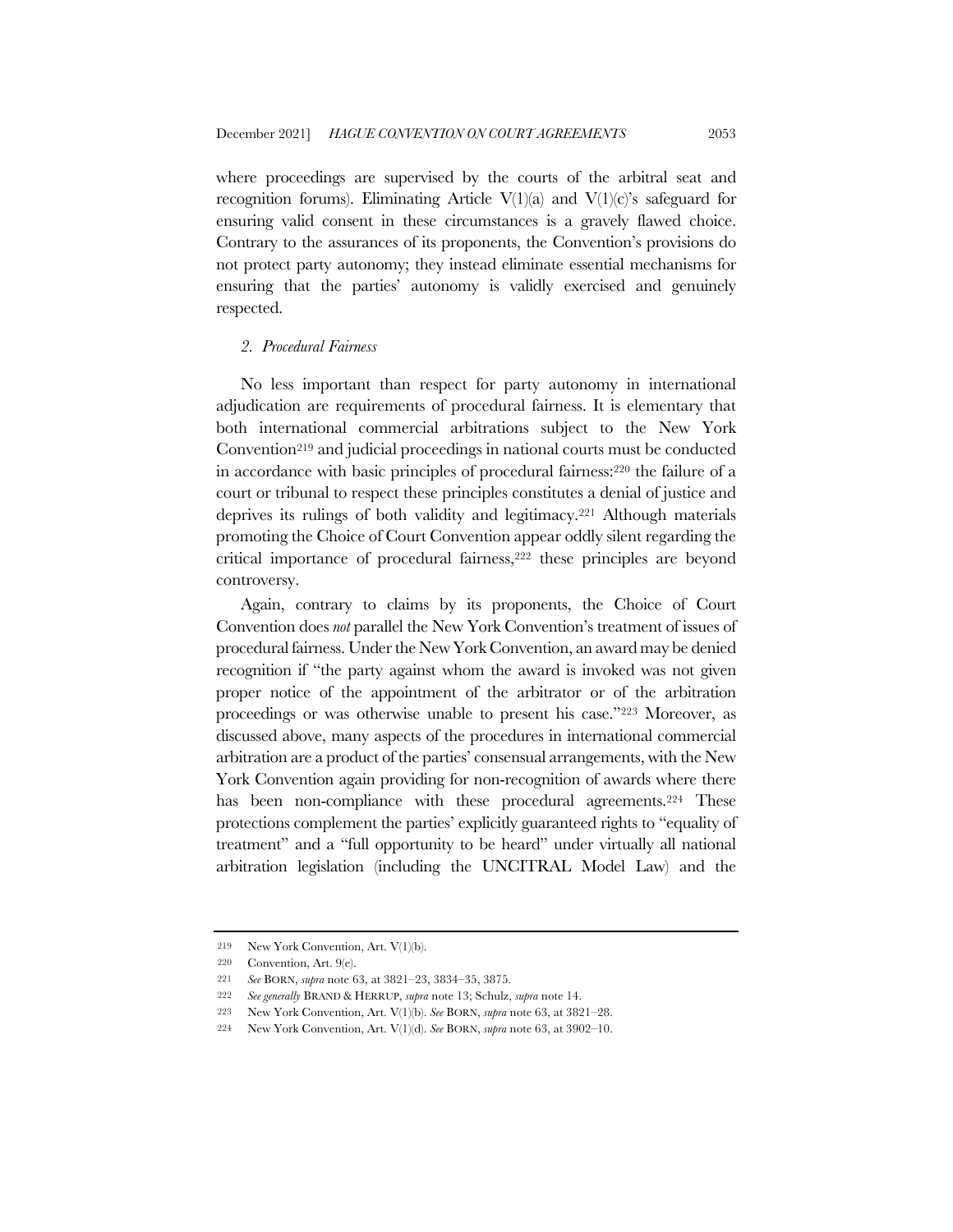where proceedings are supervised by the courts of the arbitral seat and recognition forums). Eliminating Article V(1)(a) and V(1)(c)'s safeguard for ensuring valid consent in these circumstances is a gravely flawed choice. Contrary to the assurances of its proponents, the Convention's provisions do not protect party autonomy; they instead eliminate essential mechanisms for ensuring that the parties' autonomy is validly exercised and genuinely respected.

### *2. Procedural Fairness*

No less important than respect for party autonomy in international adjudication are requirements of procedural fairness. It is elementary that both international commercial arbitrations subject to the New York Convention[219] and judicial proceedings in national courts must be conducted in accordance with basic principles of procedural fairness:[220] the failure of a court or tribunal to respect these principles constitutes a denial of justice and deprives its rulings of both validity and legitimacy.[221] Although materials promoting the Choice of Court Convention appear oddly silent regarding the critical importance of procedural fairness,[222] these principles are beyond controversy.

Again, contrary to claims by its proponents, the Choice of Court Convention does *not* parallel the New York Convention's treatment of issues of procedural fairness. Under the New York Convention, an award may be denied recognition if "the party against whom the award is invoked was not given proper notice of the appointment of the arbitrator or of the arbitration proceedings or was otherwise unable to present his case."[223] Moreover, as discussed above, many aspects of the procedures in international commercial arbitration are a product of the parties' consensual arrangements, with the New York Convention again providing for non-recognition of awards where there has been non-compliance with these procedural agreements.[224] These protections complement the parties' explicitly guaranteed rights to "equality of treatment" and a "full opportunity to be heard" under virtually all national arbitration legislation (including the UNCITRAL Model Law) and the

---

219 New York Convention, Art. V(1)(b).

220 Convention, Art. 9(e).

221 *See* BORN, *supra* note 63, at 3821–23, 3834–35, 3875.

222 *See generally* BRAND & HERRUP, *supra* note 13; Schulz, *supra* note 14.

223 New York Convention, Art. V(1)(b). *See* BORN, *supra* note 63, at 3821–28.

224 New York Convention, Art. V(1)(d). *See* BORN, *supra* note 63, at 3902–10.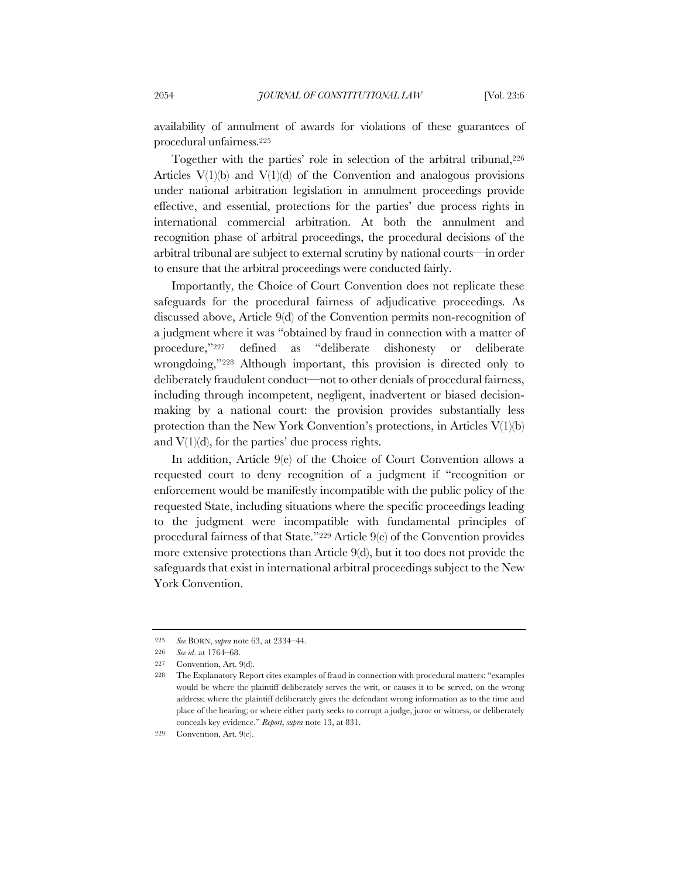availability of annulment of awards for violations of these guarantees of procedural unfairness.[225]

Together with the parties' role in selection of the arbitral tribunal,[226] Articles V(1)(b) and V(1)(d) of the Convention and analogous provisions under national arbitration legislation in annulment proceedings provide effective, and essential, protections for the parties' due process rights in international commercial arbitration. At both the annulment and recognition phase of arbitral proceedings, the procedural decisions of the arbitral tribunal are subject to external scrutiny by national courts—in order to ensure that the arbitral proceedings were conducted fairly.

Importantly, the Choice of Court Convention does not replicate these safeguards for the procedural fairness of adjudicative proceedings. As discussed above, Article 9(d) of the Convention permits non-recognition of a judgment where it was "obtained by fraud in connection with a matter of procedure,"[227] defined as "deliberate dishonesty or deliberate wrongdoing,"[228] Although important, this provision is directed only to deliberately fraudulent conduct—not to other denials of procedural fairness, including through incompetent, negligent, inadvertent or biased decision-making by a national court: the provision provides substantially less protection than the New York Convention's protections, in Articles V(1)(b) and V(1)(d), for the parties' due process rights.

In addition, Article 9(e) of the Choice of Court Convention allows a requested court to deny recognition of a judgment if "recognition or enforcement would be manifestly incompatible with the public policy of the requested State, including situations where the specific proceedings leading to the judgment were incompatible with fundamental principles of procedural fairness of that State."[229] Article 9(e) of the Convention provides more extensive protections than Article 9(d), but it too does not provide the safeguards that exist in international arbitral proceedings subject to the New York Convention.

---

225 *See* BORN, *supra* note 63, at 2334–44.

226 *See id*. at 1764–68.

227 Convention, Art. 9(d).

228 The Explanatory Report cites examples of fraud in connection with procedural matters: "examples would be where the plaintiff deliberately serves the writ, or causes it to be served, on the wrong address; where the plaintiff deliberately gives the defendant wrong information as to the time and place of the hearing; or where either party seeks to corrupt a judge, juror or witness, or deliberately conceals key evidence." *Report*, *supra* note 13, at 831.

229 Convention, Art. 9(e).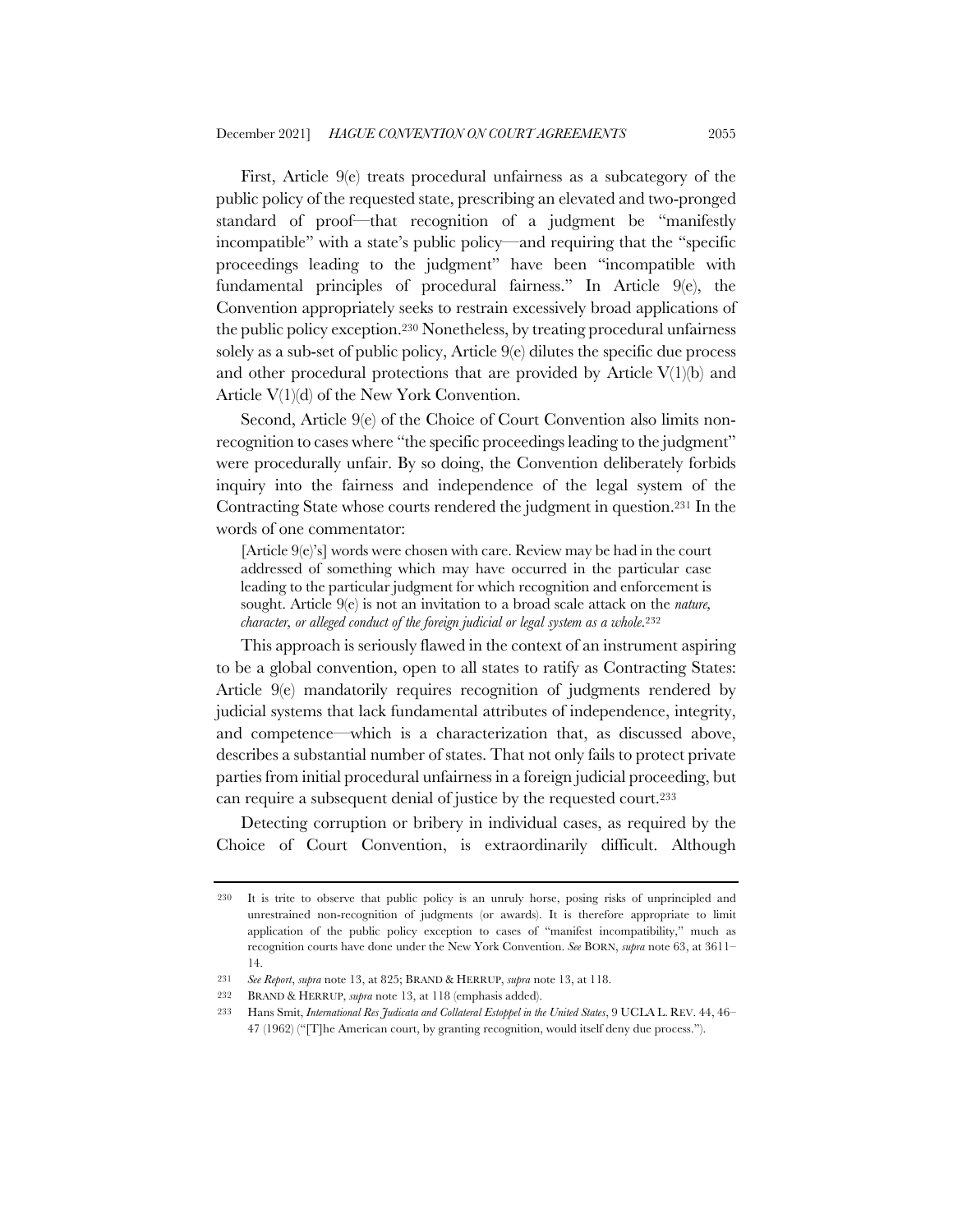First, Article 9(e) treats procedural unfairness as a subcategory of the public policy of the requested state, prescribing an elevated and two-pronged standard of proof—that recognition of a judgment be "manifestly incompatible" with a state's public policy—and requiring that the "specific proceedings leading to the judgment" have been "incompatible with fundamental principles of procedural fairness." In Article 9(e), the Convention appropriately seeks to restrain excessively broad applications of the public policy exception.[230] Nonetheless, by treating procedural unfairness solely as a sub-set of public policy, Article 9(e) dilutes the specific due process and other procedural protections that are provided by Article V(1)(b) and Article V(1)(d) of the New York Convention.

Second, Article 9(e) of the Choice of Court Convention also limits non-recognition to cases where "the specific proceedings leading to the judgment" were procedurally unfair. By so doing, the Convention deliberately forbids inquiry into the fairness and independence of the legal system of the Contracting State whose courts rendered the judgment in question.[231] In the words of one commentator:

> [Article 9(e)'s] words were chosen with care. Review may be had in the court addressed of something which may have occurred in the particular case leading to the particular judgment for which recognition and enforcement is sought. Article 9(e) is not an invitation to a broad scale attack on the *nature, character, or alleged conduct of the foreign judicial or legal system as a whole*.[232]

This approach is seriously flawed in the context of an instrument aspiring to be a global convention, open to all states to ratify as Contracting States: Article 9(e) mandatorily requires recognition of judgments rendered by judicial systems that lack fundamental attributes of independence, integrity, and competence—which is a characterization that, as discussed above, describes a substantial number of states. That not only fails to protect private parties from initial procedural unfairness in a foreign judicial proceeding, but can require a subsequent denial of justice by the requested court.[233]

Detecting corruption or bribery in individual cases, as required by the Choice of Court Convention, is extraordinarily difficult. Although

---

230 It is trite to observe that public policy is an unruly horse, posing risks of unprincipled and unrestrained non-recognition of judgments (or awards). It is therefore appropriate to limit application of the public policy exception to cases of "manifest incompatibility," much as recognition courts have done under the New York Convention. *See* BORN, *supra* note 63, at 3611–14.

231 *See Report*, *supra* note 13, at 825; BRAND & HERRUP, *supra* note 13, at 118.

232 BRAND & HERRUP, *supra* note 13, at 118 (emphasis added).

233 Hans Smit, *International Res Judicata and Collateral Estoppel in the United States*, 9 UCLA L. REV. 44, 46–47 (1962) ("[T]he American court, by granting recognition, would itself deny due process.").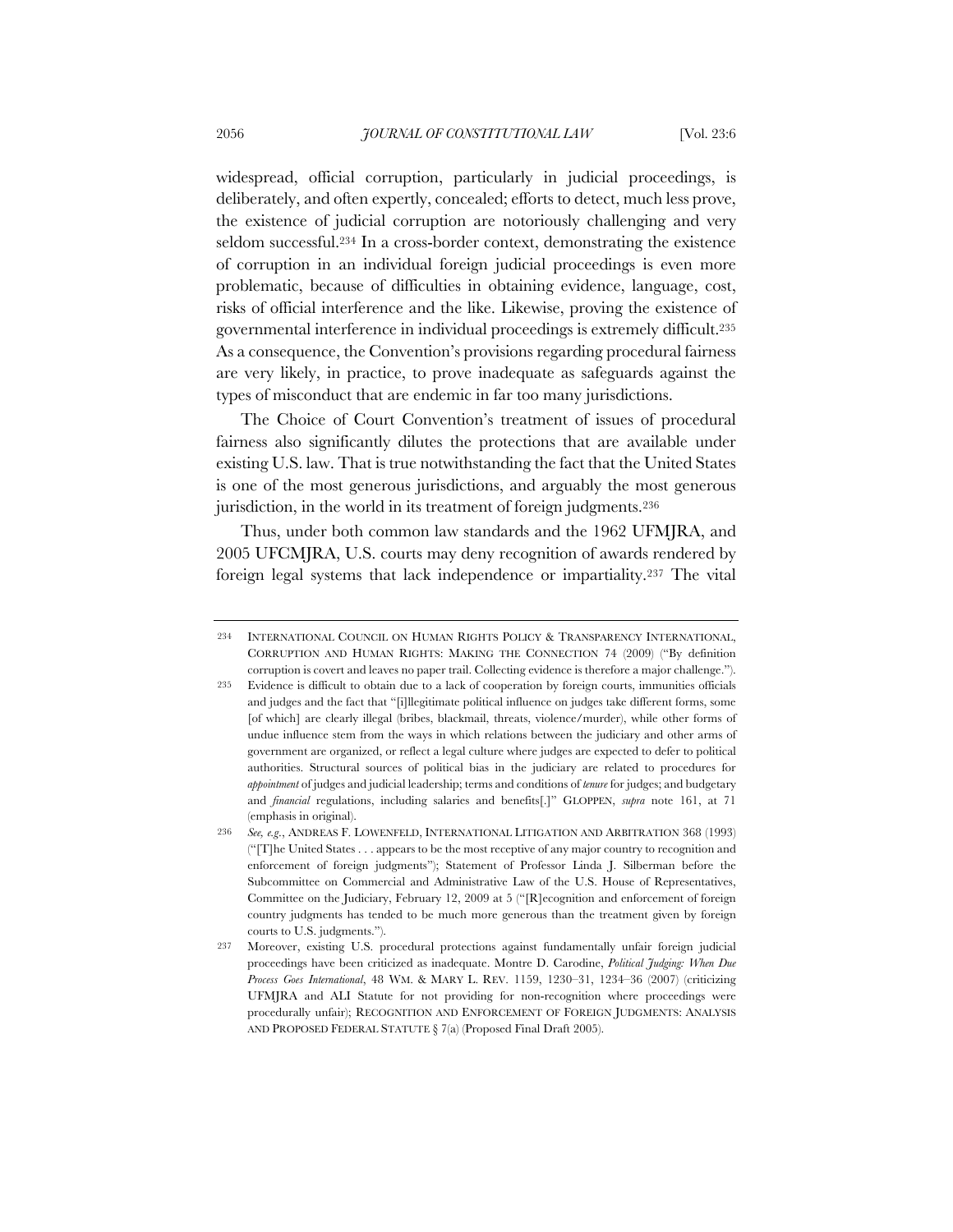widespread, official corruption, particularly in judicial proceedings, is deliberately, and often expertly, concealed; efforts to detect, much less prove, the existence of judicial corruption are notoriously challenging and very seldom successful.[234] In a cross-border context, demonstrating the existence of corruption in an individual foreign judicial proceedings is even more problematic, because of difficulties in obtaining evidence, language, cost, risks of official interference and the like. Likewise, proving the existence of governmental interference in individual proceedings is extremely difficult.[235] As a consequence, the Convention's provisions regarding procedural fairness are very likely, in practice, to prove inadequate as safeguards against the types of misconduct that are endemic in far too many jurisdictions.

The Choice of Court Convention's treatment of issues of procedural fairness also significantly dilutes the protections that are available under existing U.S. law. That is true notwithstanding the fact that the United States is one of the most generous jurisdictions, and arguably the most generous jurisdiction, in the world in its treatment of foreign judgments.[236]

Thus, under both common law standards and the 1962 UFMJRA, and 2005 UFCMJRA, U.S. courts may deny recognition of awards rendered by foreign legal systems that lack independence or impartiality.[237] The vital

---

[234] INTERNATIONAL COUNCIL ON HUMAN RIGHTS POLICY & TRANSPARENCY INTERNATIONAL, CORRUPTION AND HUMAN RIGHTS: MAKING THE CONNECTION 74 (2009) ("By definition corruption is covert and leaves no paper trail. Collecting evidence is therefore a major challenge.").

[235] Evidence is difficult to obtain due to a lack of cooperation by foreign courts, immunities officials and judges and the fact that "[i]llegitimate political influence on judges take different forms, some [of which] are clearly illegal (bribes, blackmail, threats, violence/murder), while other forms of undue influence stem from the ways in which relations between the judiciary and other arms of government are organized, or reflect a legal culture where judges are expected to defer to political authorities. Structural sources of political bias in the judiciary are related to procedures for *appointment* of judges and judicial leadership; terms and conditions of *tenure* for judges; and budgetary and *financial* regulations, including salaries and benefits[.]" GLOPPEN, *supra* note 161, at 71 (emphasis in original).

[236] *See, e.g.*, ANDREAS F. LOWENFELD, INTERNATIONAL LITIGATION AND ARBITRATION 368 (1993) ("[T]he United States . . . appears to be the most receptive of any major country to recognition and enforcement of foreign judgments"); Statement of Professor Linda J. Silberman before the Subcommittee on Commercial and Administrative Law of the U.S. House of Representatives, Committee on the Judiciary, February 12, 2009 at 5 ("[R]ecognition and enforcement of foreign country judgments has tended to be much more generous than the treatment given by foreign courts to U.S. judgments.").

[237] Moreover, existing U.S. procedural protections against fundamentally unfair foreign judicial proceedings have been criticized as inadequate. Montre D. Carodine, *Political Judging: When Due Process Goes International*, 48 WM. & MARY L. REV. 1159, 1230–31, 1234–36 (2007) (criticizing UFMJRA and ALI Statute for not providing for non-recognition where proceedings were procedurally unfair); RECOGNITION AND ENFORCEMENT OF FOREIGN JUDGMENTS: ANALYSIS AND PROPOSED FEDERAL STATUTE § 7(a) (Proposed Final Draft 2005).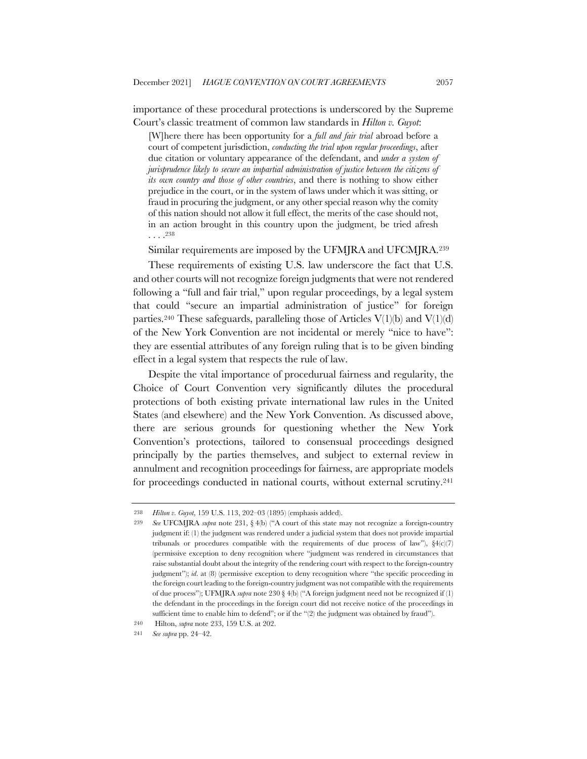importance of these procedural protections is underscored by the Supreme Court's classic treatment of common law standards in *Hilton v. Guyot*:

> [W]here there has been opportunity for a *full and fair trial* abroad before a court of competent jurisdiction, *conducting the trial upon regular proceedings*, after due citation or voluntary appearance of the defendant, and *under a system of jurisprudence likely to secure an impartial administration of justice between the citizens of its own country and those of other countries*, and there is nothing to show either prejudice in the court, or in the system of laws under which it was sitting, or fraud in procuring the judgment, or any other special reason why the comity of this nation should not allow it full effect, the merits of the case should not, in an action brought in this country upon the judgment, be tried afresh . . . .[238]

Similar requirements are imposed by the UFMJRA and UFCMJRA.[239]

These requirements of existing U.S. law underscore the fact that U.S. and other courts will not recognize foreign judgments that were not rendered following a "full and fair trial," upon regular proceedings, by a legal system that could "secure an impartial administration of justice" for foreign parties.[240] These safeguards, paralleling those of Articles V(1)(b) and V(1)(d) of the New York Convention are not incidental or merely "nice to have": they are essential attributes of any foreign ruling that is to be given binding effect in a legal system that respects the rule of law.

Despite the vital importance of procedurual fairness and regularity, the Choice of Court Convention very significantly dilutes the procedural protections of both existing private international law rules in the United States (and elsewhere) and the New York Convention. As discussed above, there are serious grounds for questioning whether the New York Convention's protections, tailored to consensual proceedings designed principally by the parties themselves, and subject to external review in annulment and recognition proceedings for fairness, are appropriate models for proceedings conducted in national courts, without external scrutiny.[241]

---

238 *Hilton v. Guyot*, 159 U.S. 113, 202–03 (1895) (emphasis added).

239 *See* UFCMJRA *supra* note 231, § 4(b) ("A court of this state may not recognize a foreign-country judgment if: (1) the judgment was rendered under a judicial system that does not provide impartial tribunals or procedures compatible with the requirements of due process of law"), §4(c)(7) (permissive exception to deny recognition where "judgment was rendered in circumstances that raise substantial doubt about the integrity of the rendering court with respect to the foreign-country judgment"); *id*. at (8) (permissive exception to deny recognition where "the specific proceeding in the foreign court leading to the foreign-country judgment was not compatible with the requirements of due process"); UFMJRA *supra* note 230 § 4(b) ("A foreign judgment need not be recognized if (1) the defendant in the proceedings in the foreign court did not receive notice of the proceedings in sufficient time to enable him to defend"; or if the "(2) the judgment was obtained by fraud").

240 Hilton, *supra* note 233, 159 U.S. at 202.

241 *See supra* pp. 24–42.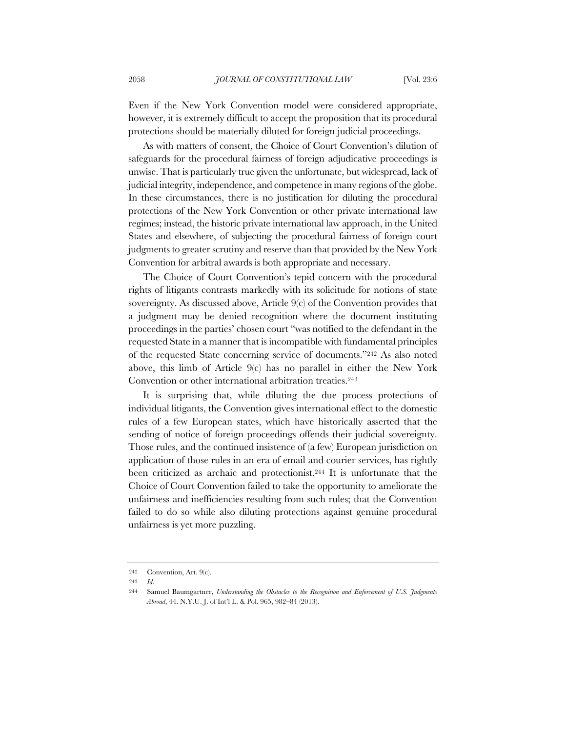Even if the New York Convention model were considered appropriate, however, it is extremely difficult to accept the proposition that its procedural protections should be materially diluted for foreign judicial proceedings.

As with matters of consent, the Choice of Court Convention's dilution of safeguards for the procedural fairness of foreign adjudicative proceedings is unwise. That is particularly true given the unfortunate, but widespread, lack of judicial integrity, independence, and competence in many regions of the globe. In these circumstances, there is no justification for diluting the procedural protections of the New York Convention or other private international law regimes; instead, the historic private international law approach, in the United States and elsewhere, of subjecting the procedural fairness of foreign court judgments to greater scrutiny and reserve than that provided by the New York Convention for arbitral awards is both appropriate and necessary.

The Choice of Court Convention's tepid concern with the procedural rights of litigants contrasts markedly with its solicitude for notions of state sovereignty. As discussed above, Article 9(c) of the Convention provides that a judgment may be denied recognition where the document instituting proceedings in the parties' chosen court "was notified to the defendant in the requested State in a manner that is incompatible with fundamental principles of the requested State concerning service of documents."[242] As also noted above, this limb of Article 9(c) has no parallel in either the New York Convention or other international arbitration treaties.[243]

It is surprising that, while diluting the due process protections of individual litigants, the Convention gives international effect to the domestic rules of a few European states, which have historically asserted that the sending of notice of foreign proceedings offends their judicial sovereignty. Those rules, and the continued insistence of (a few) European jurisdiction on application of those rules in an era of email and courier services, has rightly been criticized as archaic and protectionist.[244] It is unfortunate that the Choice of Court Convention failed to take the opportunity to ameliorate the unfairness and inefficiencies resulting from such rules; that the Convention failed to do so while also diluting protections against genuine procedural unfairness is yet more puzzling.

---

242 Convention, Art. 9(c).

243 *Id.*

244 Samuel Baumgartner, *Understanding the Obstacles to the Recognition and Enforcement of U.S. Judgments Abroad*, 44. N.Y.U. J. of Int'l L. & Pol. 965, 982–84 (2013).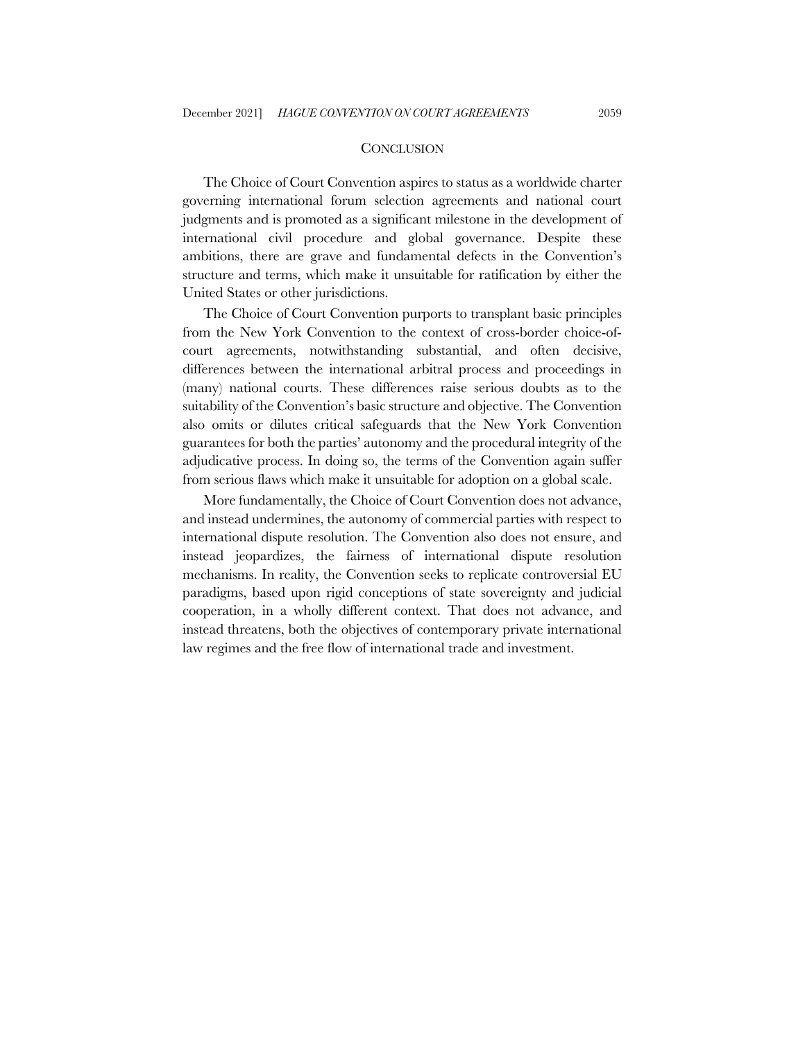## CONCLUSION

The Choice of Court Convention aspires to status as a worldwide charter governing international forum selection agreements and national court judgments and is promoted as a significant milestone in the development of international civil procedure and global governance. Despite these ambitions, there are grave and fundamental defects in the Convention's structure and terms, which make it unsuitable for ratification by either the United States or other jurisdictions.

The Choice of Court Convention purports to transplant basic principles from the New York Convention to the context of cross-border choice-of-court agreements, notwithstanding substantial, and often decisive, differences between the international arbitral process and proceedings in (many) national courts. These differences raise serious doubts as to the suitability of the Convention's basic structure and objective. The Convention also omits or dilutes critical safeguards that the New York Convention guarantees for both the parties' autonomy and the procedural integrity of the adjudicative process. In doing so, the terms of the Convention again suffer from serious flaws which make it unsuitable for adoption on a global scale.

More fundamentally, the Choice of Court Convention does not advance, and instead undermines, the autonomy of commercial parties with respect to international dispute resolution. The Convention also does not ensure, and instead jeopardizes, the fairness of international dispute resolution mechanisms. In reality, the Convention seeks to replicate controversial EU paradigms, based upon rigid conceptions of state sovereignty and judicial cooperation, in a wholly different context. That does not advance, and instead threatens, both the objectives of contemporary private international law regimes and the free flow of international trade and investment.